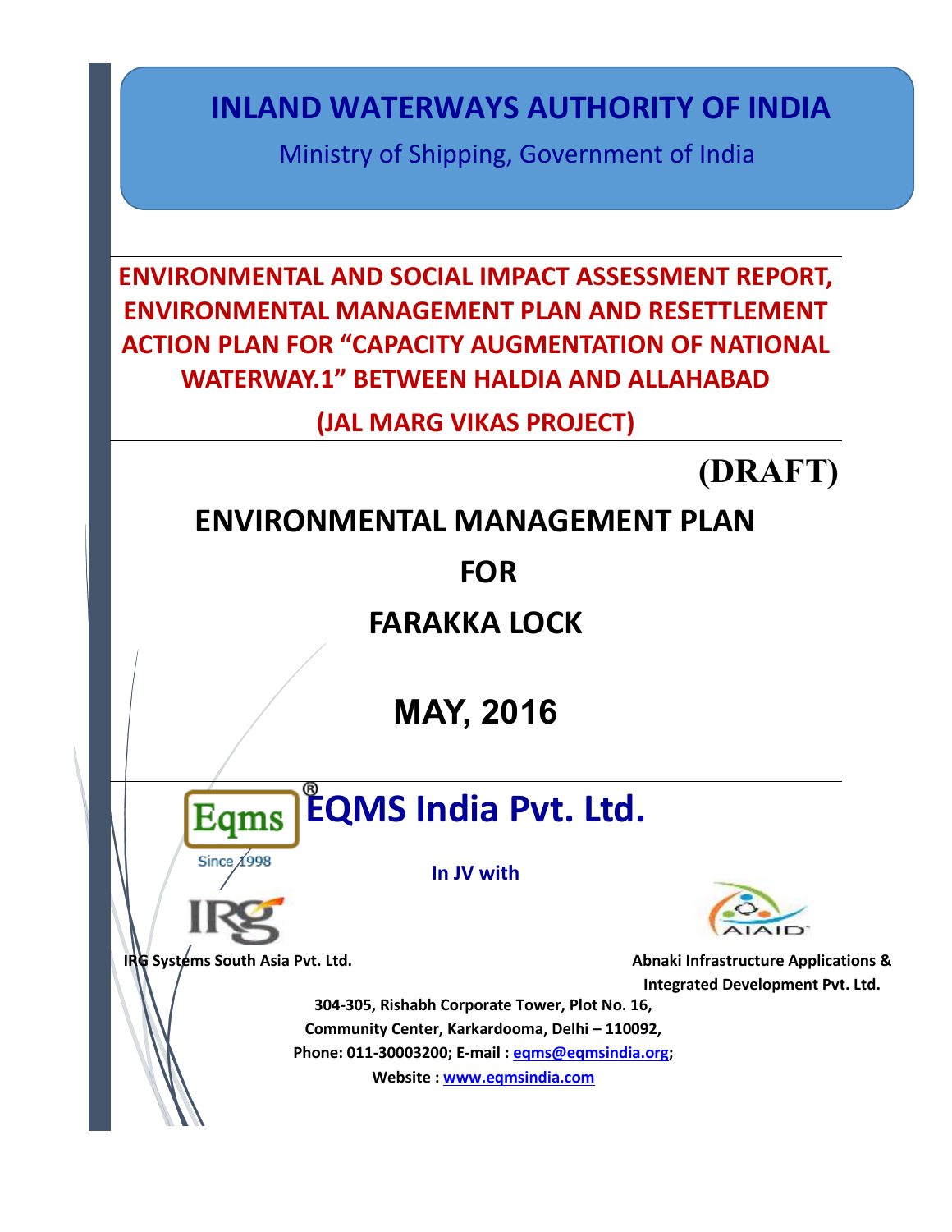# INLAND WATERWAYS AUTHORITY OF INDIA

Ministry of Shipping, Government of India

## ENVIRONMENTAL AND SOCIAL IMPACT ASSESSMENT REPORT, ENVIRONMENTAL MANAGEMENT PLAN AND RESETTLEMENT ACTION PLAN FOR "CAPACITY AUGMENTATION OF NATIONAL WATERWAY.1" BETWEEN HALDIA AND ALLAHABAD

## (JAL MARG VIKAS PROJECT)

**(DRAFT)**

# ENVIRONMENTAL MANAGEMENT PLAN

# FOR

# FARAKKA LOCK

## MAY, 2016

**EQMS India Pvt. Ltd.**

Eqms Since 1998

**In JV with**

**IRG Systems South Asia Pvt. Ltd.**

**Abnaki Infrastructure Applications & Integrated Development Pvt. Ltd.**

**304-305, Rishabh Corporate Tower, Plot No. 16, Community Center, Karkardooma, Delhi – 110092, Phone: 011-30003200; E-mail : eqms@eqmsindia.org; Website : www.eqmsindia.com**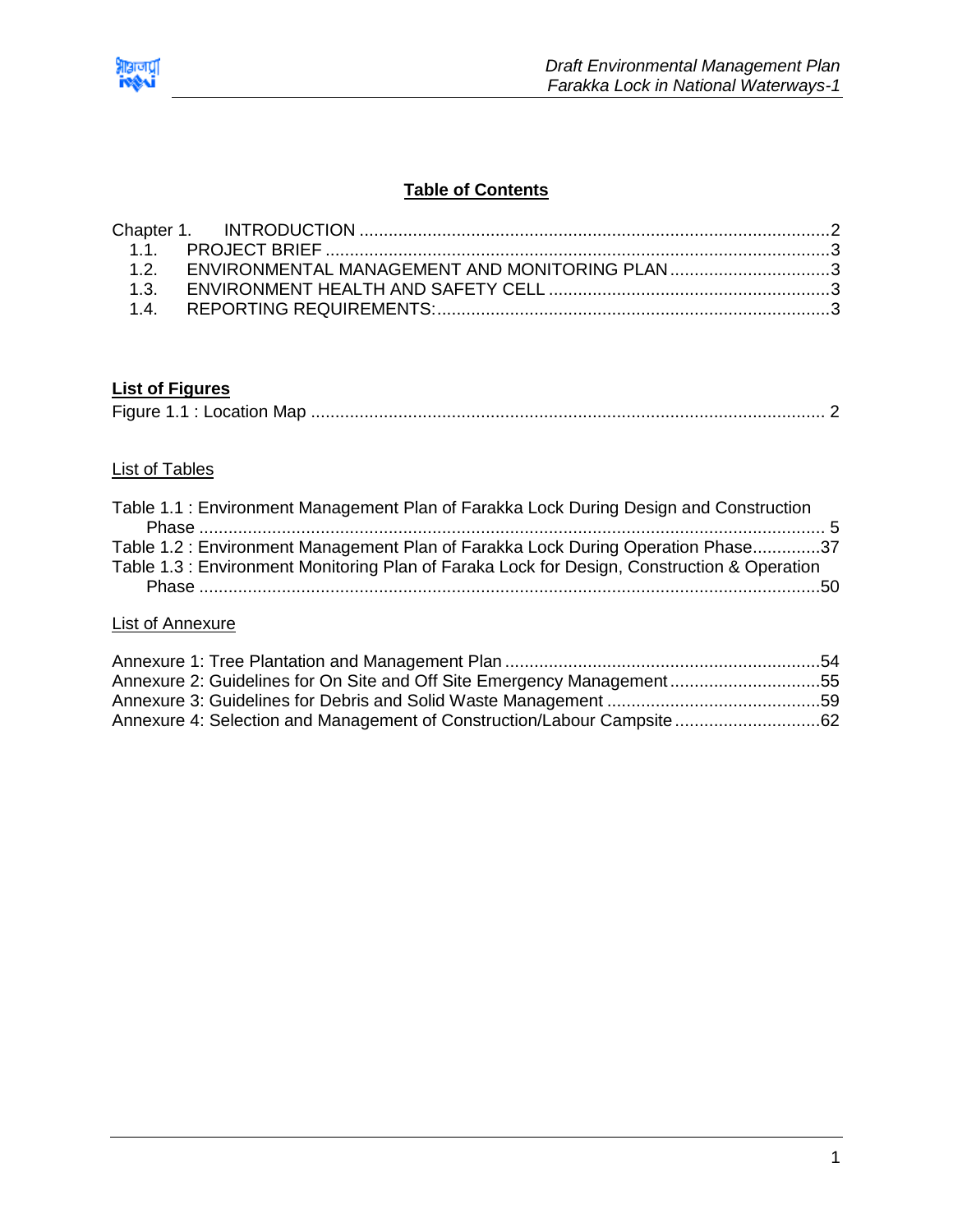## Table of Contents

Chapter 1. INTRODUCTION ............................................................................................2
- 1.1. PROJECT BRIEF ......................................................................................................3
- 1.2. ENVIRONMENTAL MANAGEMENT AND MONITORING PLAN ................................3
- 1.3. ENVIRONMENT HEALTH AND SAFETY CELL .........................................................3
- 1.4. REPORTING REQUIREMENTS:................................................................................3

**List of Figures**

Figure 1.1 : Location Map ........................................................................................................ 2

List of Tables

Table 1.1 : Environment Management Plan of Farakka Lock During Design and Construction Phase ................................................................................................................................ 5
Table 1.2 : Environment Management Plan of Farakka Lock During Operation Phase.............37
Table 1.3 : Environment Monitoring Plan of Faraka Lock for Design, Construction & Operation Phase ...............................................................................................................................50

List of Annexure

Annexure 1: Tree Plantation and Management Plan ................................................................54
Annexure 2: Guidelines for On Site and Off Site Emergency Management...............................55
Annexure 3: Guidelines for Debris and Solid Waste Management ............................................59
Annexure 4: Selection and Management of Construction/Labour Campsite .............................62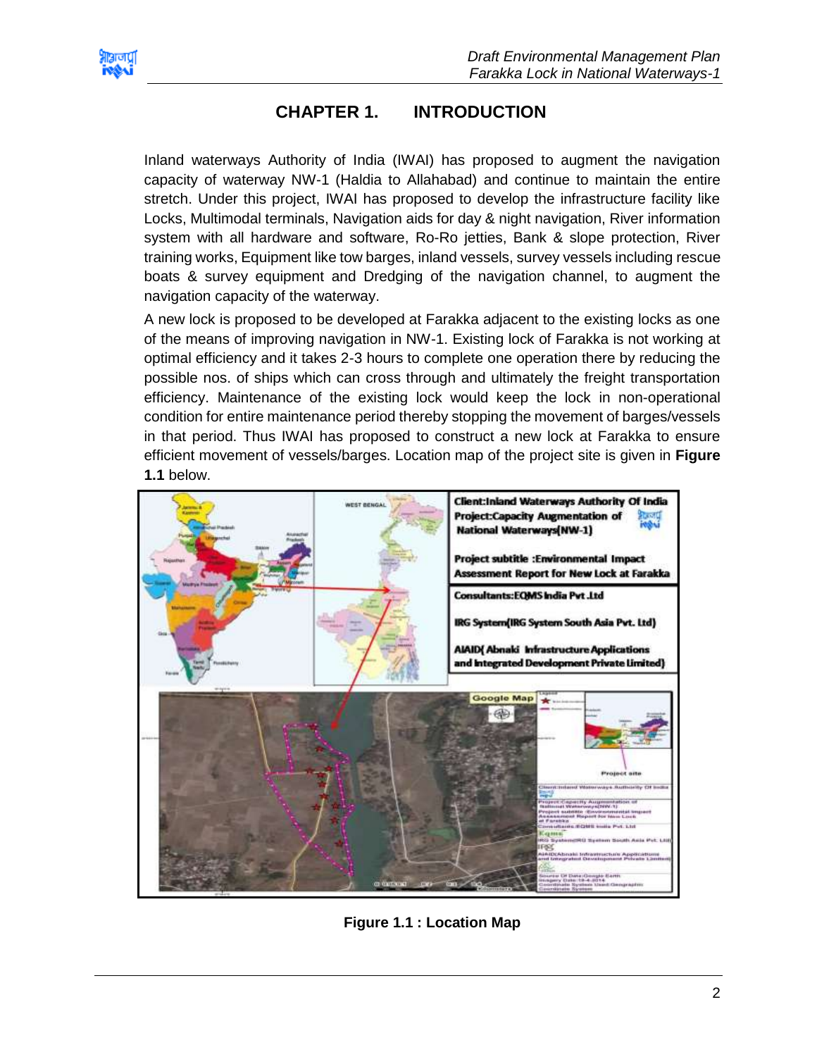# CHAPTER 1. INTRODUCTION

Inland waterways Authority of India (IWAI) has proposed to augment the navigation capacity of waterway NW-1 (Haldia to Allahabad) and continue to maintain the entire stretch. Under this project, IWAI has proposed to develop the infrastructure facility like Locks, Multimodal terminals, Navigation aids for day & night navigation, River information system with all hardware and software, Ro-Ro jetties, Bank & slope protection, River training works, Equipment like tow barges, inland vessels, survey vessels including rescue boats & survey equipment and Dredging of the navigation channel, to augment the navigation capacity of the waterway.

A new lock is proposed to be developed at Farakka adjacent to the existing locks as one of the means of improving navigation in NW-1. Existing lock of Farakka is not working at optimal efficiency and it takes 2-3 hours to complete one operation there by reducing the possible nos. of ships which can cross through and ultimately the freight transportation efficiency. Maintenance of the existing lock would keep the lock in non-operational condition for entire maintenance period thereby stopping the movement of barges/vessels in that period. Thus IWAI has proposed to construct a new lock at Farakka to ensure efficient movement of vessels/barges. Location map of the project site is given in **Figure 1.1** below.

**Figure 1.1 : Location Map**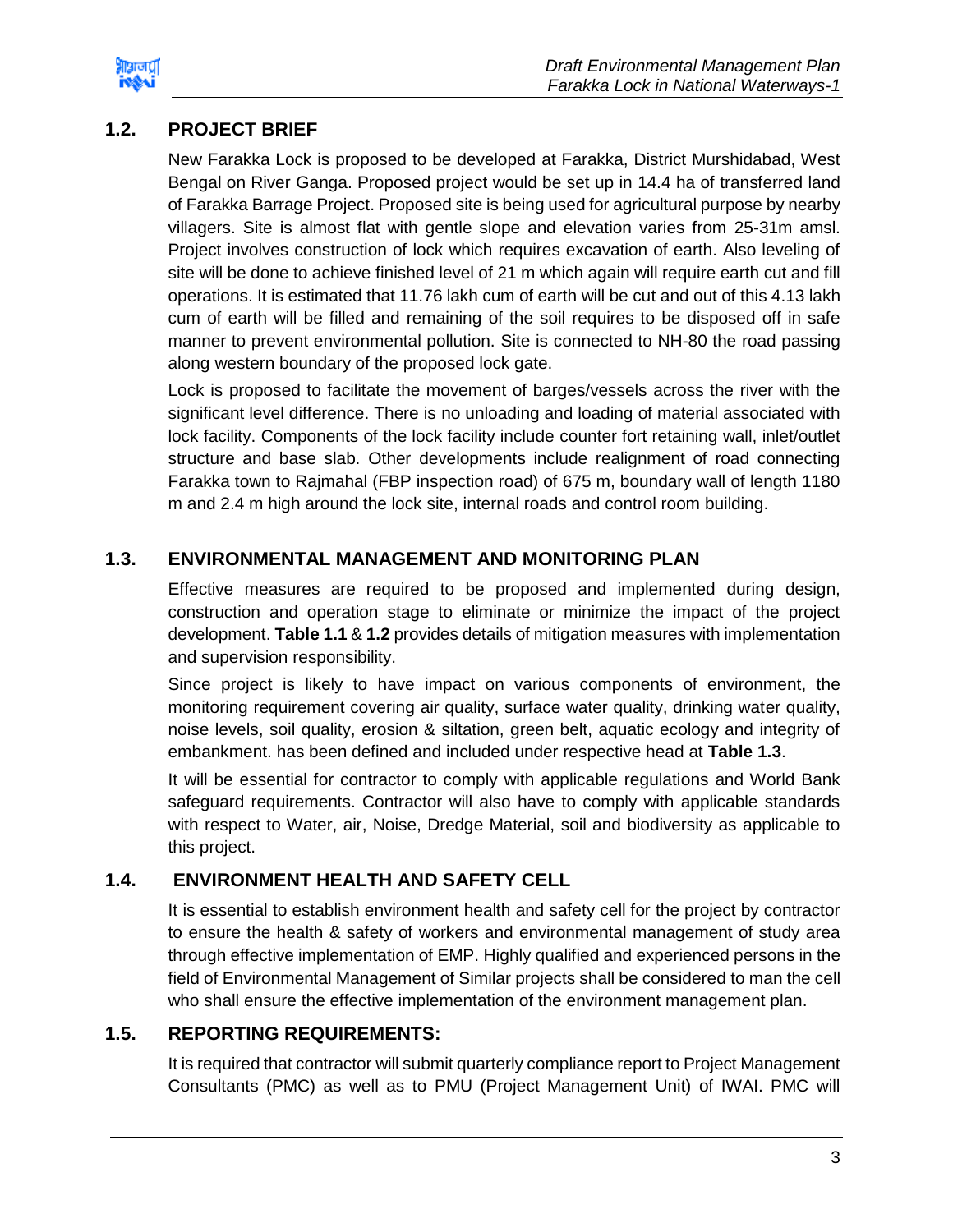## 1.2. PROJECT BRIEF

New Farakka Lock is proposed to be developed at Farakka, District Murshidabad, West Bengal on River Ganga. Proposed project would be set up in 14.4 ha of transferred land of Farakka Barrage Project. Proposed site is being used for agricultural purpose by nearby villagers. Site is almost flat with gentle slope and elevation varies from 25-31m amsl. Project involves construction of lock which requires excavation of earth. Also leveling of site will be done to achieve finished level of 21 m which again will require earth cut and fill operations. It is estimated that 11.76 lakh cum of earth will be cut and out of this 4.13 lakh cum of earth will be filled and remaining of the soil requires to be disposed off in safe manner to prevent environmental pollution. Site is connected to NH-80 the road passing along western boundary of the proposed lock gate.

Lock is proposed to facilitate the movement of barges/vessels across the river with the significant level difference. There is no unloading and loading of material associated with lock facility. Components of the lock facility include counter fort retaining wall, inlet/outlet structure and base slab. Other developments include realignment of road connecting Farakka town to Rajmahal (FBP inspection road) of 675 m, boundary wall of length 1180 m and 2.4 m high around the lock site, internal roads and control room building.

## 1.3. ENVIRONMENTAL MANAGEMENT AND MONITORING PLAN

Effective measures are required to be proposed and implemented during design, construction and operation stage to eliminate or minimize the impact of the project development. **Table 1.1** & **1.2** provides details of mitigation measures with implementation and supervision responsibility.

Since project is likely to have impact on various components of environment, the monitoring requirement covering air quality, surface water quality, drinking water quality, noise levels, soil quality, erosion & siltation, green belt, aquatic ecology and integrity of embankment. has been defined and included under respective head at **Table 1.3**.

It will be essential for contractor to comply with applicable regulations and World Bank safeguard requirements. Contractor will also have to comply with applicable standards with respect to Water, air, Noise, Dredge Material, soil and biodiversity as applicable to this project.

## 1.4. ENVIRONMENT HEALTH AND SAFETY CELL

It is essential to establish environment health and safety cell for the project by contractor to ensure the health & safety of workers and environmental management of study area through effective implementation of EMP. Highly qualified and experienced persons in the field of Environmental Management of Similar projects shall be considered to man the cell who shall ensure the effective implementation of the environment management plan.

## 1.5. REPORTING REQUIREMENTS:

It is required that contractor will submit quarterly compliance report to Project Management Consultants (PMC) as well as to PMU (Project Management Unit) of IWAI. PMC will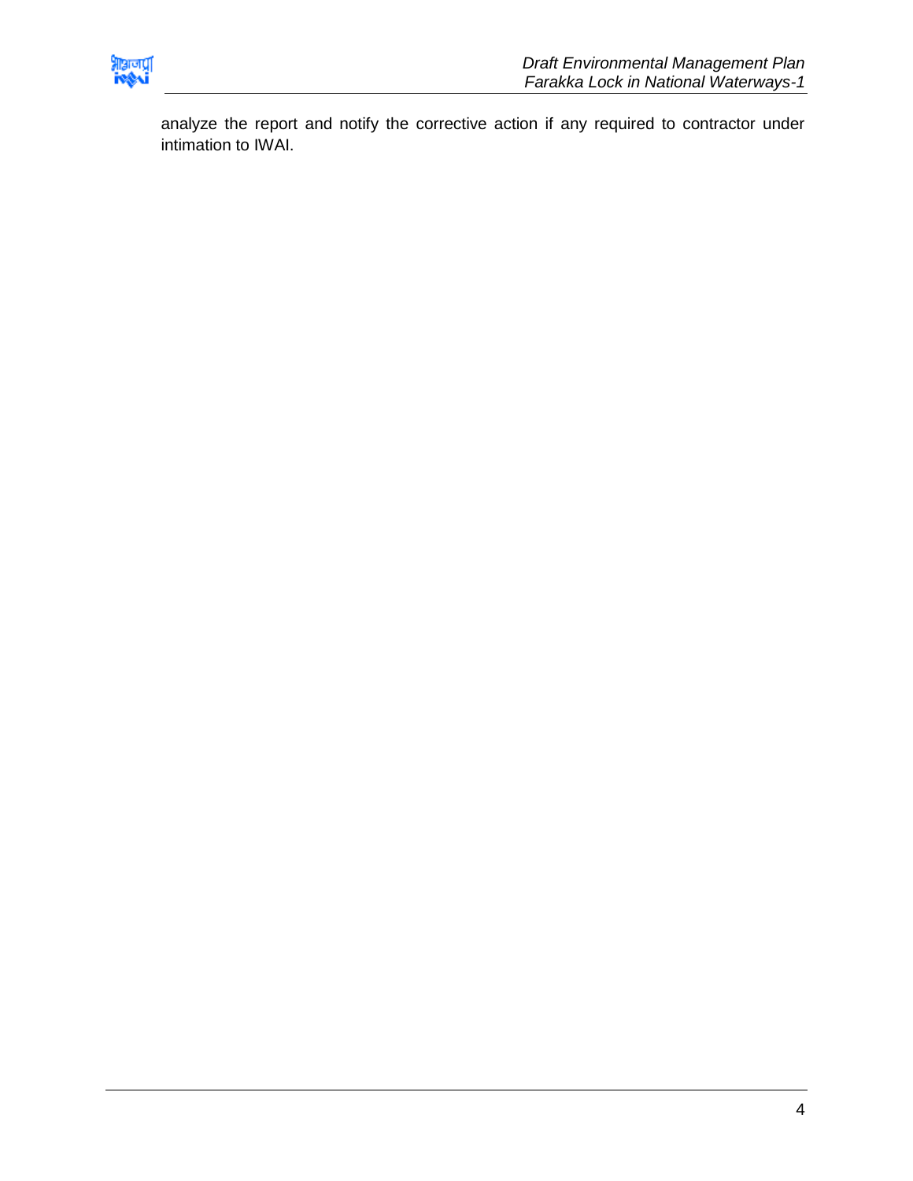analyze the report and notify the corrective action if any required to contractor under intimation to IWAI.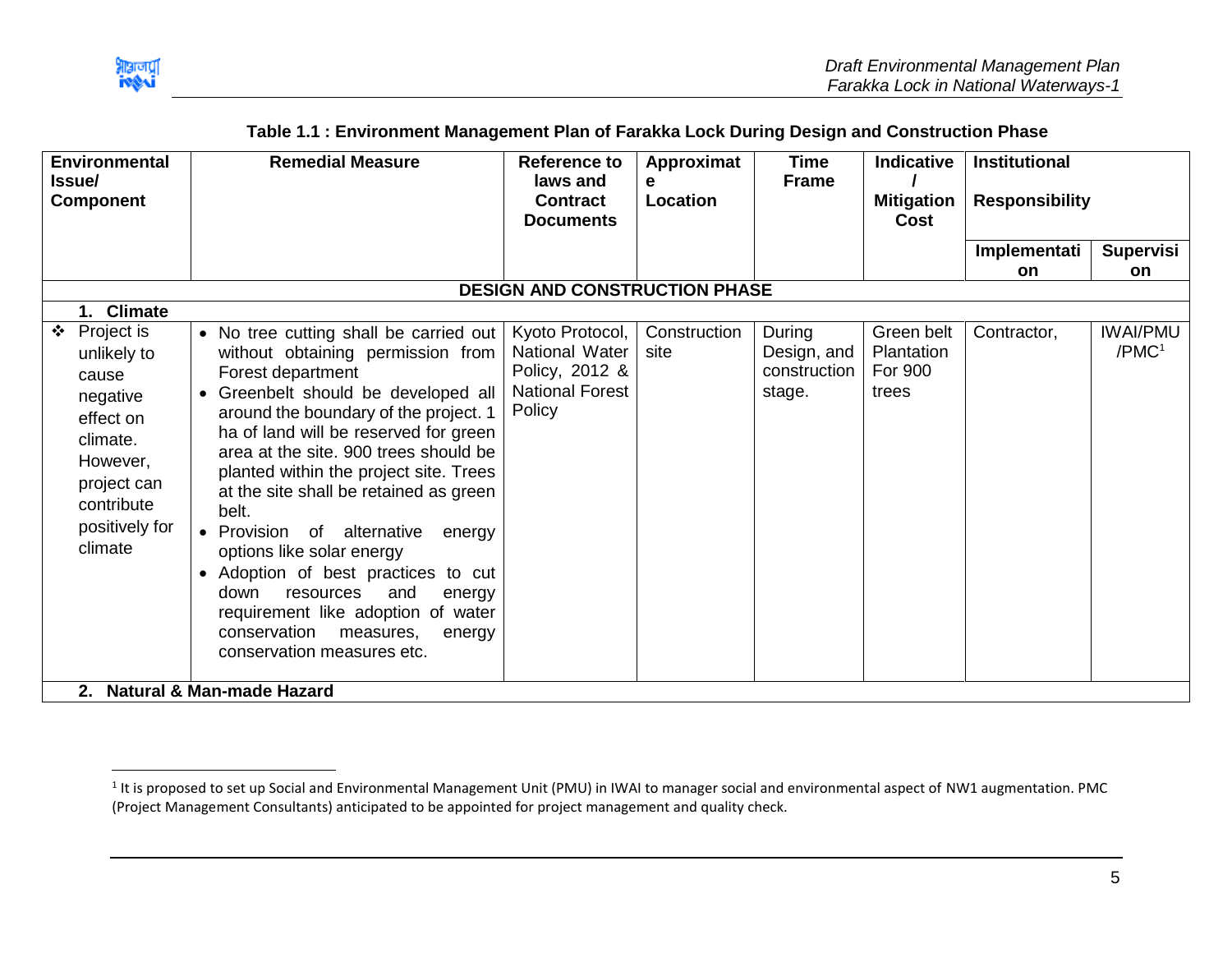**Table 1.1 : Environment Management Plan of Farakka Lock During Design and Construction Phase**

| Environmental Issue/ Component | Remedial Measure | Reference to laws and Contract Documents | Approximate Location | Time Frame | Indicative / Mitigation Cost | Institutional Responsibility | |
|---|---|---|---|---|---|---|---|
| | | | | | | Implementation | Supervision |
| **DESIGN AND CONSTRUCTION PHASE** | | | | | | | |
| **1. Climate** | | | | | | | |
| ❖ Project is unlikely to cause negative effect on climate. However, project can contribute positively for climate | • No tree cutting shall be carried out without obtaining permission from Forest department<br>• Greenbelt should be developed all around the boundary of the project. 1 ha of land will be reserved for green area at the site. 900 trees should be planted within the project site. Trees at the site shall be retained as green belt.<br>• Provision of alternative energy options like solar energy<br>• Adoption of best practices to cut down resources and energy requirement like adoption of water conservation measures, energy conservation measures etc. | Kyoto Protocol, National Water Policy, 2012 & National Forest Policy | Construction site | During Design, and construction stage. | Green belt Plantation For 900 trees | Contractor, | IWAI/PMU /PMC[1] |
| **2. Natural & Man-made Hazard** | | | | | | | |

[1] It is proposed to set up Social and Environmental Management Unit (PMU) in IWAI to manager social and environmental aspect of NW1 augmentation. PMC (Project Management Consultants) anticipated to be appointed for project management and quality check.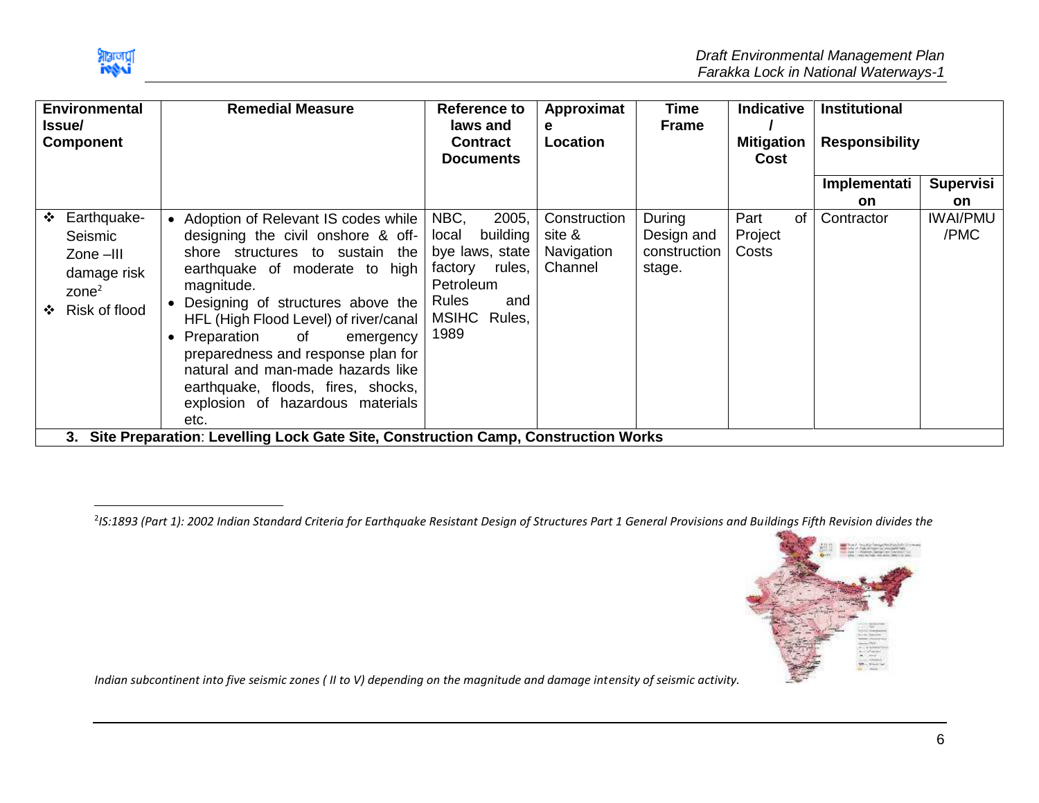| Environmental Issue/ Component | Remedial Measure | Reference to laws and Contract Documents | Approximate Location | Time Frame | Indicative / Mitigation Cost | Institutional Responsibility | |
|---|---|---|---|---|---|---|---|
| | | | | | | Implementation | Supervision |
| ❖ Earthquake-Seismic Zone –III damage risk zone[2]<br>❖ Risk of flood | • Adoption of Relevant IS codes while designing the civil onshore & off-shore structures to sustain the earthquake of moderate to high magnitude.<br>• Designing of structures above the HFL (High Flood Level) of river/canal<br>• Preparation of emergency preparedness and response plan for natural and man-made hazards like earthquake, floods, fires, shocks, explosion of hazardous materials etc. | NBC, 2005, local building bye laws, state factory rules, Petroleum Rules and MSIHC Rules, 1989 | Construction site & Navigation Channel | During Design and construction stage. | Part of Project Costs | Contractor | IWAI/PMU /PMC |
| **3. Site Preparation: Levelling Lock Gate Site, Construction Camp, Construction Works** | | | | | | | |

[2] *IS:1893 (Part 1): 2002 Indian Standard Criteria for Earthquake Resistant Design of Structures Part 1 General Provisions and Buildings Fifth Revision divides the Indian subcontinent into five seismic zones ( II to V) depending on the magnitude and damage intensity of seismic activity.*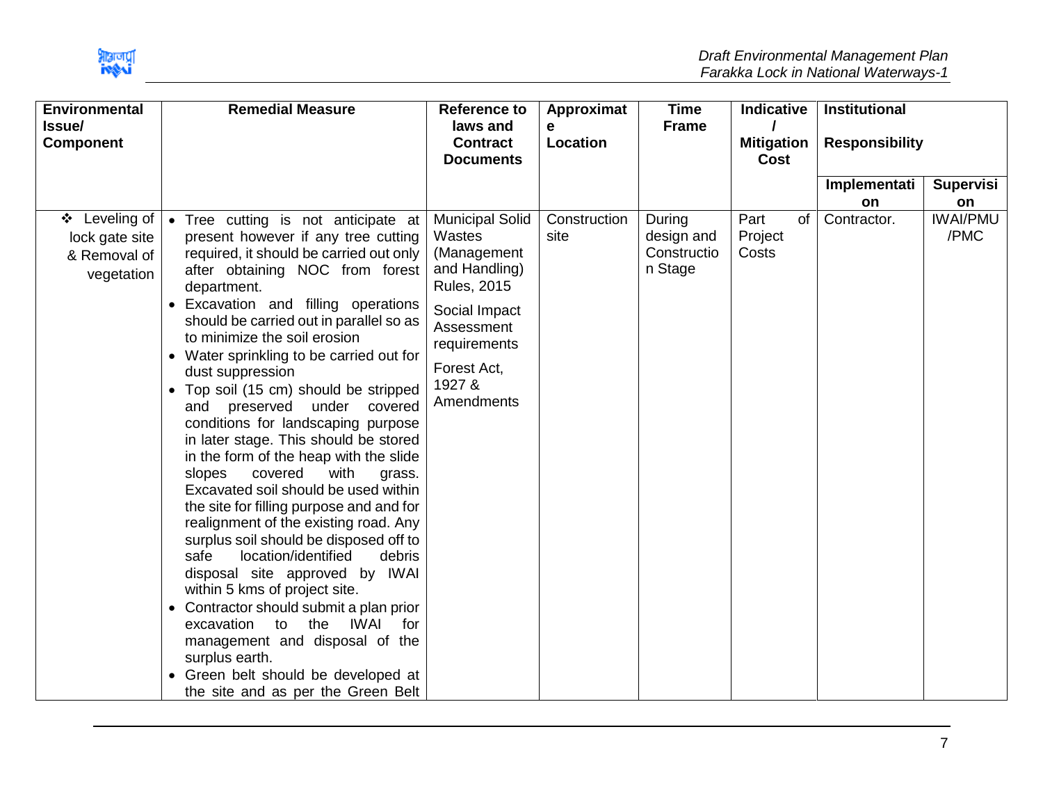| Environmental Issue/ Component | Remedial Measure | Reference to laws and Contract Documents | Approximate Location | Time Frame | Indicative / Mitigation Cost | Institutional Responsibility | |
|---|---|---|---|---|---|---|---|
| | | | | | | Implementation | Supervision |
| ❖ Leveling of lock gate site & Removal of vegetation | • Tree cutting is not anticipate at present however if any tree cutting required, it should be carried out only after obtaining NOC from forest department.<br>• Excavation and filling operations should be carried out in parallel so as to minimize the soil erosion<br>• Water sprinkling to be carried out for dust suppression<br>• Top soil (15 cm) should be stripped and preserved under covered conditions for landscaping purpose in later stage. This should be stored in the form of the heap with the slide slopes covered with grass. Excavated soil should be used within the site for filling purpose and and for realignment of the existing road. Any surplus soil should be disposed off to safe location/identified debris disposal site approved by IWAI within 5 kms of project site.<br>• Contractor should submit a plan prior excavation to the IWAI for management and disposal of the surplus earth.<br>• Green belt should be developed at the site and as per the Green Belt | Municipal Solid Wastes (Management and Handling) Rules, 2015<br><br>Social Impact Assessment requirements<br><br>Forest Act, 1927 & Amendments | Construction site | During design and Construction Stage | Part of Project Costs | Contractor. | IWAI/PMU /PMC |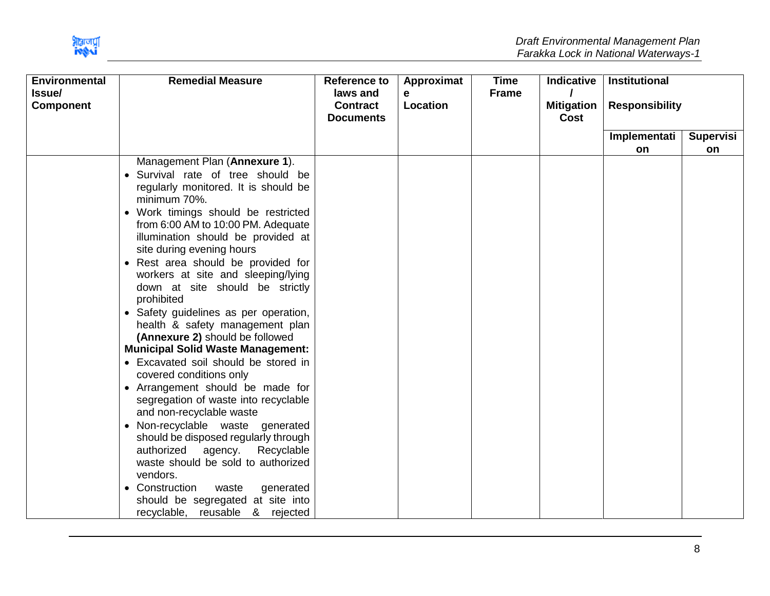| Environmental Issue/ Component | Remedial Measure | Reference to laws and Contract Documents | Approximate Location | Time Frame | Indicative / Mitigation Cost | Institutional Responsibility | |
|---|---|---|---|---|---|---|---|
| | | | | | | Implementation | Supervision |
| | Management Plan (**Annexure 1**).<br>• Survival rate of tree should be regularly monitored. It is should be minimum 70%.<br>• Work timings should be restricted from 6:00 AM to 10:00 PM. Adequate illumination should be provided at site during evening hours<br>• Rest area should be provided for workers at site and sleeping/lying down at site should be strictly prohibited<br>• Safety guidelines as per operation, health & safety management plan **(Annexure 2)** should be followed<br>**Municipal Solid Waste Management:**<br>• Excavated soil should be stored in covered conditions only<br>• Arrangement should be made for segregation of waste into recyclable and non-recyclable waste<br>• Non-recyclable waste generated should be disposed regularly through authorized agency. Recyclable waste should be sold to authorized vendors.<br>• Construction waste generated should be segregated at site into recyclable, reusable & rejected | | | | | | |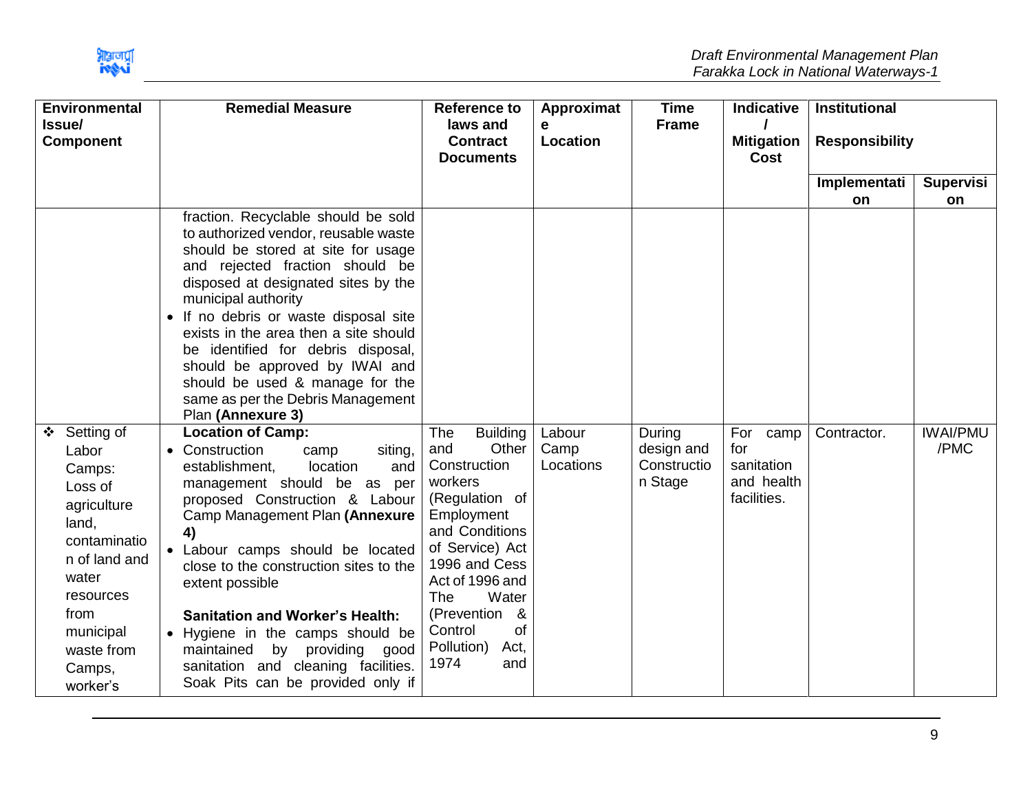| Environmental Issue/ Component | Remedial Measure | Reference to laws and Contract Documents | Approximate Location | Time Frame | Indicative / Mitigation Cost | Institutional Responsibility | |
|---|---|---|---|---|---|---|---|
| | | | | | | Implementation | Supervision |
| | fraction. Recyclable should be sold to authorized vendor, reusable waste should be stored at site for usage and rejected fraction should be disposed at designated sites by the municipal authority<br>• If no debris or waste disposal site exists in the area then a site should be identified for debris disposal, should be approved by IWAI and should be used & manage for the same as per the Debris Management Plan **(Annexure 3)** | | | | | | |
| ❖ Setting of Labor Camps: Loss of agriculture land, contamination of land and water resources from municipal waste from Camps, worker's | **Location of Camp:**<br>• Construction camp siting, establishment, location and management should be as per proposed Construction & Labour Camp Management Plan **(Annexure 4)**<br>• Labour camps should be located close to the construction sites to the extent possible<br><br>**Sanitation and Worker's Health:**<br>• Hygiene in the camps should be maintained by providing good sanitation and cleaning facilities. Soak Pits can be provided only if | The Building and Other Construction workers (Regulation of Employment and Conditions of Service) Act 1996 and Cess Act of 1996 and The Water (Prevention & Control of Pollution) Act, 1974 and | Labour Camp Locations | During design and Construction Stage | For camp for sanitation and health facilities. | Contractor. | IWAI/PMU /PMC |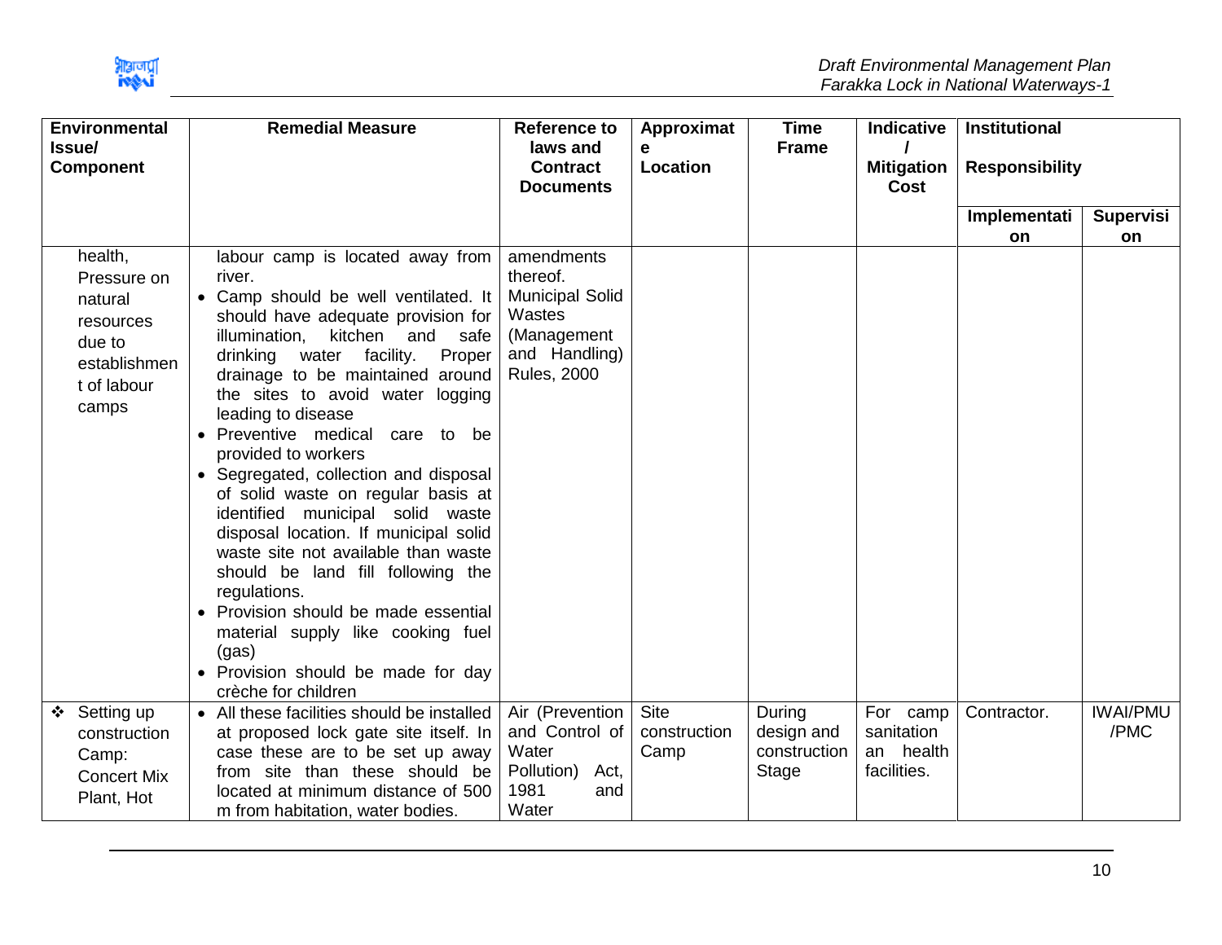| Environmental Issue/ Component | Remedial Measure | Reference to laws and Contract Documents | Approximate Location | Time Frame | Indicative / Mitigation Cost | Institutional Responsibility | |
|---|---|---|---|---|---|---|---|
| | | | | | | Implementation | Supervision |
| health, Pressure on natural resources due to establishment of labour camps | labour camp is located away from river.<br>• Camp should be well ventilated. It should have adequate provision for illumination, kitchen and safe drinking water facility. Proper drainage to be maintained around the sites to avoid water logging leading to disease<br>• Preventive medical care to be provided to workers<br>• Segregated, collection and disposal of solid waste on regular basis at identified municipal solid waste disposal location. If municipal solid waste site not available than waste should be land fill following the regulations.<br>• Provision should be made essential material supply like cooking fuel (gas)<br>• Provision should be made for day crèche for children | amendments thereof. Municipal Solid Wastes (Management and Handling) Rules, 2000 | | | | | |
| ❖ Setting up construction Camp: Concert Mix Plant, Hot | • All these facilities should be installed at proposed lock gate site itself. In case these are to be set up away from site than these should be located at minimum distance of 500 m from habitation, water bodies. | Air (Prevention and Control of Water Pollution) Act, 1981 and Water | Site construction Camp | During design and construction Stage | For camp sanitation an health facilities. | Contractor. | IWAI/PMU /PMC |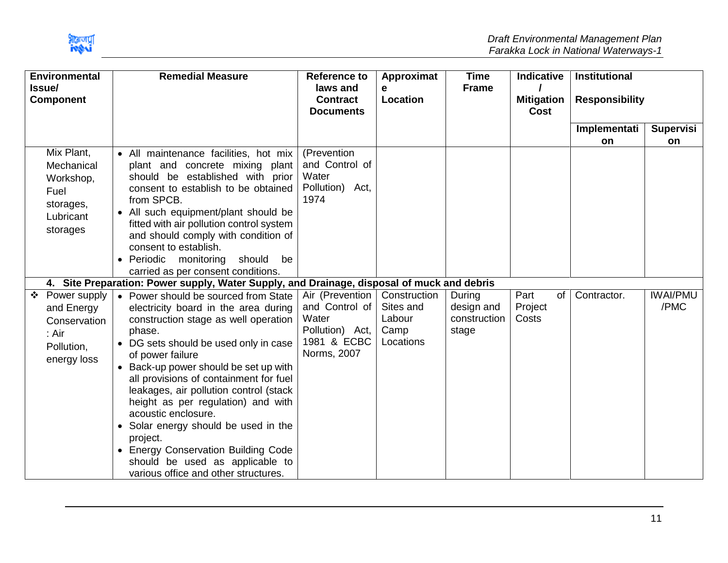| Environmental Issue/ Component | Remedial Measure | Reference to laws and Contract Documents | Approximate Location | Time Frame | Indicative / Mitigation Cost | Institutional Responsibility | |
|---|---|---|---|---|---|---|---|
| | | | | | | Implementation | Supervision |
| Mix Plant, Mechanical Workshop, Fuel storages, Lubricant storages | • All maintenance facilities, hot mix plant and concrete mixing plant should be established with prior consent to establish to be obtained from SPCB.<br>• All such equipment/plant should be fitted with air pollution control system and should comply with condition of consent to establish.<br>• Periodic monitoring should be carried as per consent conditions. | (Prevention and Control of Water Pollution) Act, 1974 | | | | | |
| **4. Site Preparation: Power supply, Water Supply, and Drainage, disposal of muck and debris** | | | | | | | |
| ❖ Power supply and Energy Conservation : Air Pollution, energy loss | • Power should be sourced from State electricity board in the area during construction stage as well operation phase.<br>• DG sets should be used only in case of power failure<br>• Back-up power should be set up with all provisions of containment for fuel leakages, air pollution control (stack height as per regulation) and with acoustic enclosure.<br>• Solar energy should be used in the project.<br>• Energy Conservation Building Code should be used as applicable to various office and other structures. | Air (Prevention and Control of Water Pollution) Act, 1981 & ECBC Norms, 2007 | Construction Sites and Labour Camp Locations | During design and construction stage | Part of Project Costs | Contractor. | IWAI/PMU /PMC |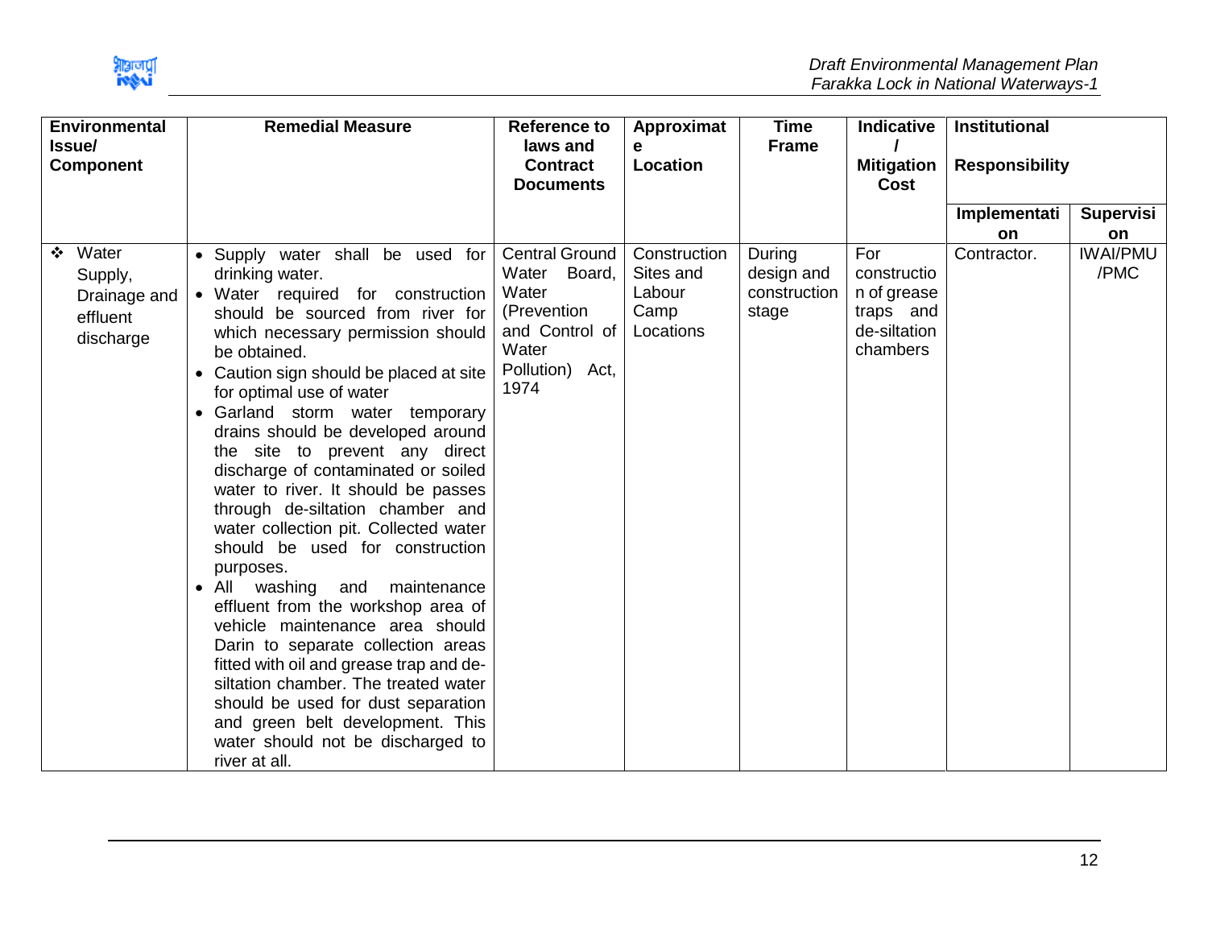| Environmental Issue/ Component | Remedial Measure | Reference to laws and Contract Documents | Approximate Location | Time Frame | Indicative / Mitigation Cost | Institutional Responsibility | |
|---|---|---|---|---|---|---|---|
| | | | | | | Implementation | Supervision |
| ❖ Water Supply, Drainage and effluent discharge | • Supply water shall be used for drinking water.<br>• Water required for construction should be sourced from river for which necessary permission should be obtained.<br>• Caution sign should be placed at site for optimal use of water<br>• Garland storm water temporary drains should be developed around the site to prevent any direct discharge of contaminated or soiled water to river. It should be passes through de-siltation chamber and water collection pit. Collected water should be used for construction purposes.<br>• All washing and maintenance effluent from the workshop area of vehicle maintenance area should Darin to separate collection areas fitted with oil and grease trap and de-siltation chamber. The treated water should be used for dust separation and green belt development. This water should not be discharged to river at all. | Central Ground Water Board, Water (Prevention and Control of Water Pollution) Act, 1974 | Construction Sites and Labour Camp Locations | During design and construction stage | For construction of grease traps and de-siltation chambers | Contractor. | IWAI/PMU /PMC |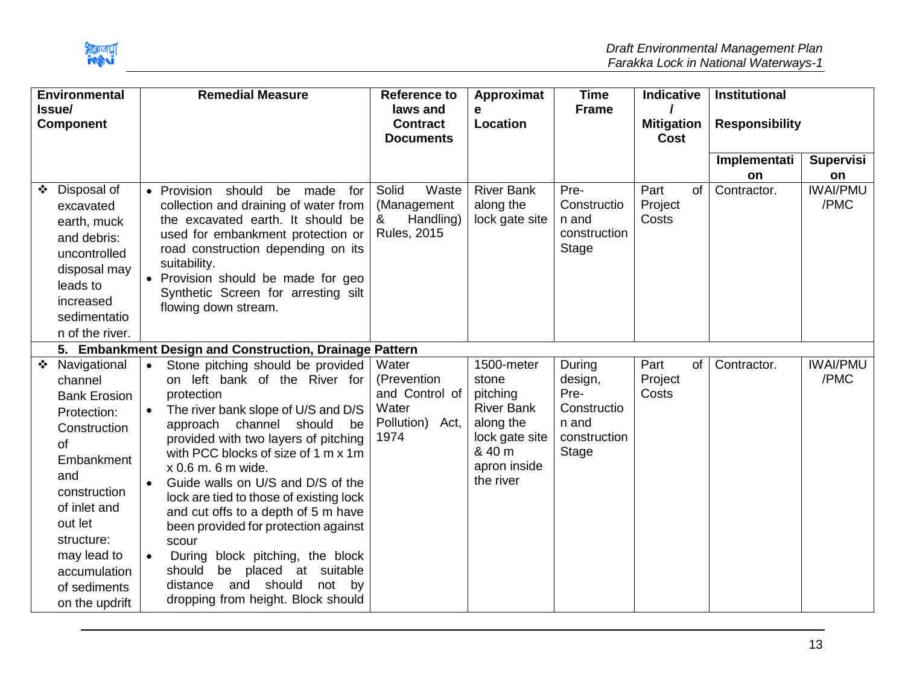| Environmental Issue/ Component | Remedial Measure | Reference to laws and Contract Documents | Approximate Location | Time Frame | Indicative / Mitigation Cost | Institutional Responsibility | |
|---|---|---|---|---|---|---|---|
| | | | | | | Implementation | Supervision |
| ❖ Disposal of excavated earth, muck and debris: uncontrolled disposal may leads to increased sedimentation of the river. | • Provision should be made for collection and draining of water from the excavated earth. It should be used for embankment protection or road construction depending on its suitability.<br>• Provision should be made for geo Synthetic Screen for arresting silt flowing down stream. | Solid Waste (Management & Handling) Rules, 2015 | River Bank along the lock gate site | Pre-Construction and construction Stage | Part of Project Costs | Contractor. | IWAI/PMU /PMC |
| **5. Embankment Design and Construction, Drainage Pattern** | | | | | | | |
| ❖ Navigational channel Bank Erosion Protection: Construction of Embankment and construction of inlet and out let structure: may lead to accumulation of sediments on the updrift | • Stone pitching should be provided on left bank of the River for protection<br>• The river bank slope of U/S and D/S approach channel should be provided with two layers of pitching with PCC blocks of size of 1 m x 1m x 0.6 m. 6 m wide.<br>• Guide walls on U/S and D/S of the lock are tied to those of existing lock and cut offs to a depth of 5 m have been provided for protection against scour<br>• During block pitching, the block should be placed at suitable distance and should not by dropping from height. Block should | Water (Prevention and Control of Water Pollution) Act, 1974 | 1500-meter stone pitching River Bank along the lock gate site & 40 m apron inside the river | During design, Pre-Construction and construction Stage | Part of Project Costs | Contractor. | IWAI/PMU /PMC |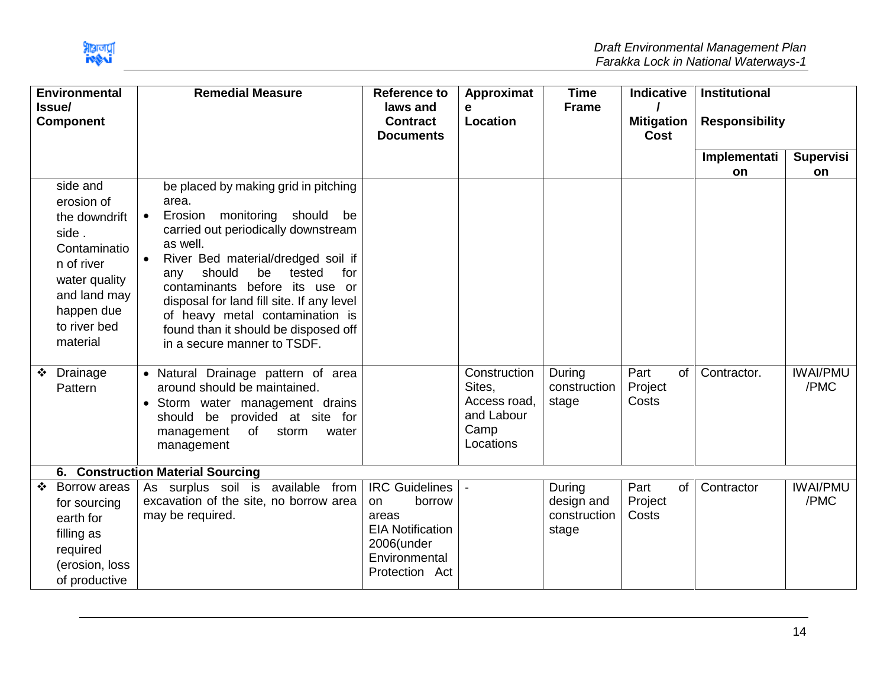| Environmental Issue/ Component | Remedial Measure | Reference to laws and Contract Documents | Approximate Location | Time Frame | Indicative / Mitigation Cost | Institutional Responsibility | |
|---|---|---|---|---|---|---|---|
| | | | | | | Implementation | Supervision |
| side and erosion of the downdrift side . Contamination of river water quality and land may happen due to river bed material | be placed by making grid in pitching area.<br>• Erosion monitoring should be carried out periodically downstream as well.<br>• River Bed material/dredged soil if any should be tested for contaminants before its use or disposal for land fill site. If any level of heavy metal contamination is found than it should be disposed off in a secure manner to TSDF. | | | | | | |
| ❖ Drainage Pattern | • Natural Drainage pattern of area around should be maintained.<br>• Storm water management drains should be provided at site for management of storm water management | | Construction Sites, Access road, and Labour Camp Locations | During construction stage | Part of Project Costs | Contractor. | IWAI/PMU /PMC |
| **6. Construction Material Sourcing** | | | | | | | |
| ❖ Borrow areas for sourcing earth for filling as required (erosion, loss of productive | As surplus soil is available from excavation of the site, no borrow area may be required. | IRC Guidelines on borrow areas<br>EIA Notification 2006(under Environmental Protection Act | - | During design and construction stage | Part of Project Costs | Contractor | IWAI/PMU /PMC |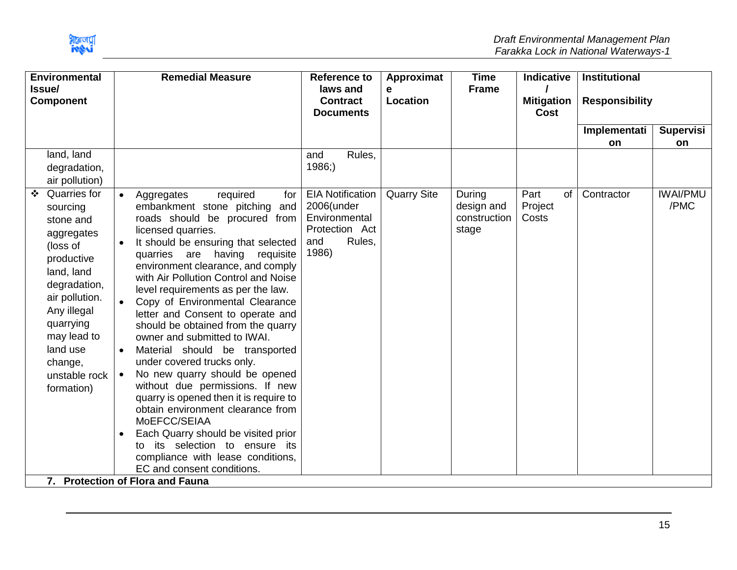| Environmental Issue/ Component | Remedial Measure | Reference to laws and Contract Documents | Approximate Location | Time Frame | Indicative / Mitigation Cost | Institutional Responsibility | |
|---|---|---|---|---|---|---|---|
| | | | | | | Implementation | Supervision |
| land, land degradation, air pollution) | | and Rules, 1986;) | | | | | |
| ❖ Quarries for sourcing stone and aggregates (loss of productive land, land degradation, air pollution. Any illegal quarrying may lead to land use change, unstable rock formation) | • Aggregates required for embankment stone pitching and roads should be procured from licensed quarries.<br>• It should be ensuring that selected quarries are having requisite environment clearance, and comply with Air Pollution Control and Noise level requirements as per the law.<br>• Copy of Environmental Clearance letter and Consent to operate and should be obtained from the quarry owner and submitted to IWAI.<br>• Material should be transported under covered trucks only.<br>• No new quarry should be opened without due permissions. If new quarry is opened then it is require to obtain environment clearance from MoEFCC/SEIAA<br>• Each Quarry should be visited prior to its selection to ensure its compliance with lease conditions, EC and consent conditions. | EIA Notification 2006(under Environmental Protection Act and Rules, 1986) | Quarry Site | During design and construction stage | Part of Project Costs | Contractor | IWAI/PMU /PMC |
| **7. Protection of Flora and Fauna** | | | | | | | |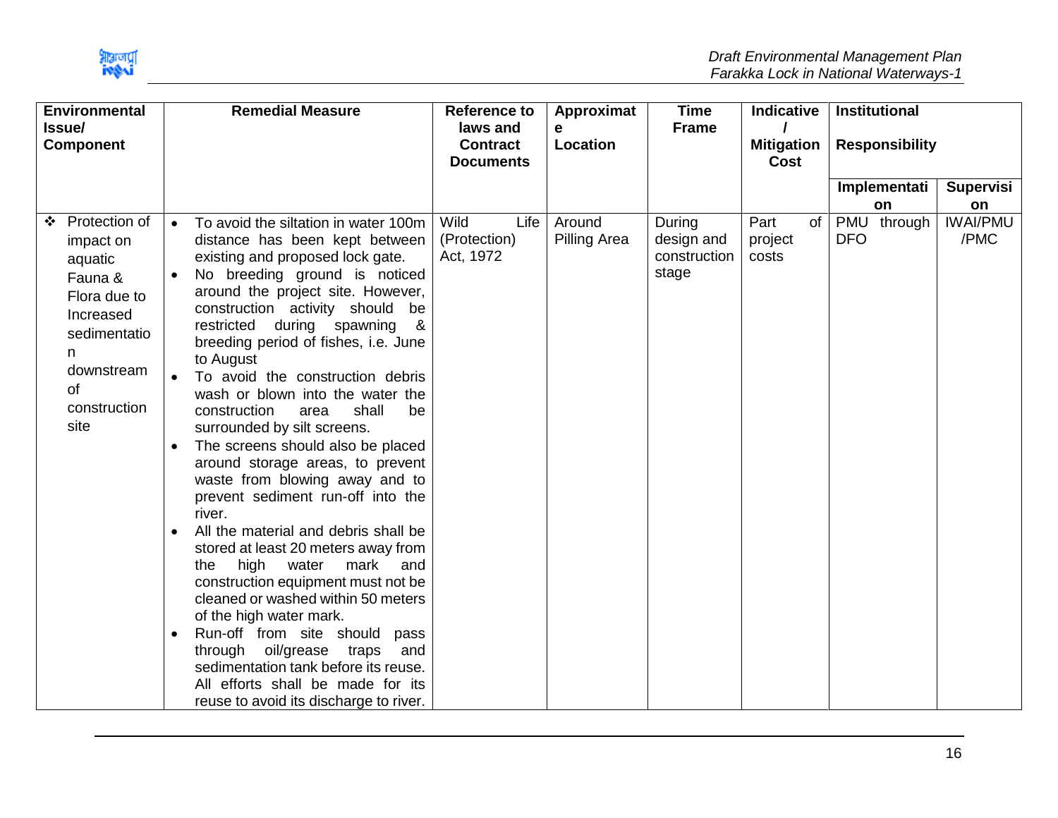| Environmental Issue/ Component | Remedial Measure | Reference to laws and Contract Documents | Approximate Location | Time Frame | Indicative / Mitigation Cost | Institutional Responsibility | |
|---|---|---|---|---|---|---|---|
| | | | | | | Implementation | Supervision |
| ❖ Protection of impact on aquatic Fauna & Flora due to Increased sedimentation downstream of construction site | • To avoid the siltation in water 100m distance has been kept between existing and proposed lock gate.<br>• No breeding ground is noticed around the project site. However, construction activity should be restricted during spawning & breeding period of fishes, i.e. June to August<br>• To avoid the construction debris wash or blown into the water the construction area shall be surrounded by silt screens.<br>• The screens should also be placed around storage areas, to prevent waste from blowing away and to prevent sediment run-off into the river.<br>• All the material and debris shall be stored at least 20 meters away from the high water mark and construction equipment must not be cleaned or washed within 50 meters of the high water mark.<br>• Run-off from site should pass through oil/grease traps and sedimentation tank before its reuse. All efforts shall be made for its reuse to avoid its discharge to river. | Wild Life (Protection) Act, 1972 | Around Pilling Area | During design and construction stage | Part of project costs | PMU through DFO | IWAI/PMU /PMC |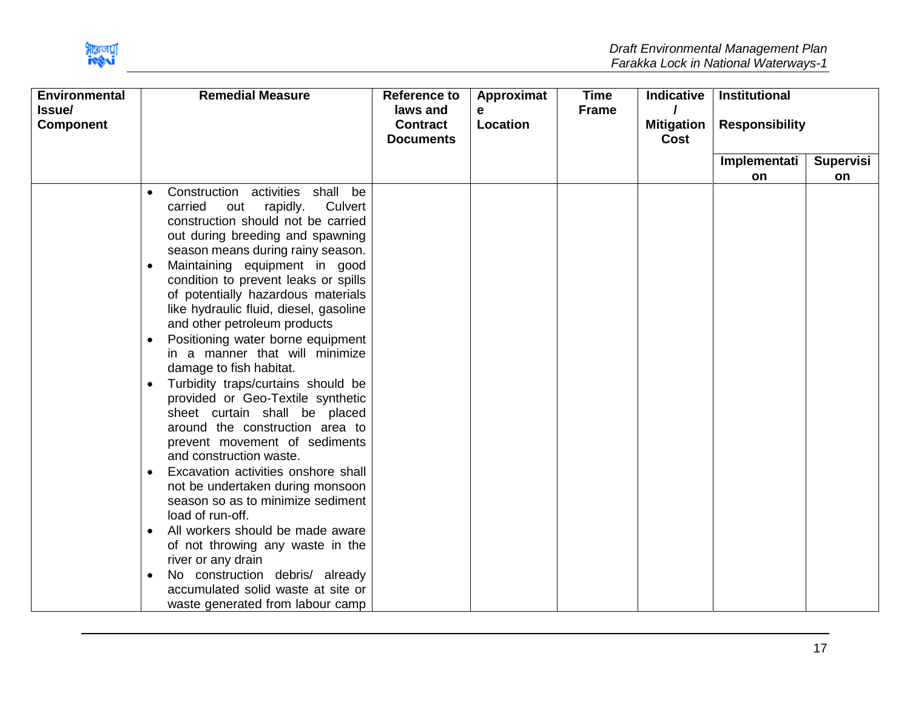| Environmental Issue/ Component | Remedial Measure | Reference to laws and Contract Documents | Approximate Location | Time Frame | Indicative / Mitigation Cost | Institutional Responsibility | |
|---|---|---|---|---|---|---|---|
| | | | | | | Implementation | Supervision |
| | • Construction activities shall be carried out rapidly. Culvert construction should not be carried out during breeding and spawning season means during rainy season.<br>• Maintaining equipment in good condition to prevent leaks or spills of potentially hazardous materials like hydraulic fluid, diesel, gasoline and other petroleum products<br>• Positioning water borne equipment in a manner that will minimize damage to fish habitat.<br>• Turbidity traps/curtains should be provided or Geo-Textile synthetic sheet curtain shall be placed around the construction area to prevent movement of sediments and construction waste.<br>• Excavation activities onshore shall not be undertaken during monsoon season so as to minimize sediment load of run-off.<br>• All workers should be made aware of not throwing any waste in the river or any drain<br>• No construction debris/ already accumulated solid waste at site or waste generated from labour camp | | | | | | |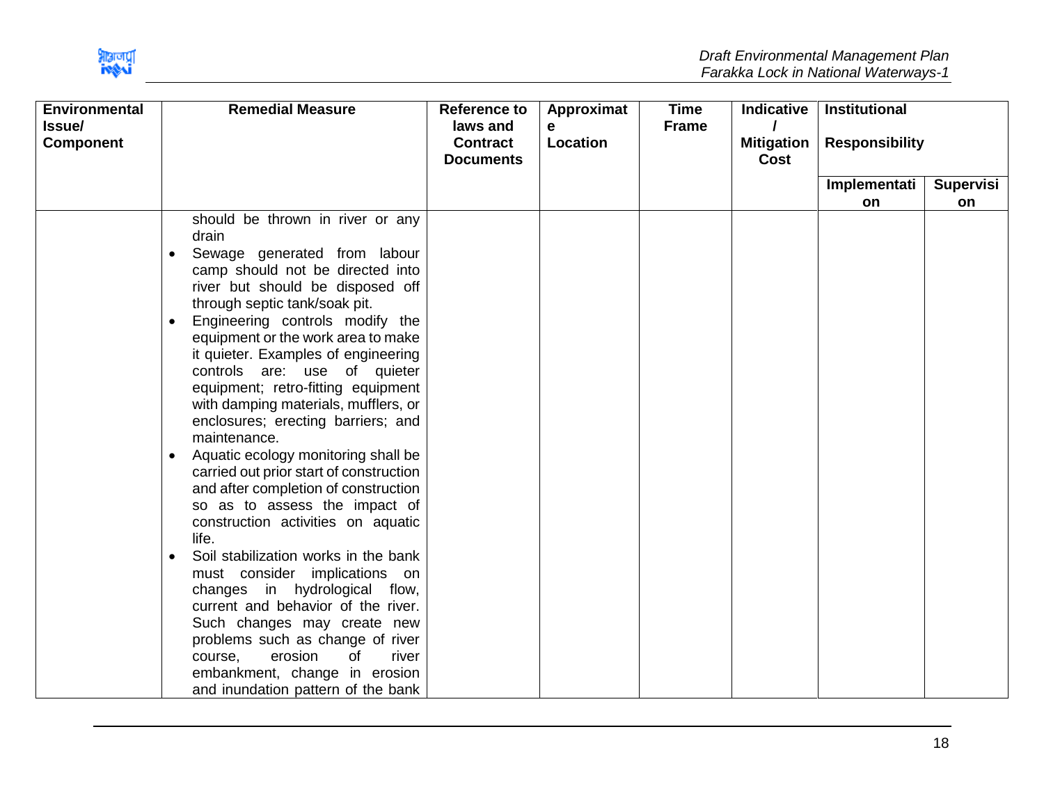| Environmental Issue/ Component | Remedial Measure | Reference to laws and Contract Documents | Approximate Location | Time Frame | Indicative / Mitigation Cost | Institutional Responsibility | |
|---|---|---|---|---|---|---|---|
| | | | | | | Implementation | Supervision |
| | should be thrown in river or any drain<br>• Sewage generated from labour camp should not be directed into river but should be disposed off through septic tank/soak pit.<br>• Engineering controls modify the equipment or the work area to make it quieter. Examples of engineering controls are: use of quieter equipment; retro-fitting equipment with damping materials, mufflers, or enclosures; erecting barriers; and maintenance.<br>• Aquatic ecology monitoring shall be carried out prior start of construction and after completion of construction so as to assess the impact of construction activities on aquatic life.<br>• Soil stabilization works in the bank must consider implications on changes in hydrological flow, current and behavior of the river. Such changes may create new problems such as change of river course, erosion of river embankment, change in erosion and inundation pattern of the bank | | | | | | |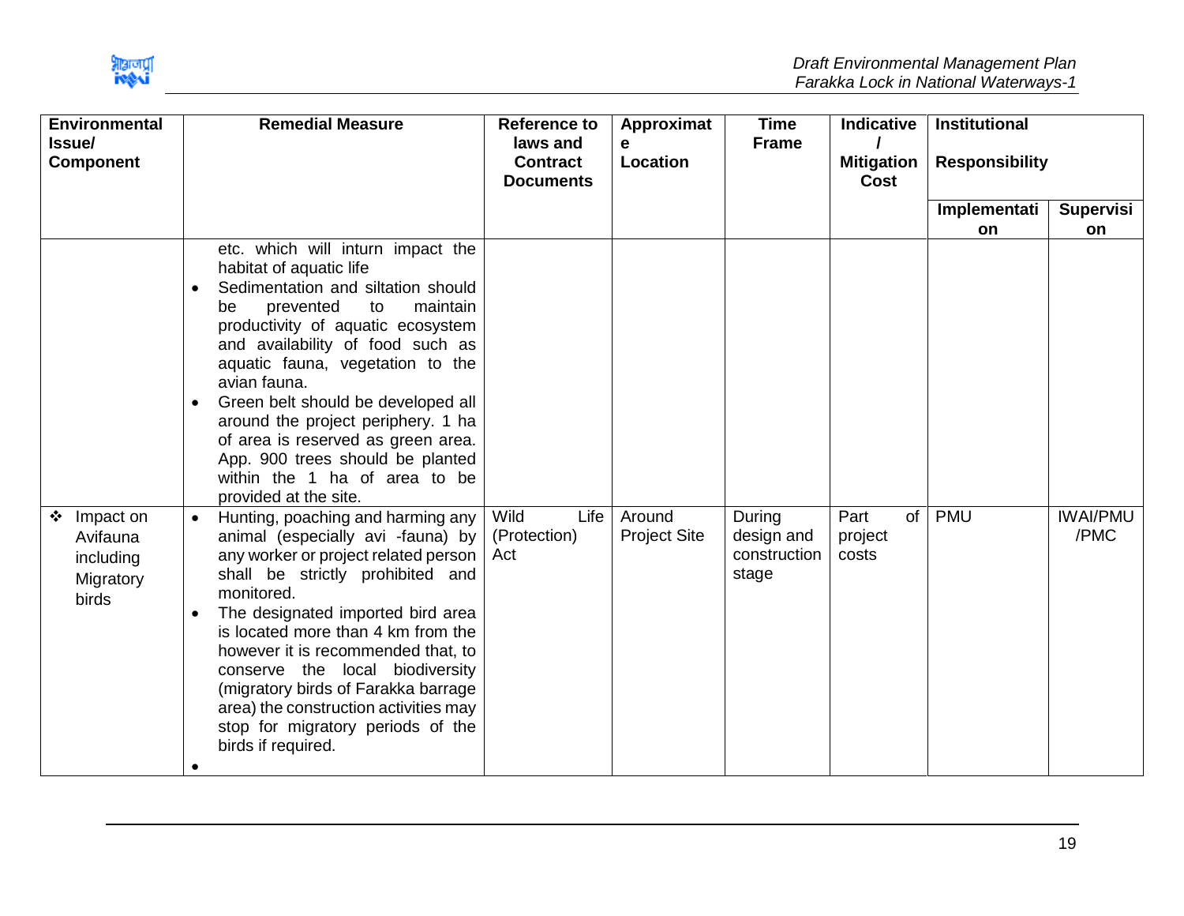| Environmental Issue/ Component | Remedial Measure | Reference to laws and Contract Documents | Approximate Location | Time Frame | Indicative / Mitigation Cost | Institutional Responsibility | |
|---|---|---|---|---|---|---|---|
| | | | | | | Implementation | Supervision |
| | etc. which will inturn impact the habitat of aquatic life<br>• Sedimentation and siltation should be prevented to maintain productivity of aquatic ecosystem and availability of food such as aquatic fauna, vegetation to the avian fauna.<br>• Green belt should be developed all around the project periphery. 1 ha of area is reserved as green area. App. 900 trees should be planted within the 1 ha of area to be provided at the site. | | | | | | |
| ❖ Impact on Avifauna including Migratory birds | • Hunting, poaching and harming any animal (especially avi -fauna) by any worker or project related person shall be strictly prohibited and monitored.<br>• The designated imported bird area is located more than 4 km from the however it is recommended that, to conserve the local biodiversity (migratory birds of Farakka barrage area) the construction activities may stop for migratory periods of the birds if required.<br>• | Wild Life (Protection) Act | Around Project Site | During design and construction stage | Part of project costs | PMU | IWAI/PMU /PMC |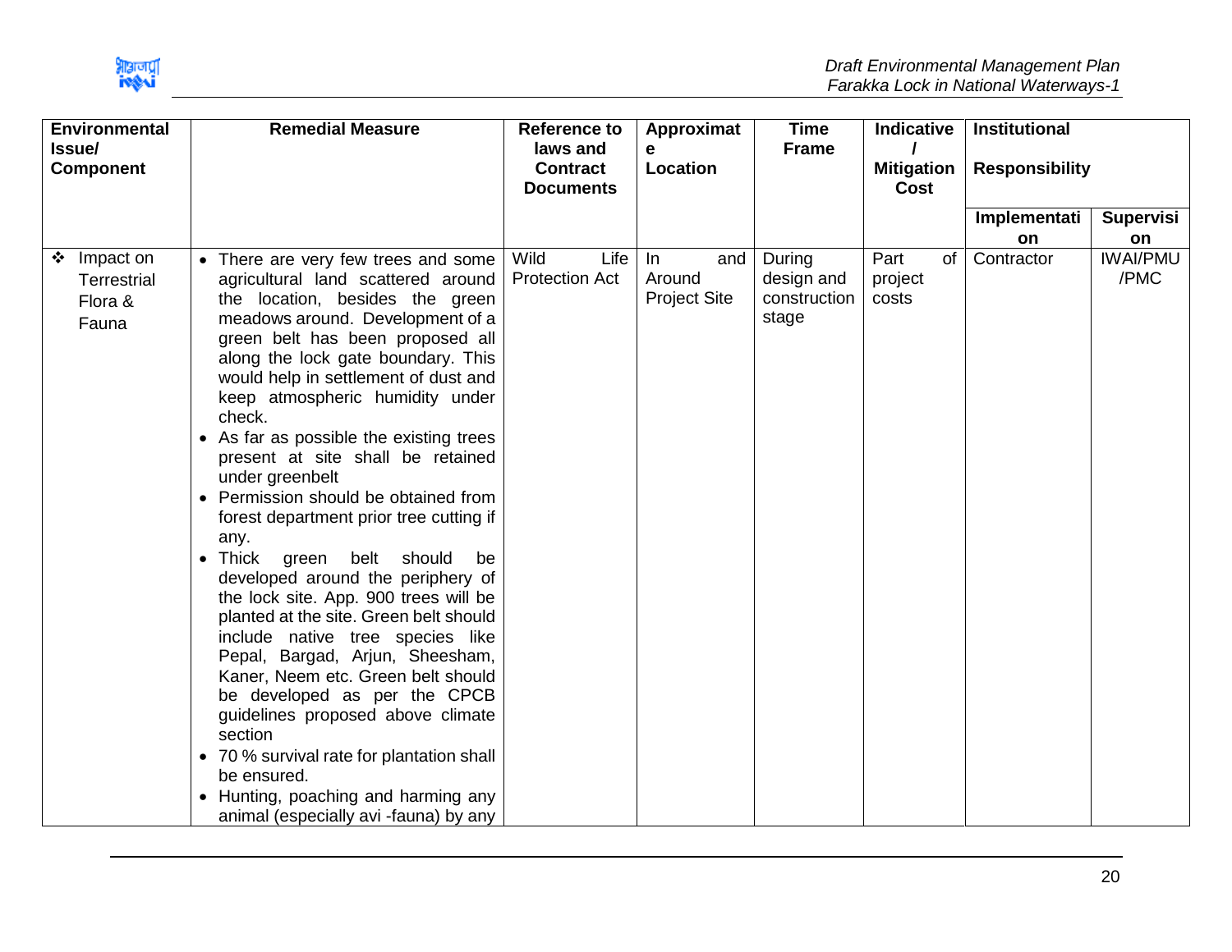| Environmental Issue/ Component | Remedial Measure | Reference to laws and Contract Documents | Approximate Location | Time Frame | Indicative / Mitigation Cost | Institutional Responsibility | |
|---|---|---|---|---|---|---|---|
| | | | | | | Implementation | Supervision |
| ❖ Impact on Terrestrial Flora & Fauna | • There are very few trees and some agricultural land scattered around the location, besides the green meadows around. Development of a green belt has been proposed all along the lock gate boundary. This would help in settlement of dust and keep atmospheric humidity under check.<br>• As far as possible the existing trees present at site shall be retained under greenbelt<br>• Permission should be obtained from forest department prior tree cutting if any.<br>• Thick green belt should be developed around the periphery of the lock site. App. 900 trees will be planted at the site. Green belt should include native tree species like Pepal, Bargad, Arjun, Sheesham, Kaner, Neem etc. Green belt should be developed as per the CPCB guidelines proposed above climate section<br>• 70 % survival rate for plantation shall be ensured.<br>• Hunting, poaching and harming any animal (especially avi -fauna) by any | Wild Life Protection Act | In and Around Project Site | During design and construction stage | Part of project costs | Contractor | IWAI/PMU /PMC |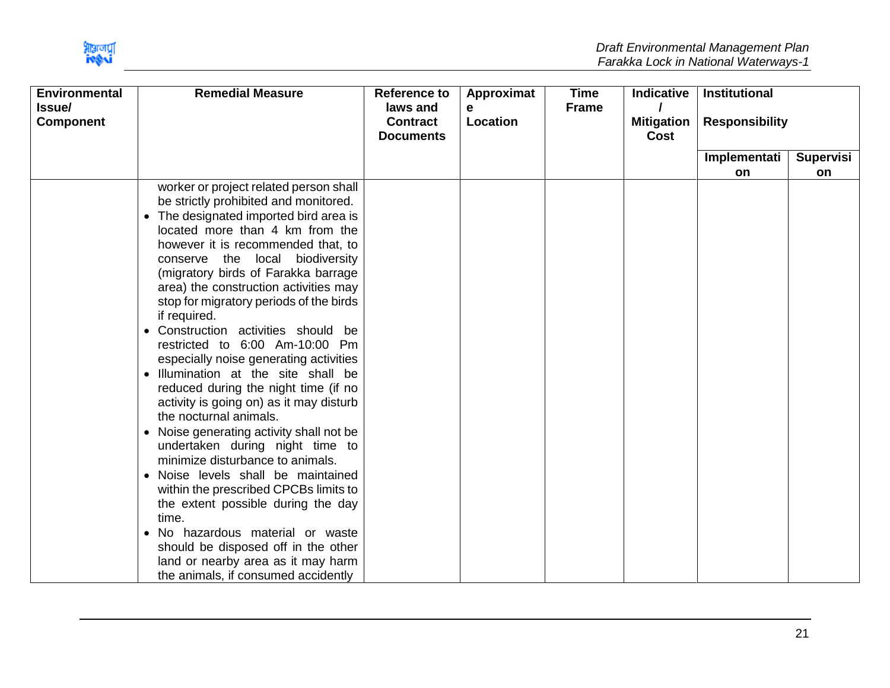| Environmental Issue/ Component | Remedial Measure | Reference to laws and Contract Documents | Approximate Location | Time Frame | Indicative / Mitigation Cost | Institutional Responsibility | |
|---|---|---|---|---|---|---|---|
| | | | | | | Implementation | Supervision |
| | worker or project related person shall be strictly prohibited and monitored.<br>• The designated imported bird area is located more than 4 km from the however it is recommended that, to conserve the local biodiversity (migratory birds of Farakka barrage area) the construction activities may stop for migratory periods of the birds if required.<br>• Construction activities should be restricted to 6:00 Am-10:00 Pm especially noise generating activities<br>• Illumination at the site shall be reduced during the night time (if no activity is going on) as it may disturb the nocturnal animals.<br>• Noise generating activity shall not be undertaken during night time to minimize disturbance to animals.<br>• Noise levels shall be maintained within the prescribed CPCBs limits to the extent possible during the day time.<br>• No hazardous material or waste should be disposed off in the other land or nearby area as it may harm the animals, if consumed accidently | | | | | | |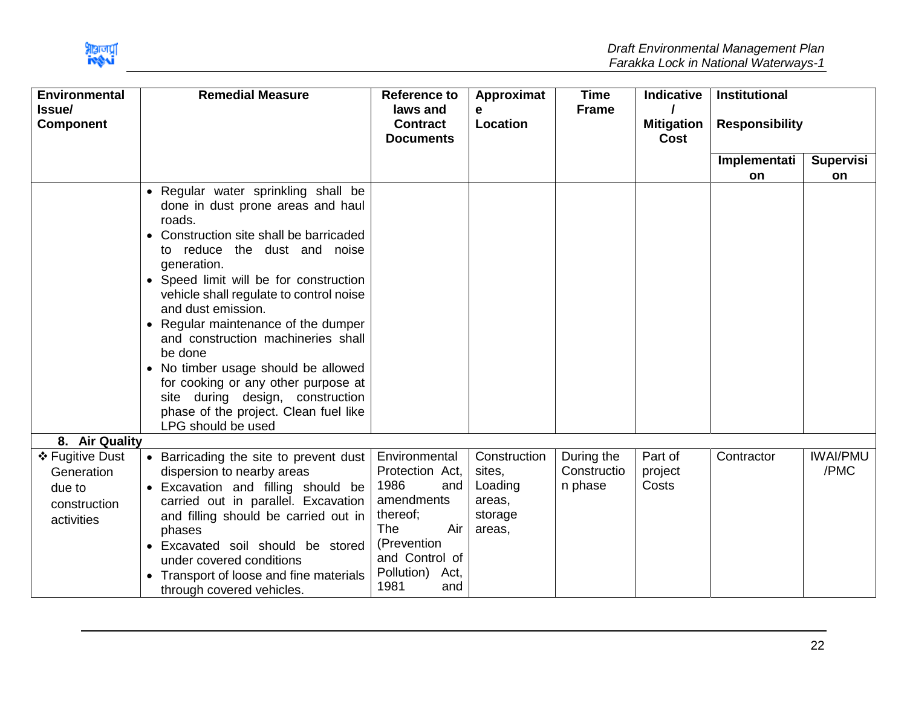| Environmental Issue/ Component | Remedial Measure | Reference to laws and Contract Documents | Approximate Location | Time Frame | Indicative / Mitigation Cost | Institutional Responsibility | |
|---|---|---|---|---|---|---|---|
| | | | | | | Implementation | Supervision |
| | • Regular water sprinkling shall be done in dust prone areas and haul roads.<br>• Construction site shall be barricaded to reduce the dust and noise generation.<br>• Speed limit will be for construction vehicle shall regulate to control noise and dust emission.<br>• Regular maintenance of the dumper and construction machineries shall be done<br>• No timber usage should be allowed for cooking or any other purpose at site during design, construction phase of the project. Clean fuel like LPG should be used | | | | | | |
| **8. Air Quality** | | | | | | | |
| ❖ Fugitive Dust Generation due to construction activities | • Barricading the site to prevent dust dispersion to nearby areas<br>• Excavation and filling should be carried out in parallel. Excavation and filling should be carried out in phases<br>• Excavated soil should be stored under covered conditions<br>• Transport of loose and fine materials through covered vehicles. | Environmental Protection Act, 1986 and amendments thereof; The Air (Prevention and Control of Pollution) Act, 1981 and | Construction sites, Loading areas, storage areas, | During the Construction phase | Part of project Costs | Contractor | IWAI/PMU /PMC |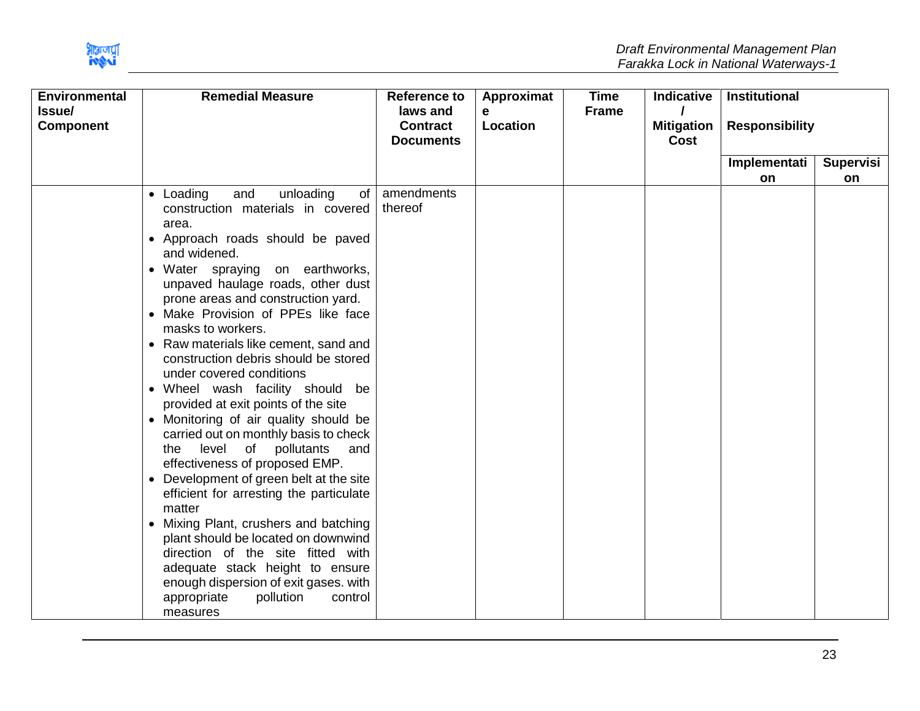| Environmental Issue/ Component | Remedial Measure | Reference to laws and Contract Documents | Approximate Location | Time Frame | Indicative / Mitigation Cost | Institutional Responsibility | |
|---|---|---|---|---|---|---|---|
| | | | | | | Implementation | Supervision |
| | • Loading and unloading of construction materials in covered area.<br>• Approach roads should be paved and widened.<br>• Water spraying on earthworks, unpaved haulage roads, other dust prone areas and construction yard.<br>• Make Provision of PPEs like face masks to workers.<br>• Raw materials like cement, sand and construction debris should be stored under covered conditions<br>• Wheel wash facility should be provided at exit points of the site<br>• Monitoring of air quality should be carried out on monthly basis to check the level of pollutants and effectiveness of proposed EMP.<br>• Development of green belt at the site efficient for arresting the particulate matter<br>• Mixing Plant, crushers and batching plant should be located on downwind direction of the site fitted with adequate stack height to ensure enough dispersion of exit gases. with appropriate pollution control measures | amendments thereof | | | | | |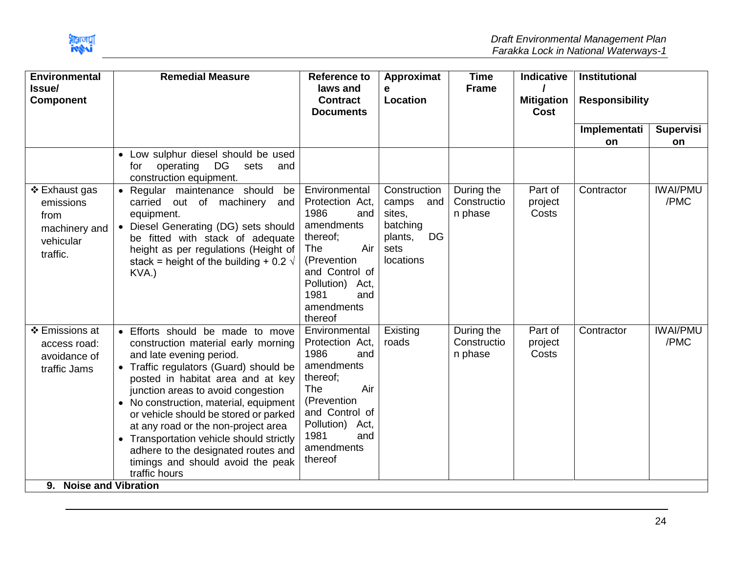| Environmental Issue/ Component | Remedial Measure | Reference to laws and Contract Documents | Approximate Location | Time Frame | Indicative / Mitigation Cost | Institutional Responsibility | |
|---|---|---|---|---|---|---|---|
| | | | | | | Implementation | Supervision |
| | • Low sulphur diesel should be used for operating DG sets and construction equipment. | | | | | | |
| ❖ Exhaust gas emissions from machinery and vehicular traffic. | • Regular maintenance should be carried out of machinery and equipment.<br>• Diesel Generating (DG) sets should be fitted with stack of adequate height as per regulations (Height of stack = height of the building + 0.2 $\sqrt{}$ KVA.) | Environmental Protection Act, 1986 and amendments thereof; The Air (Prevention and Control of Pollution) Act, 1981 and amendments thereof | Construction camps and sites, batching plants, DG sets locations | During the Construction phase | Part of project Costs | Contractor | IWAI/PMU /PMC |
| ❖ Emissions at access road: avoidance of traffic Jams | • Efforts should be made to move construction material early morning and late evening period.<br>• Traffic regulators (Guard) should be posted in habitat area and at key junction areas to avoid congestion<br>• No construction, material, equipment or vehicle should be stored or parked at any road or the non-project area<br>• Transportation vehicle should strictly adhere to the designated routes and timings and should avoid the peak traffic hours | Environmental Protection Act, 1986 and amendments thereof; The Air (Prevention and Control of Pollution) Act, 1981 and amendments thereof | Existing roads | During the Construction phase | Part of project Costs | Contractor | IWAI/PMU /PMC |
| **9. Noise and Vibration** | | | | | | | |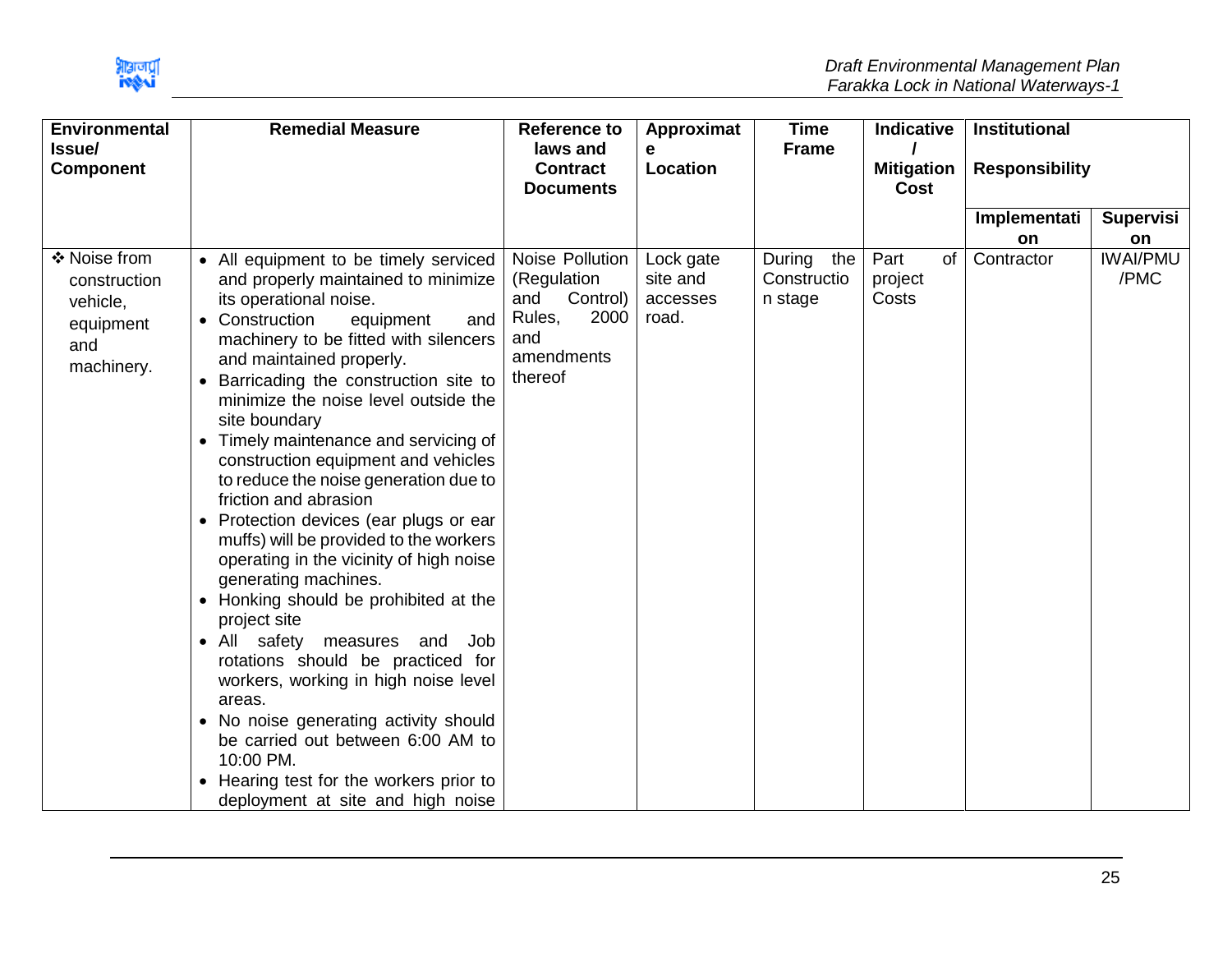| Environmental Issue/ Component | Remedial Measure | Reference to laws and Contract Documents | Approximate Location | Time Frame | Indicative / Mitigation Cost | Institutional Responsibility | |
|---|---|---|---|---|---|---|---|
| | | | | | | Implementation | Supervision |
| ❖ Noise from construction vehicle, equipment and machinery. | • All equipment to be timely serviced and properly maintained to minimize its operational noise.<br>• Construction equipment and machinery to be fitted with silencers and maintained properly.<br>• Barricading the construction site to minimize the noise level outside the site boundary<br>• Timely maintenance and servicing of construction equipment and vehicles to reduce the noise generation due to friction and abrasion<br>• Protection devices (ear plugs or ear muffs) will be provided to the workers operating in the vicinity of high noise generating machines.<br>• Honking should be prohibited at the project site<br>• All safety measures and Job rotations should be practiced for workers, working in high noise level areas.<br>• No noise generating activity should be carried out between 6:00 AM to 10:00 PM.<br>• Hearing test for the workers prior to deployment at site and high noise | Noise Pollution (Regulation and Control) Rules, 2000 and amendments thereof | Lock gate site and accesses road. | During the Construction stage | Part of project Costs | Contractor | IWAI/PMU /PMC |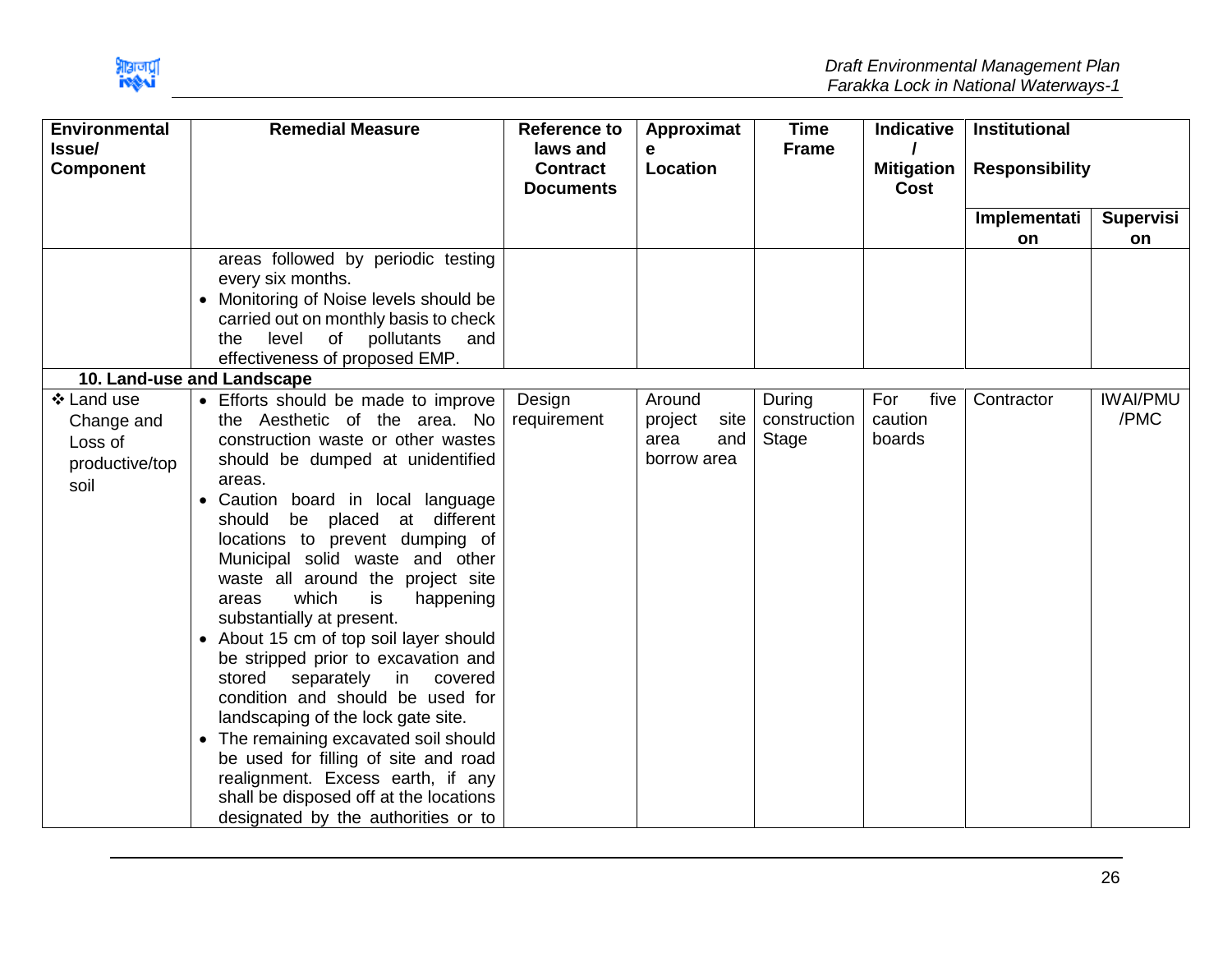| Environmental Issue/ Component | Remedial Measure | Reference to laws and Contract Documents | Approximate Location | Time Frame | Indicative / Mitigation Cost | Institutional Responsibility | |
|---|---|---|---|---|---|---|---|
| | | | | | | Implementation | Supervision |
| | areas followed by periodic testing every six months.<br>• Monitoring of Noise levels should be carried out on monthly basis to check the level of pollutants and effectiveness of proposed EMP. | | | | | | |
| **10. Land-use and Landscape** | | | | | | | |
| ❖ Land use Change and Loss of productive/top soil | • Efforts should be made to improve the Aesthetic of the area. No construction waste or other wastes should be dumped at unidentified areas.<br>• Caution board in local language should be placed at different locations to prevent dumping of Municipal solid waste and other waste all around the project site areas which is happening substantially at present.<br>• About 15 cm of top soil layer should be stripped prior to excavation and stored separately in covered condition and should be used for landscaping of the lock gate site.<br>• The remaining excavated soil should be used for filling of site and road realignment. Excess earth, if any shall be disposed off at the locations designated by the authorities or to | Design requirement | Around project site area and borrow area | During construction Stage | For five caution boards | Contractor | IWAI/PMU /PMC |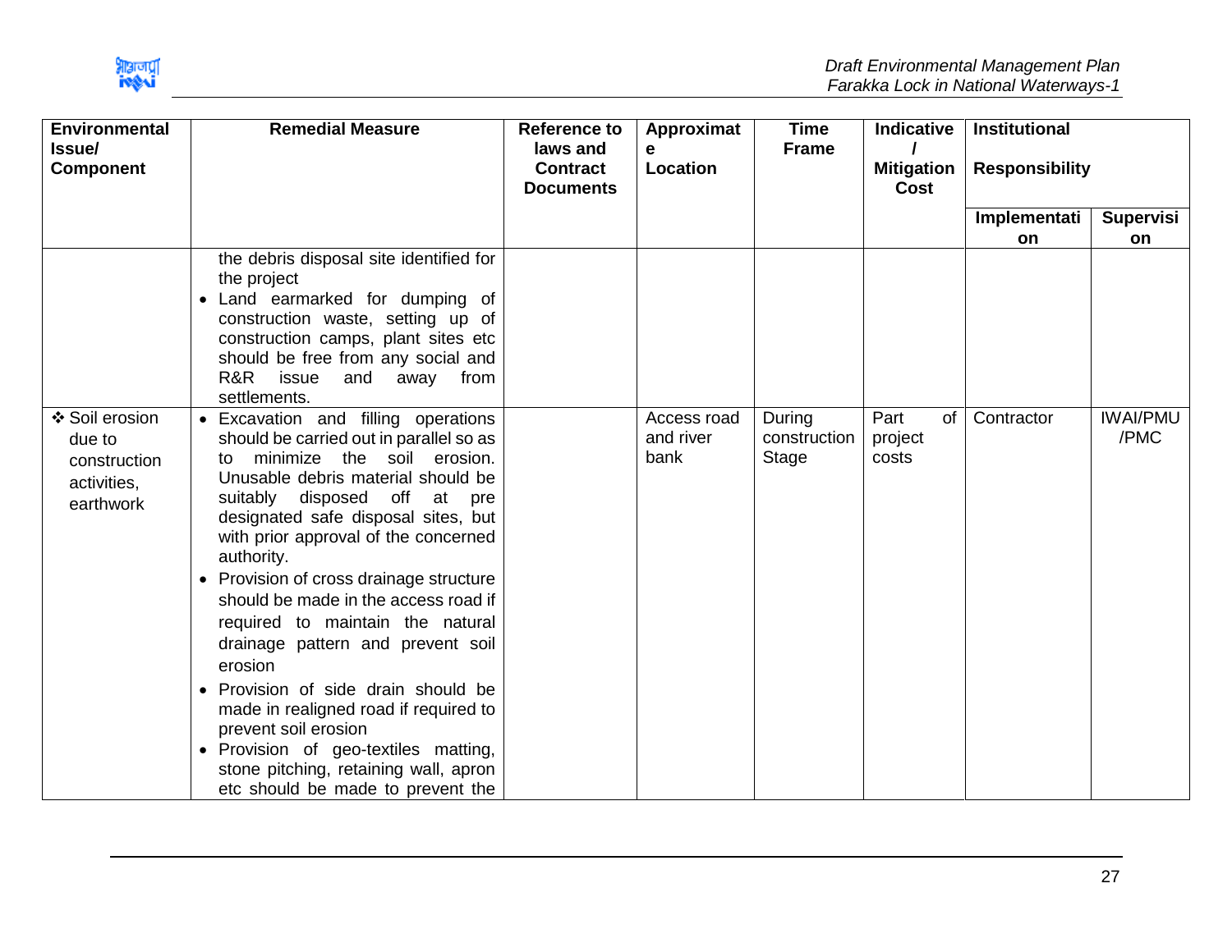| Environmental Issue/ Component | Remedial Measure | Reference to laws and Contract Documents | Approximate Location | Time Frame | Indicative / Mitigation Cost | Institutional Responsibility | |
|---|---|---|---|---|---|---|---|
| | | | | | | Implementation | Supervision |
| | the debris disposal site identified for the project<br>• Land earmarked for dumping of construction waste, setting up of construction camps, plant sites etc should be free from any social and R&R issue and away from settlements. | | | | | | |
| ❖ Soil erosion due to construction activities, earthwork | • Excavation and filling operations should be carried out in parallel so as to minimize the soil erosion. Unusable debris material should be suitably disposed off at pre designated safe disposal sites, but with prior approval of the concerned authority.<br>• Provision of cross drainage structure should be made in the access road if required to maintain the natural drainage pattern and prevent soil erosion<br>• Provision of side drain should be made in realigned road if required to prevent soil erosion<br>• Provision of geo-textiles matting, stone pitching, retaining wall, apron etc should be made to prevent the | | Access road and river bank | During construction Stage | Part of project costs | Contractor | IWAI/PMU /PMC |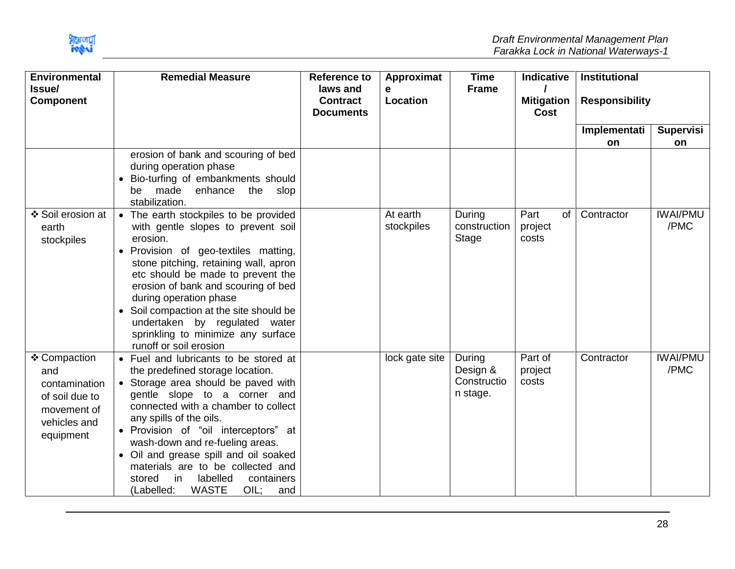| Environmental Issue/ Component | Remedial Measure | Reference to laws and Contract Documents | Approximate Location | Time Frame | Indicative / Mitigation Cost | Institutional Responsibility | |
|---|---|---|---|---|---|---|---|
| | | | | | | Implementation | Supervision |
| | erosion of bank and scouring of bed during operation phase<br>• Bio-turfing of embankments should be made enhance the slop stabilization. | | | | | | |
| ❖ Soil erosion at earth stockpiles | • The earth stockpiles to be provided with gentle slopes to prevent soil erosion.<br>• Provision of geo-textiles matting, stone pitching, retaining wall, apron etc should be made to prevent the erosion of bank and scouring of bed during operation phase<br>• Soil compaction at the site should be undertaken by regulated water sprinkling to minimize any surface runoff or soil erosion | | At earth stockpiles | During construction Stage | Part of project costs | Contractor | IWAI/PMU /PMC |
| ❖ Compaction and contamination of soil due to movement of vehicles and equipment | • Fuel and lubricants to be stored at the predefined storage location.<br>• Storage area should be paved with gentle slope to a corner and connected with a chamber to collect any spills of the oils.<br>• Provision of "oil interceptors" at wash-down and re-fueling areas.<br>• Oil and grease spill and oil soaked materials are to be collected and stored in labelled containers (Labelled: WASTE OIL; and | | lock gate site | During Design & Construction stage. | Part of project costs | Contractor | IWAI/PMU /PMC |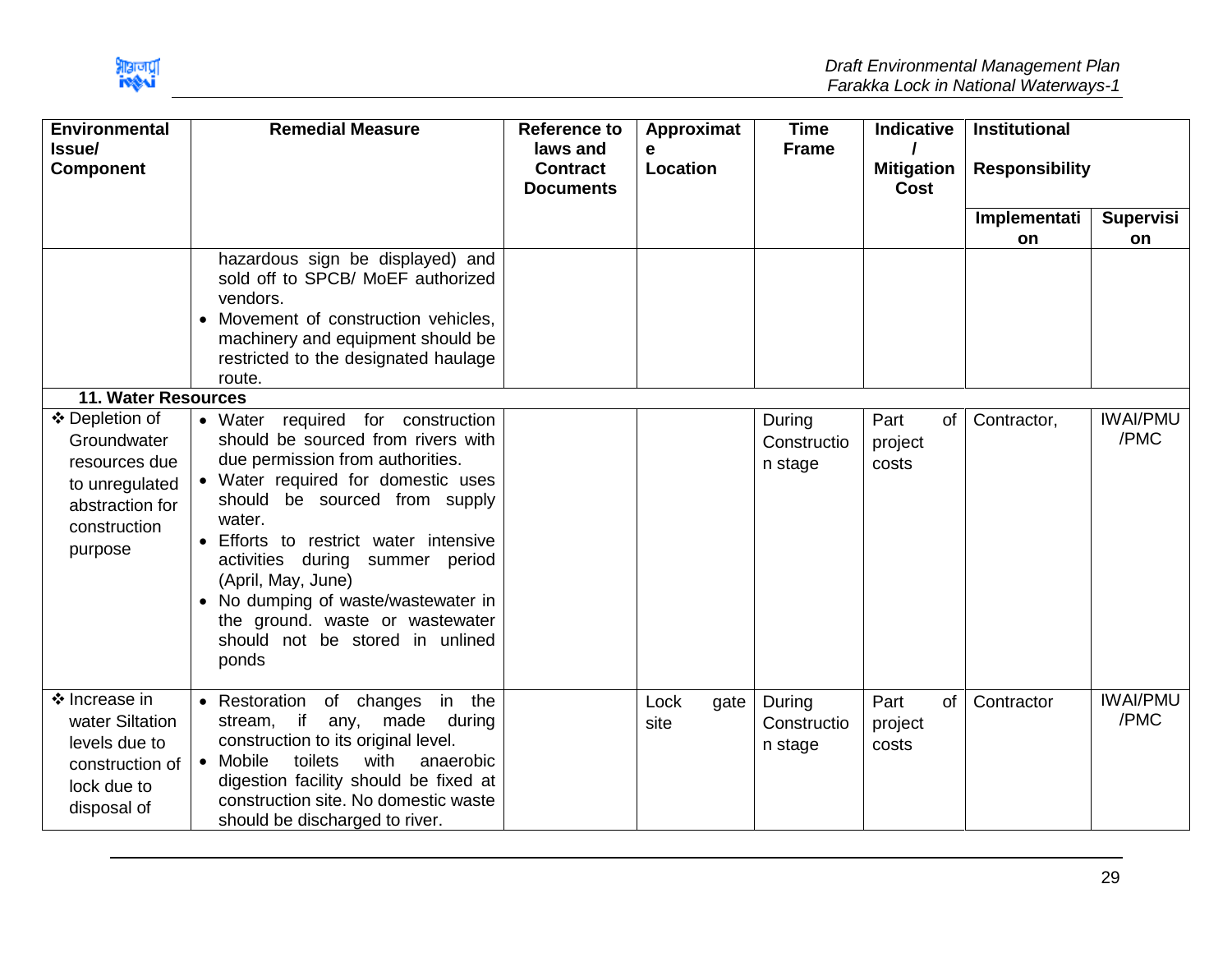| Environmental Issue/ Component | Remedial Measure | Reference to laws and Contract Documents | Approximate Location | Time Frame | Indicative / Mitigation Cost | Institutional Responsibility | |
|---|---|---|---|---|---|---|---|
| | | | | | | Implementation | Supervision |
| | hazardous sign be displayed) and sold off to SPCB/ MoEF authorized vendors.<br>• Movement of construction vehicles, machinery and equipment should be restricted to the designated haulage route. | | | | | | |
| **11. Water Resources** | | | | | | | |
| ❖ Depletion of Groundwater resources due to unregulated abstraction for construction purpose | • Water required for construction should be sourced from rivers with due permission from authorities.<br>• Water required for domestic uses should be sourced from supply water.<br>• Efforts to restrict water intensive activities during summer period (April, May, June)<br>• No dumping of waste/wastewater in the ground. waste or wastewater should not be stored in unlined ponds | | | During Construction stage | Part of project costs | Contractor, | IWAI/PMU /PMC |
| ❖ Increase in water Siltation levels due to construction of lock due to disposal of | • Restoration of changes in the stream, if any, made during construction to its original level.<br>• Mobile toilets with anaerobic digestion facility should be fixed at construction site. No domestic waste should be discharged to river. | | Lock gate site | During Construction stage | Part of project costs | Contractor | IWAI/PMU /PMC |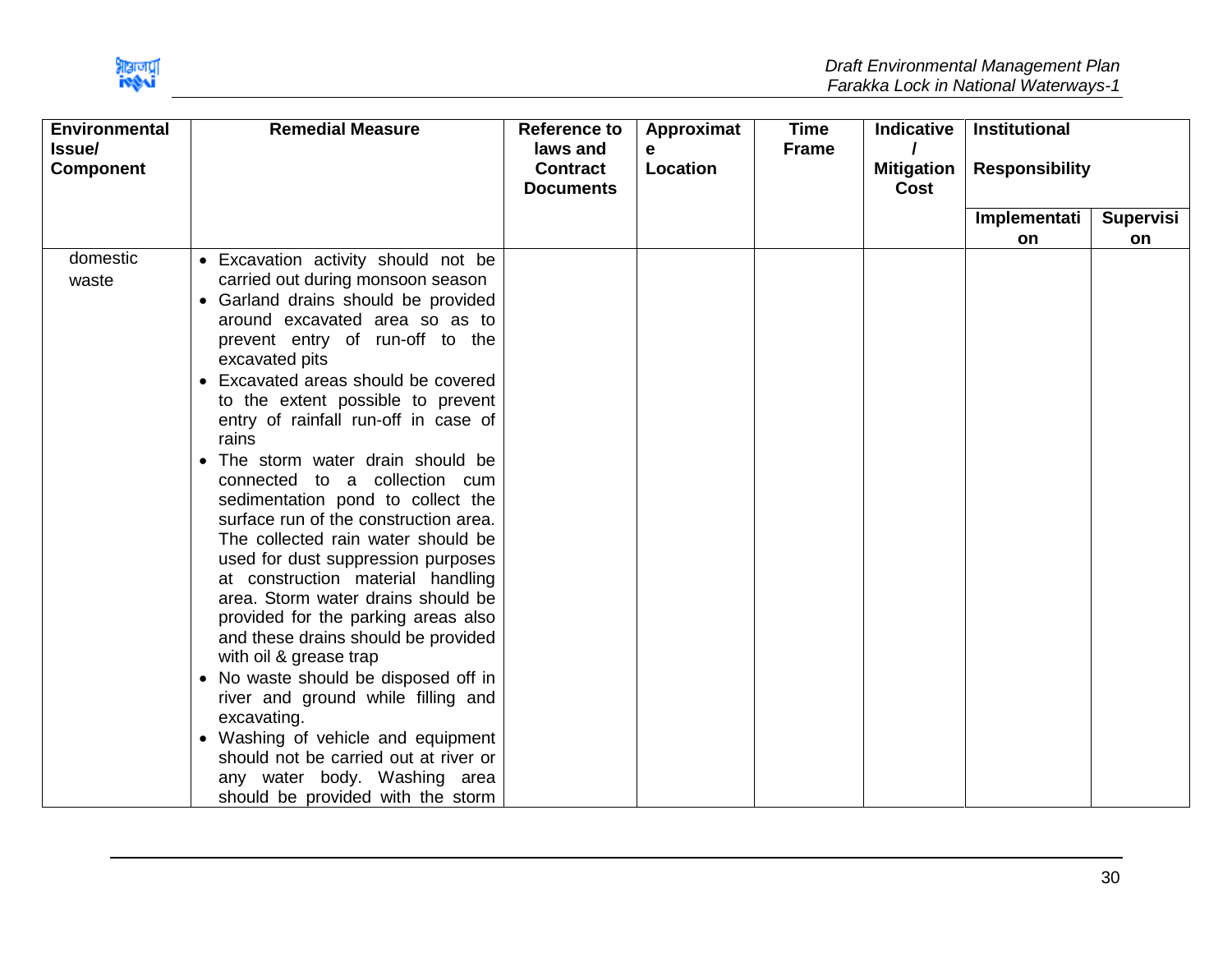| Environmental Issue/ Component | Remedial Measure | Reference to laws and Contract Documents | Approximate Location | Time Frame | Indicative / Mitigation Cost | Institutional Responsibility | |
|---|---|---|---|---|---|---|---|
| | | | | | | Implementation | Supervision |
| domestic waste | • Excavation activity should not be carried out during monsoon season<br>• Garland drains should be provided around excavated area so as to prevent entry of run-off to the excavated pits<br>• Excavated areas should be covered to the extent possible to prevent entry of rainfall run-off in case of rains<br>• The storm water drain should be connected to a collection cum sedimentation pond to collect the surface run of the construction area. The collected rain water should be used for dust suppression purposes at construction material handling area. Storm water drains should be provided for the parking areas also and these drains should be provided with oil & grease trap<br>• No waste should be disposed off in river and ground while filling and excavating.<br>• Washing of vehicle and equipment should not be carried out at river or any water body. Washing area should be provided with the storm | | | | | | |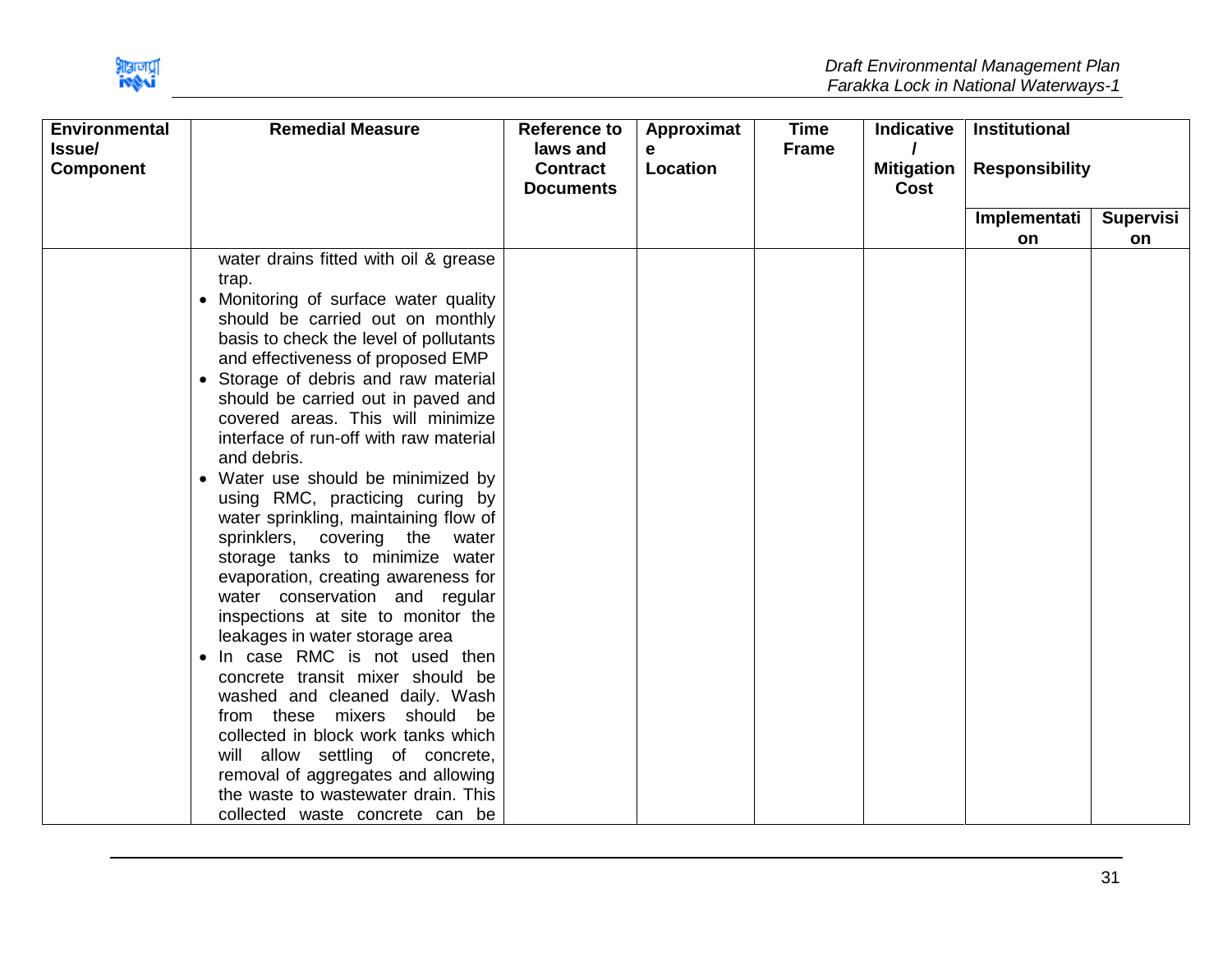| Environmental Issue/ Component | Remedial Measure | Reference to laws and Contract Documents | Approximate Location | Time Frame | Indicative / Mitigation Cost | Institutional Responsibility | |
|---|---|---|---|---|---|---|---|
| | | | | | | Implementation | Supervision |
| | water drains fitted with oil & grease trap.<br>• Monitoring of surface water quality should be carried out on monthly basis to check the level of pollutants and effectiveness of proposed EMP<br>• Storage of debris and raw material should be carried out in paved and covered areas. This will minimize interface of run-off with raw material and debris.<br>• Water use should be minimized by using RMC, practicing curing by water sprinkling, maintaining flow of sprinklers, covering the water storage tanks to minimize water evaporation, creating awareness for water conservation and regular inspections at site to monitor the leakages in water storage area<br>• In case RMC is not used then concrete transit mixer should be washed and cleaned daily. Wash from these mixers should be collected in block work tanks which will allow settling of concrete, removal of aggregates and allowing the waste to wastewater drain. This collected waste concrete can be | | | | | | |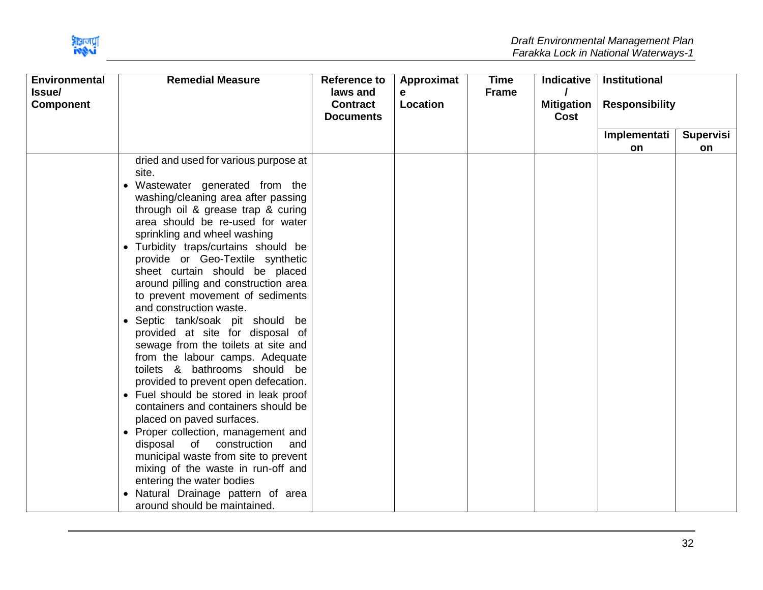| Environmental Issue/ Component | Remedial Measure | Reference to laws and Contract Documents | Approximate Location | Time Frame | Indicative / Mitigation Cost | Institutional Responsibility | |
|---|---|---|---|---|---|---|---|
| | | | | | | Implementation | Supervision |
| | dried and used for various purpose at site.<br>• Wastewater generated from the washing/cleaning area after passing through oil & grease trap & curing area should be re-used for water sprinkling and wheel washing<br>• Turbidity traps/curtains should be provide or Geo-Textile synthetic sheet curtain should be placed around pilling and construction area to prevent movement of sediments and construction waste.<br>• Septic tank/soak pit should be provided at site for disposal of sewage from the toilets at site and from the labour camps. Adequate toilets & bathrooms should be provided to prevent open defecation.<br>• Fuel should be stored in leak proof containers and containers should be placed on paved surfaces.<br>• Proper collection, management and disposal of construction and municipal waste from site to prevent mixing of the waste in run-off and entering the water bodies<br>• Natural Drainage pattern of area around should be maintained. | | | | | | |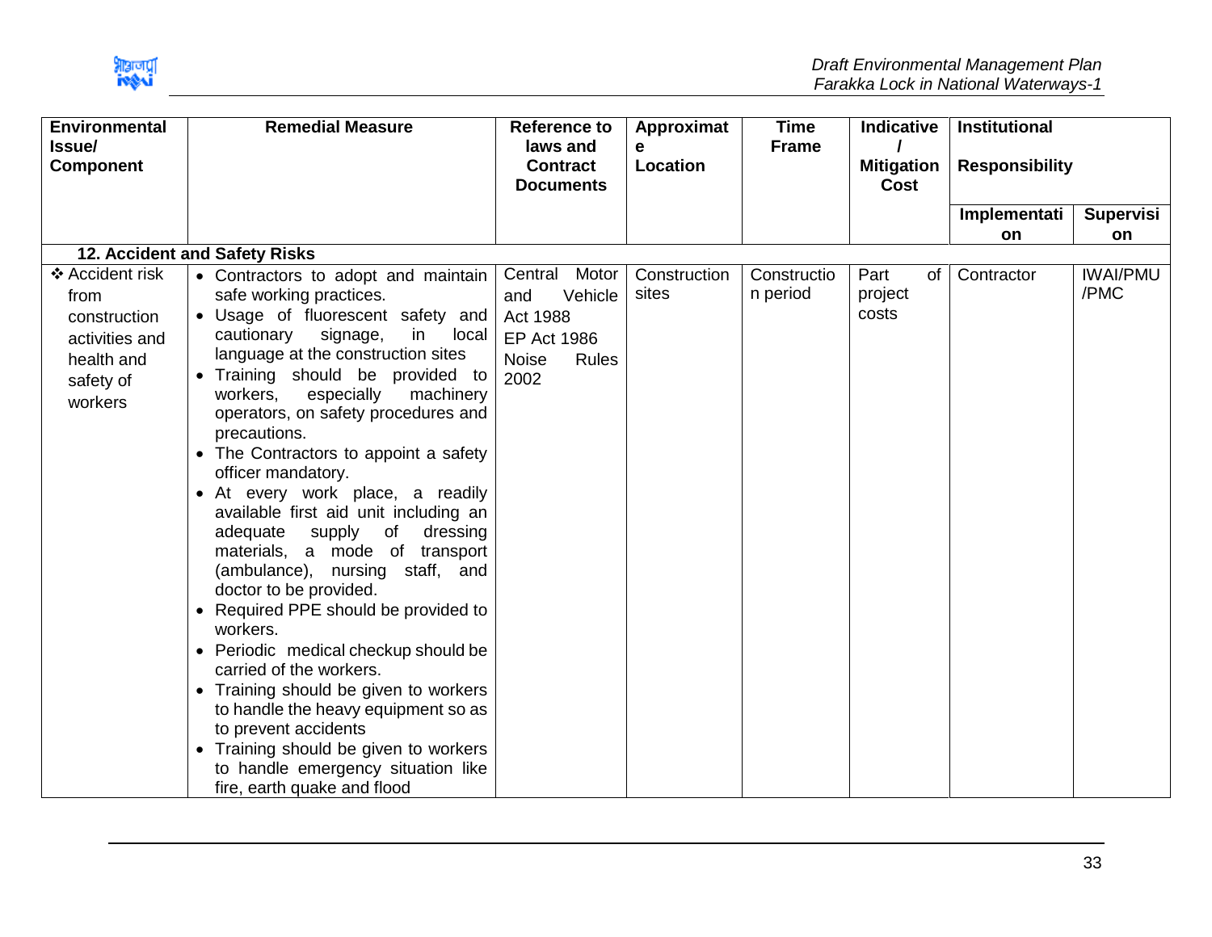| Environmental Issue/ Component | Remedial Measure | Reference to laws and Contract Documents | Approximate Location | Time Frame | Indicative / Mitigation Cost | Institutional Responsibility | |
|---|---|---|---|---|---|---|---|
| | | | | | | Implementation | Supervision |
| **12. Accident and Safety Risks** | | | | | | | |
| ❖ Accident risk from construction activities and health and safety of workers | • Contractors to adopt and maintain safe working practices.<br>• Usage of fluorescent safety and cautionary signage, in local language at the construction sites<br>• Training should be provided to workers, especially machinery operators, on safety procedures and precautions.<br>• The Contractors to appoint a safety officer mandatory.<br>• At every work place, a readily available first aid unit including an adequate supply of dressing materials, a mode of transport (ambulance), nursing staff, and doctor to be provided.<br>• Required PPE should be provided to workers.<br>• Periodic medical checkup should be carried of the workers.<br>• Training should be given to workers to handle the heavy equipment so as to prevent accidents<br>• Training should be given to workers to handle emergency situation like fire, earth quake and flood | Central Motor and Vehicle Act 1988<br>EP Act 1986<br>Noise Rules 2002 | Construction sites | Construction period | Part of project costs | Contractor | IWAI/PMU /PMC |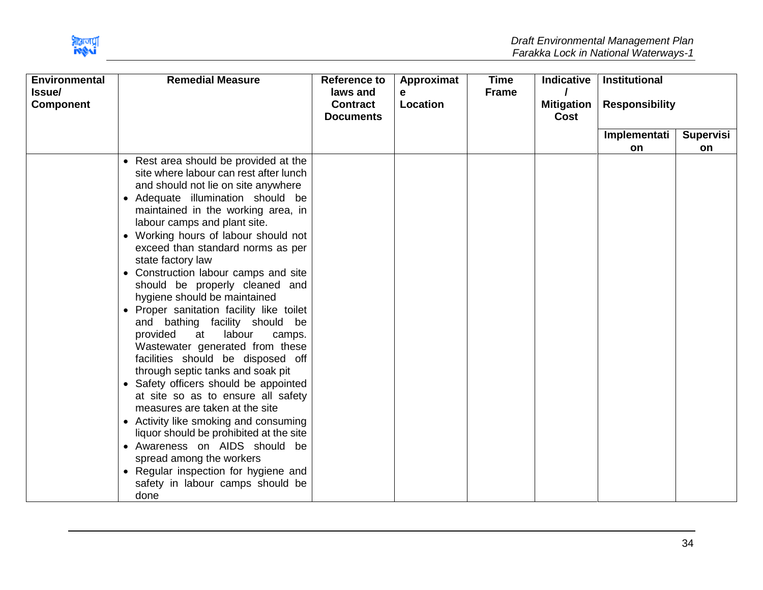| Environmental Issue/ Component | Remedial Measure | Reference to laws and Contract Documents | Approximate Location | Time Frame | Indicative / Mitigation Cost | Institutional Responsibility | |
|---|---|---|---|---|---|---|---|
| | | | | | | Implementation | Supervision |
| | • Rest area should be provided at the site where labour can rest after lunch and should not lie on site anywhere<br>• Adequate illumination should be maintained in the working area, in labour camps and plant site.<br>• Working hours of labour should not exceed than standard norms as per state factory law<br>• Construction labour camps and site should be properly cleaned and hygiene should be maintained<br>• Proper sanitation facility like toilet and bathing facility should be provided at labour camps. Wastewater generated from these facilities should be disposed off through septic tanks and soak pit<br>• Safety officers should be appointed at site so as to ensure all safety measures are taken at the site<br>• Activity like smoking and consuming liquor should be prohibited at the site<br>• Awareness on AIDS should be spread among the workers<br>• Regular inspection for hygiene and safety in labour camps should be done | | | | | | |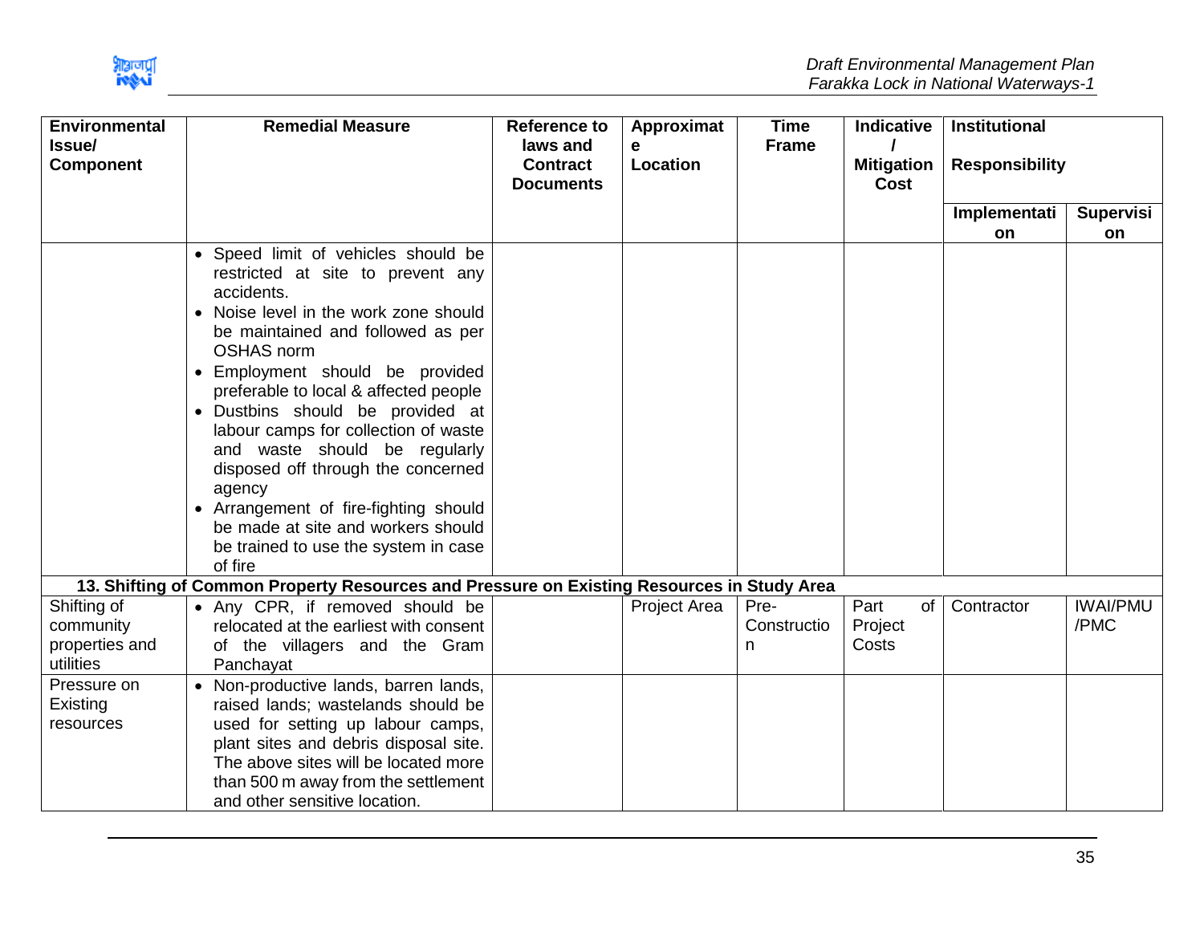| Environmental Issue/ Component | Remedial Measure | Reference to laws and Contract Documents | Approximate Location | Time Frame | Indicative / Mitigation Cost | Institutional Responsibility | |
|---|---|---|---|---|---|---|---|
| | | | | | | Implementation | Supervision |
| | • Speed limit of vehicles should be restricted at site to prevent any accidents.<br>• Noise level in the work zone should be maintained and followed as per OSHAS norm<br>• Employment should be provided preferable to local & affected people<br>• Dustbins should be provided at labour camps for collection of waste and waste should be regularly disposed off through the concerned agency<br>• Arrangement of fire-fighting should be made at site and workers should be trained to use the system in case of fire | | | | | | |
| **13. Shifting of Common Property Resources and Pressure on Existing Resources in Study Area** | | | | | | | |
| Shifting of community properties and utilities | • Any CPR, if removed should be relocated at the earliest with consent of the villagers and the Gram Panchayat | | Project Area | Pre-Construction | Part of Project Costs | Contractor | IWAI/PMU /PMC |
| Pressure on Existing resources | • Non-productive lands, barren lands, raised lands; wastelands should be used for setting up labour camps, plant sites and debris disposal site. The above sites will be located more than 500 m away from the settlement and other sensitive location. | | | | | | |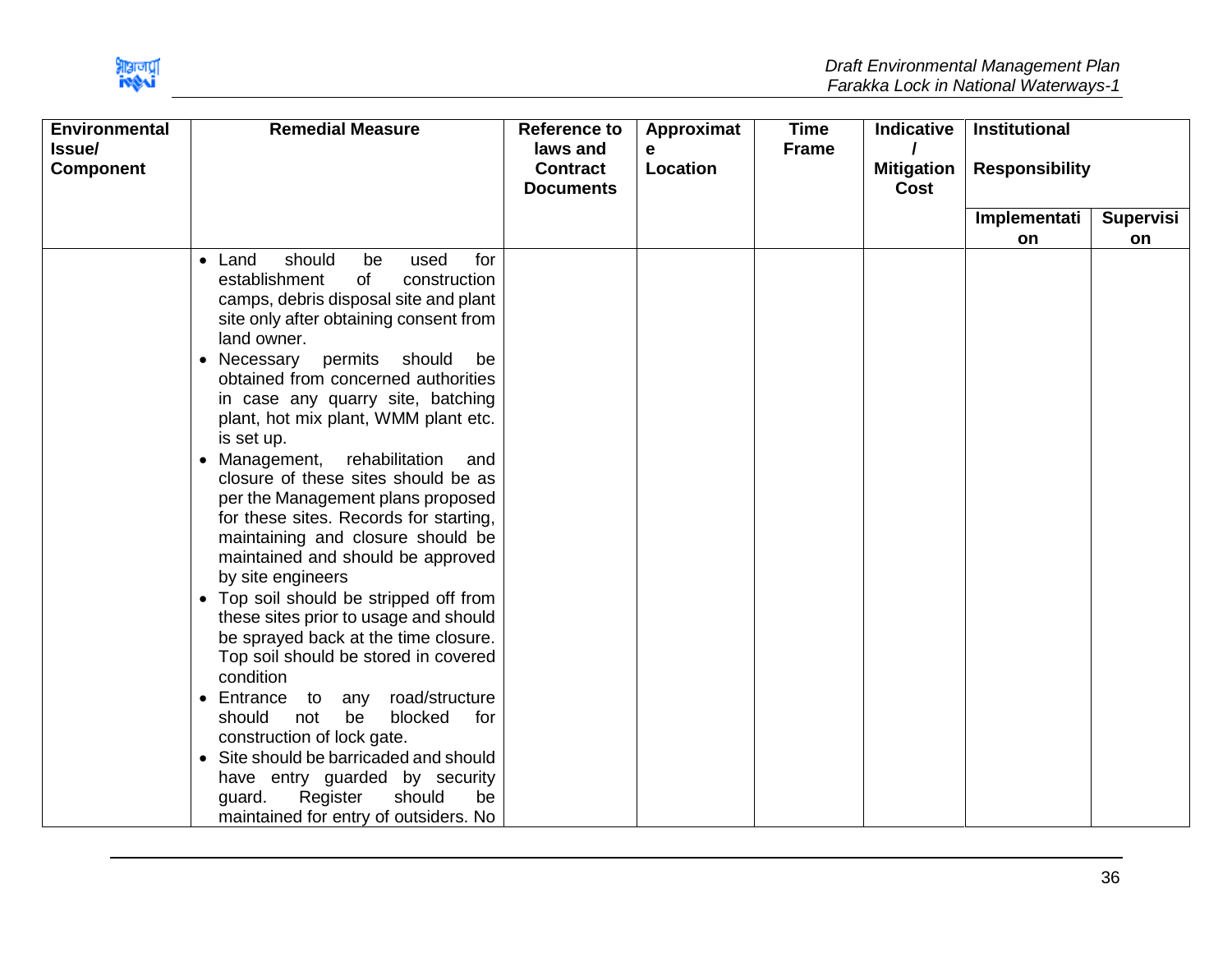| Environmental Issue/ Component | Remedial Measure | Reference to laws and Contract Documents | Approximate Location | Time Frame | Indicative / Mitigation Cost | Institutional Responsibility | |
|---|---|---|---|---|---|---|---|
| | | | | | | Implementation | Supervision |
| | • Land should be used for establishment of construction camps, debris disposal site and plant site only after obtaining consent from land owner.<br>• Necessary permits should be obtained from concerned authorities in case any quarry site, batching plant, hot mix plant, WMM plant etc. is set up.<br>• Management, rehabilitation and closure of these sites should be as per the Management plans proposed for these sites. Records for starting, maintaining and closure should be maintained and should be approved by site engineers<br>• Top soil should be stripped off from these sites prior to usage and should be sprayed back at the time closure. Top soil should be stored in covered condition<br>• Entrance to any road/structure should not be blocked for construction of lock gate.<br>• Site should be barricaded and should have entry guarded by security guard. Register should be maintained for entry of outsiders. No | | | | | | |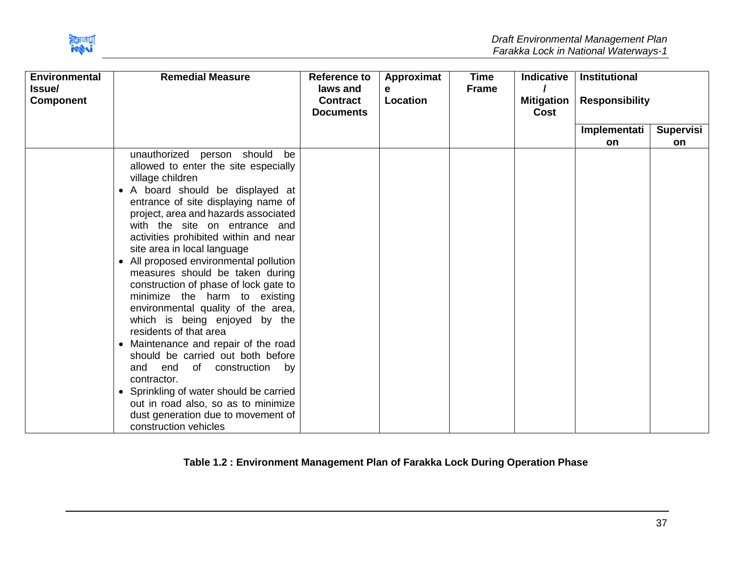| Environmental Issue/ Component | Remedial Measure | Reference to laws and Contract Documents | Approximate Location | Time Frame | Indicative / Mitigation Cost | Institutional Responsibility | |
|---|---|---|---|---|---|---|---|
| | | | | | | Implementation | Supervision |
| | unauthorized person should be allowed to enter the site especially village children<br>• A board should be displayed at entrance of site displaying name of project, area and hazards associated with the site on entrance and activities prohibited within and near site area in local language<br>• All proposed environmental pollution measures should be taken during construction of phase of lock gate to minimize the harm to existing environmental quality of the area, which is being enjoyed by the residents of that area<br>• Maintenance and repair of the road should be carried out both before and end of construction by contractor.<br>• Sprinkling of water should be carried out in road also, so as to minimize dust generation due to movement of construction vehicles | | | | | | |

**Table 1.2 : Environment Management Plan of Farakka Lock During Operation Phase**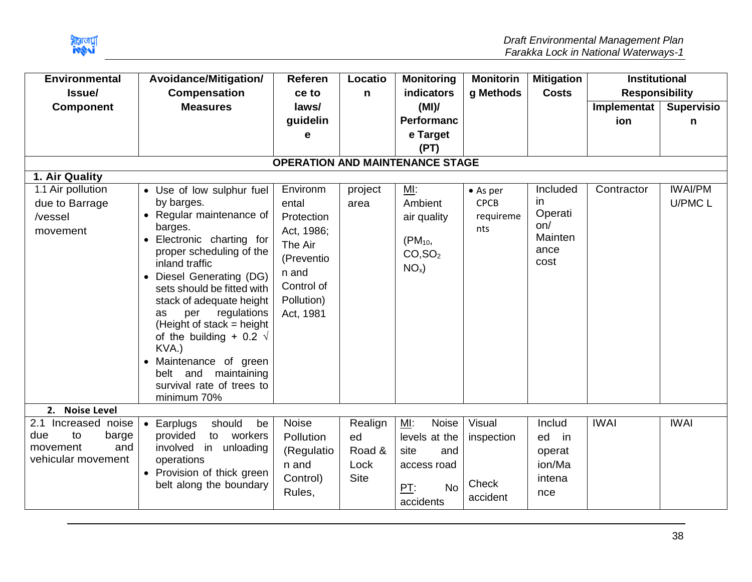| Environmental Issue/ Component | Avoidance/Mitigation/ Compensation Measures | Reference to laws/ guideline | Location | Monitoring indicators (MI)/ Performance Target (PT) | Monitoring Methods | Mitigation Costs | Institutional Responsibility | |
|---|---|---|---|---|---|---|---|---|
| | | | | | | | Implementation | Supervision |
| **OPERATION AND MAINTENANCE STAGE** | | | | | | | | |
| **1. Air Quality** | | | | | | | | |
| 1.1 Air pollution due to Barrage /vessel movement | • Use of low sulphur fuel by barges.<br>• Regular maintenance of barges.<br>• Electronic charting for proper scheduling of the inland traffic<br>• Diesel Generating (DG) sets should be fitted with stack of adequate height as per regulations (Height of stack = height of the building + 0.2 √ KVA.)<br>• Maintenance of green belt and maintaining survival rate of trees to minimum 70% | Environmental Protection Act, 1986; The Air (Prevention and Control of Pollution) Act, 1981 | project area | MI: Ambient air quality ($PM_{10}$, CO, $SO_2$, $NO_x$) | • As per CPCB requirements | Included in Operation/ Maintenance cost | Contractor | IWAI/PMU/PMC L |
| **2. Noise Level** | | | | | | | | |
| 2.1 Increased noise due to barge movement and vehicular movement | • Earplugs should be provided to workers involved in unloading operations<br>• Provision of thick green belt along the boundary | Noise Pollution (Regulation and Control) Rules, | Realigned Road & Lock Site | MI: Noise levels at the site and access road<br><br>PT: No accidents | Visual inspection<br><br>Check accident | Included in operation/Maintenance | IWAI | IWAI |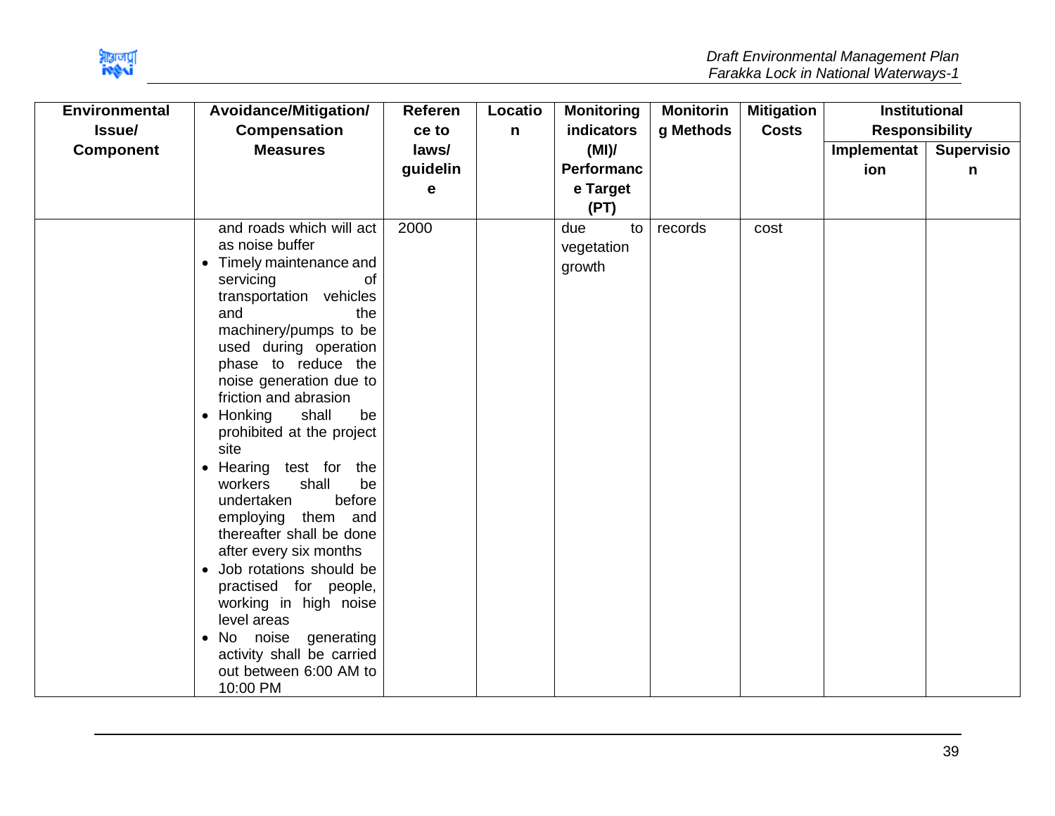| Environmental Issue/ Component | Avoidance/Mitigation/ Compensation Measures | Reference to laws/ guideline | Location | Monitoring indicators (MI)/ Performance Target (PT) | Monitoring Methods | Mitigation Costs | Institutional Responsibility | |
|---|---|---|---|---|---|---|---|---|
| | | | | | | | Implementation | Supervision |
| | and roads which will act as noise buffer<br>• Timely maintenance and servicing of transportation vehicles and the machinery/pumps to be used during operation phase to reduce the noise generation due to friction and abrasion<br>• Honking shall be prohibited at the project site<br>• Hearing test for the workers shall be undertaken before employing them and thereafter shall be done after every six months<br>• Job rotations should be practised for people, working in high noise level areas<br>• No noise generating activity shall be carried out between 6:00 AM to 10:00 PM | 2000 | | due to vegetation growth | records | cost | | |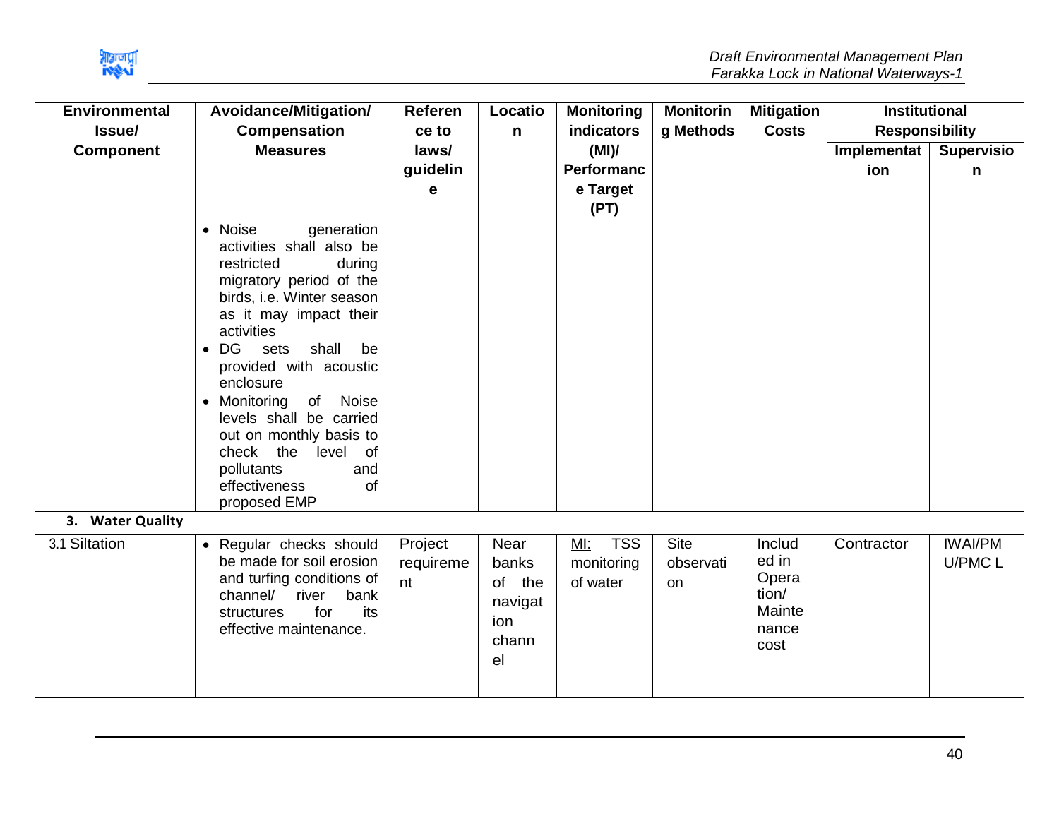| Environmental Issue/ Component | Avoidance/Mitigation/ Compensation Measures | Reference to laws/ guideline | Location | Monitoring indicators (MI)/ Performance Target (PT) | Monitoring Methods | Mitigation Costs | Institutional Responsibility | |
|---|---|---|---|---|---|---|---|---|
| | | | | | | | Implementation | Supervision |
| | • Noise generation activities shall also be restricted during migratory period of the birds, i.e. Winter season as it may impact their activities<br>• DG sets shall be provided with acoustic enclosure<br>• Monitoring of Noise levels shall be carried out on monthly basis to check the level of pollutants and effectiveness of proposed EMP | | | | | | | |
| **3. Water Quality** | | | | | | | | |
| 3.1 Siltation | • Regular checks should be made for soil erosion and turfing conditions of channel/ river bank structures for its effective maintenance. | Project requirement | Near banks of the navigation channel | MI: TSS monitoring of water | Site observation | Included in Operation/ Maintenance cost | Contractor | IWAI/PMU/PMC L |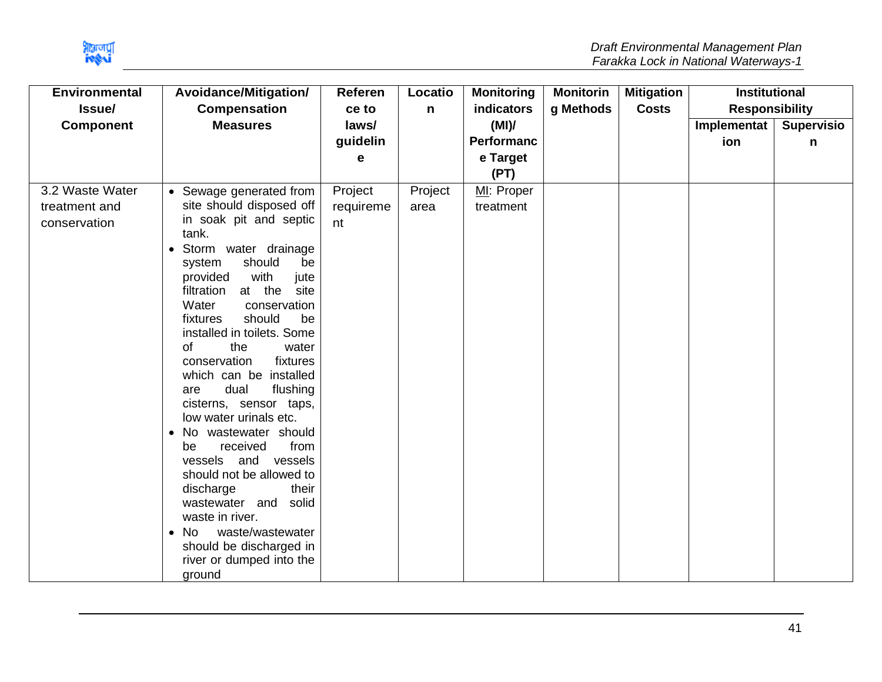| Environmental Issue/ Component | Avoidance/Mitigation/ Compensation Measures | Reference to laws/ guideline | Location | Monitoring indicators (MI)/ Performance Target (PT) | Monitoring Methods | Mitigation Costs | Institutional Responsibility | |
|---|---|---|---|---|---|---|---|---|
| | | | | | | | Implementation | Supervision |
| 3.2 Waste Water treatment and conservation | • Sewage generated from site should disposed off in soak pit and septic tank.<br>• Storm water drainage system should be provided with jute filtration at the site Water conservation fixtures should be installed in toilets. Some of the water conservation fixtures which can be installed are dual flushing cisterns, sensor taps, low water urinals etc.<br>• No wastewater should be received from vessels and vessels should not be allowed to discharge their wastewater and solid waste in river.<br>• No waste/wastewater should be discharged in river or dumped into the ground | Project requirement | Project area | MI: Proper treatment | | | | |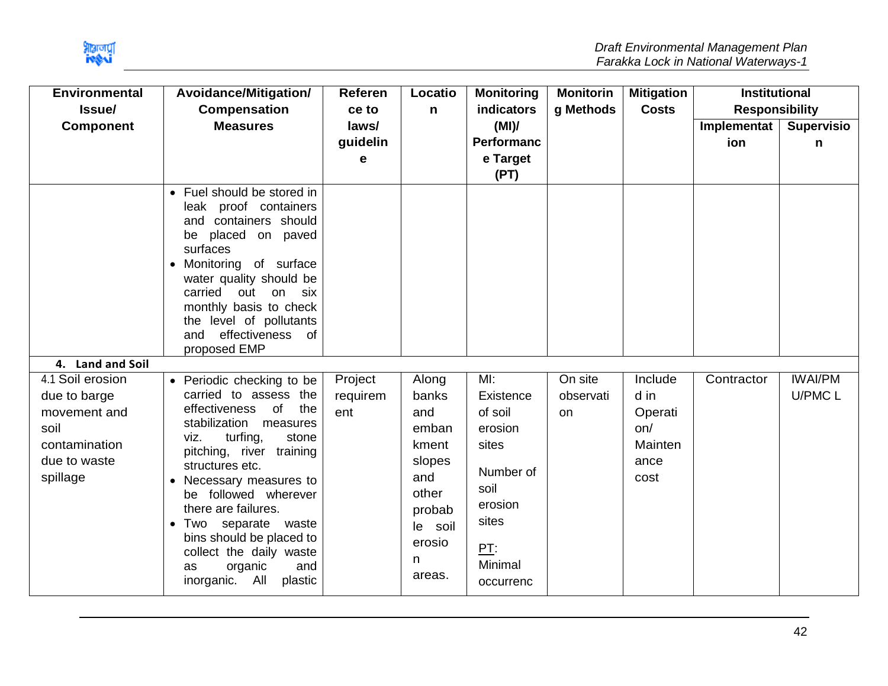| Environmental Issue/ Component | Avoidance/Mitigation/ Compensation Measures | Reference to laws/ guideline | Location | Monitoring indicators (MI)/ Performance Target (PT) | Monitoring Methods | Mitigation Costs | Institutional Responsibility | |
|---|---|---|---|---|---|---|---|---|
| | | | | | | | Implementation | Supervision |
| | • Fuel should be stored in leak proof containers and containers should be placed on paved surfaces<br>• Monitoring of surface water quality should be carried out on six monthly basis to check the level of pollutants and effectiveness of proposed EMP | | | | | | | |
| **4. Land and Soil** | | | | | | | | |
| 4.1 Soil erosion due to barge movement and soil contamination due to waste spillage | • Periodic checking to be carried to assess the effectiveness of the stabilization measures viz. turfing, stone pitching, river training structures etc.<br>• Necessary measures to be followed wherever there are failures.<br>• Two separate waste bins should be placed to collect the daily waste as organic and inorganic. All plastic | Project requirement | Along banks and embankment slopes and other probable soil erosion areas. | MI: Existence of soil erosion sites<br><br>Number of soil erosion sites<br><br>PT: Minimal occurrenc | On site observation | Included in Operation/ Maintenance cost | Contractor | IWAI/PMU/PMC L |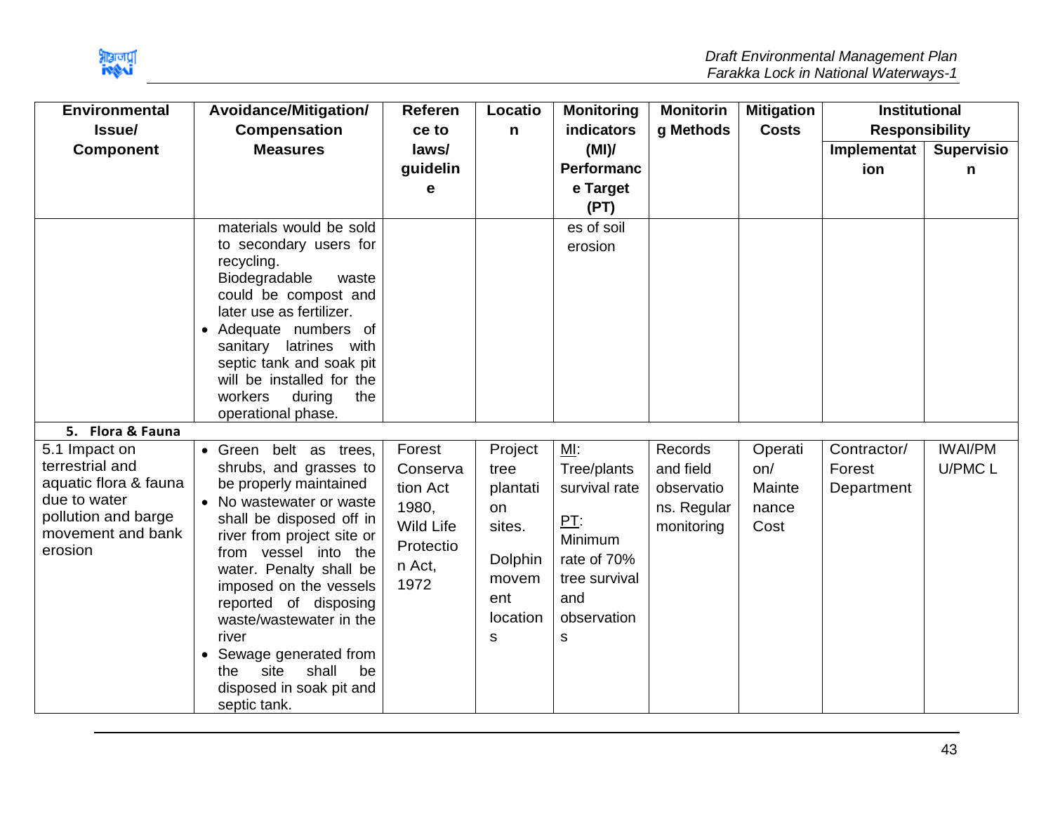| Environmental Issue/ Component | Avoidance/Mitigation/ Compensation Measures | Reference to laws/ guideline | Location | Monitoring indicators (MI)/ Performance Target (PT) | Monitoring Methods | Mitigation Costs | Institutional Responsibility | |
|---|---|---|---|---|---|---|---|---|
| | | | | | | | Implementation | Supervision |
| | materials would be sold to secondary users for recycling. Biodegradable waste could be compost and later use as fertilizer. <br>• Adequate numbers of sanitary latrines with septic tank and soak pit will be installed for the workers during the operational phase. | | | es of soil erosion | | | | |
| **5. Flora & Fauna** | | | | | | | | |
| 5.1 Impact on terrestrial and aquatic flora & fauna due to water pollution and barge movement and bank erosion | • Green belt as trees, shrubs, and grasses to be properly maintained <br>• No wastewater or waste shall be disposed off in river from project site or from vessel into the water. Penalty shall be imposed on the vessels reported of disposing waste/wastewater in the river <br>• Sewage generated from the site shall be disposed in soak pit and septic tank. | Forest Conservation Act 1980, Wild Life Protection Act, 1972 | Project tree plantation sites. <br>Dolphin movement locations | MI: Tree/plants survival rate <br>PT: Minimum rate of 70% tree survival and observations | Records and field observations. Regular monitoring | Operation/ Maintenance Cost | Contractor/ Forest Department | IWAI/PMU/PMC L |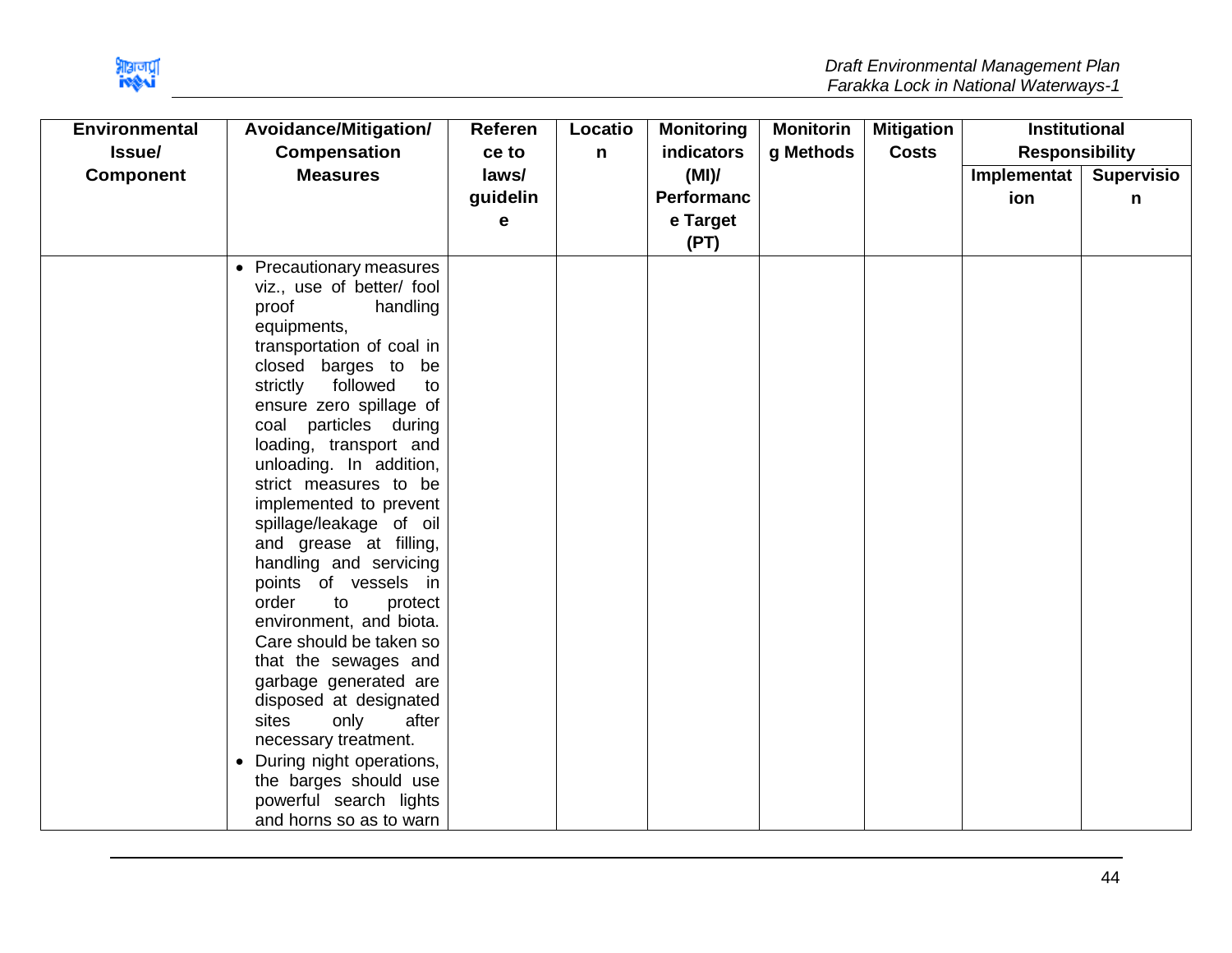| Environmental Issue/ Component | Avoidance/Mitigation/ Compensation Measures | Reference to laws/ guideline | Location | Monitoring indicators (MI)/ Performance Target (PT) | Monitoring Methods | Mitigation Costs | Institutional Responsibility | |
|---|---|---|---|---|---|---|---|---|
| | | | | | | | Implementation | Supervision |
| | • Precautionary measures viz., use of better/ fool proof handling equipments, transportation of coal in closed barges to be strictly followed to ensure zero spillage of coal particles during loading, transport and unloading. In addition, strict measures to be implemented to prevent spillage/leakage of oil and grease at filling, handling and servicing points of vessels in order to protect environment, and biota. Care should be taken so that the sewages and garbage generated are disposed at designated sites only after necessary treatment.<br>• During night operations, the barges should use powerful search lights and horns so as to warn | | | | | | | |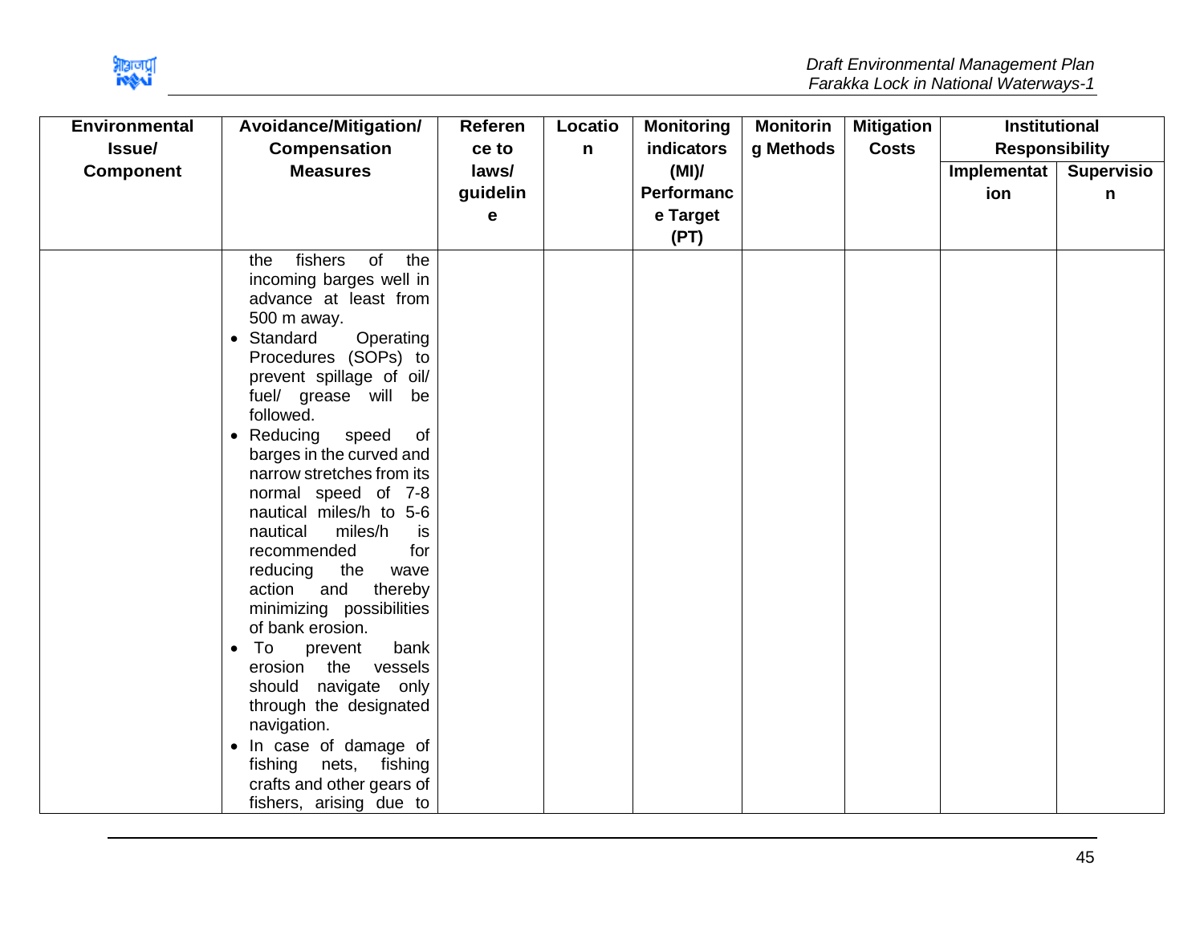| Environmental Issue/ Component | Avoidance/Mitigation/ Compensation Measures | Reference to laws/ guideline | Location | Monitoring indicators (MI)/ Performance Target (PT) | Monitoring Methods | Mitigation Costs | Institutional Responsibility | |
|---|---|---|---|---|---|---|---|---|
| | | | | | | | Implementation | Supervision |
| | the fishers of the incoming barges well in advance at least from 500 m away.<br>• Standard Operating Procedures (SOPs) to prevent spillage of oil/ fuel/ grease will be followed.<br>• Reducing speed of barges in the curved and narrow stretches from its normal speed of 7-8 nautical miles/h to 5-6 nautical miles/h is recommended for reducing the wave action and thereby minimizing possibilities of bank erosion.<br>• To prevent bank erosion the vessels should navigate only through the designated navigation.<br>• In case of damage of fishing nets, fishing crafts and other gears of fishers, arising due to | | | | | | | |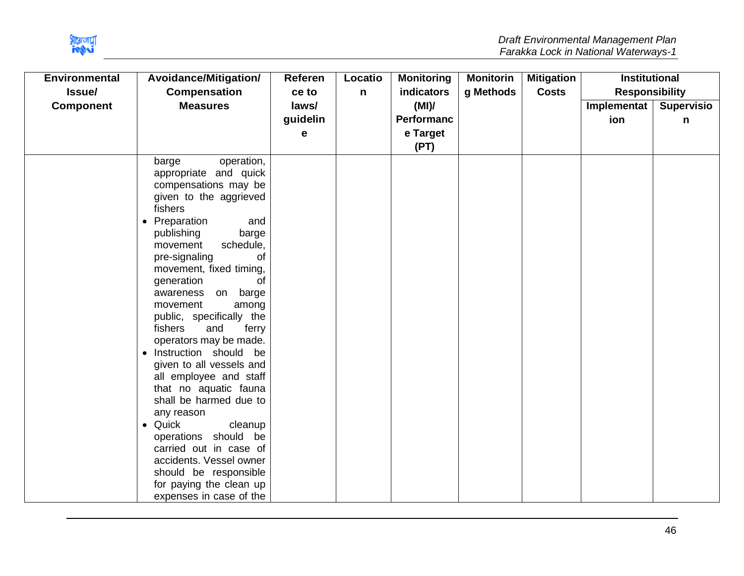| Environmental Issue/ Component | Avoidance/Mitigation/ Compensation Measures | Reference to laws/ guideline | Location | Monitoring indicators (MI)/ Performance Target (PT) | Monitoring Methods | Mitigation Costs | Institutional Responsibility | |
|---|---|---|---|---|---|---|---|---|
| | | | | | | | Implementation | Supervision |
| | barge operation, appropriate and quick compensations may be given to the aggrieved fishers<br>• Preparation and publishing barge movement schedule, pre-signaling of movement, fixed timing, generation of awareness on barge movement among public, specifically the fishers and ferry operators may be made.<br>• Instruction should be given to all vessels and all employee and staff that no aquatic fauna shall be harmed due to any reason<br>• Quick cleanup operations should be carried out in case of accidents. Vessel owner should be responsible for paying the clean up expenses in case of the | | | | | | | |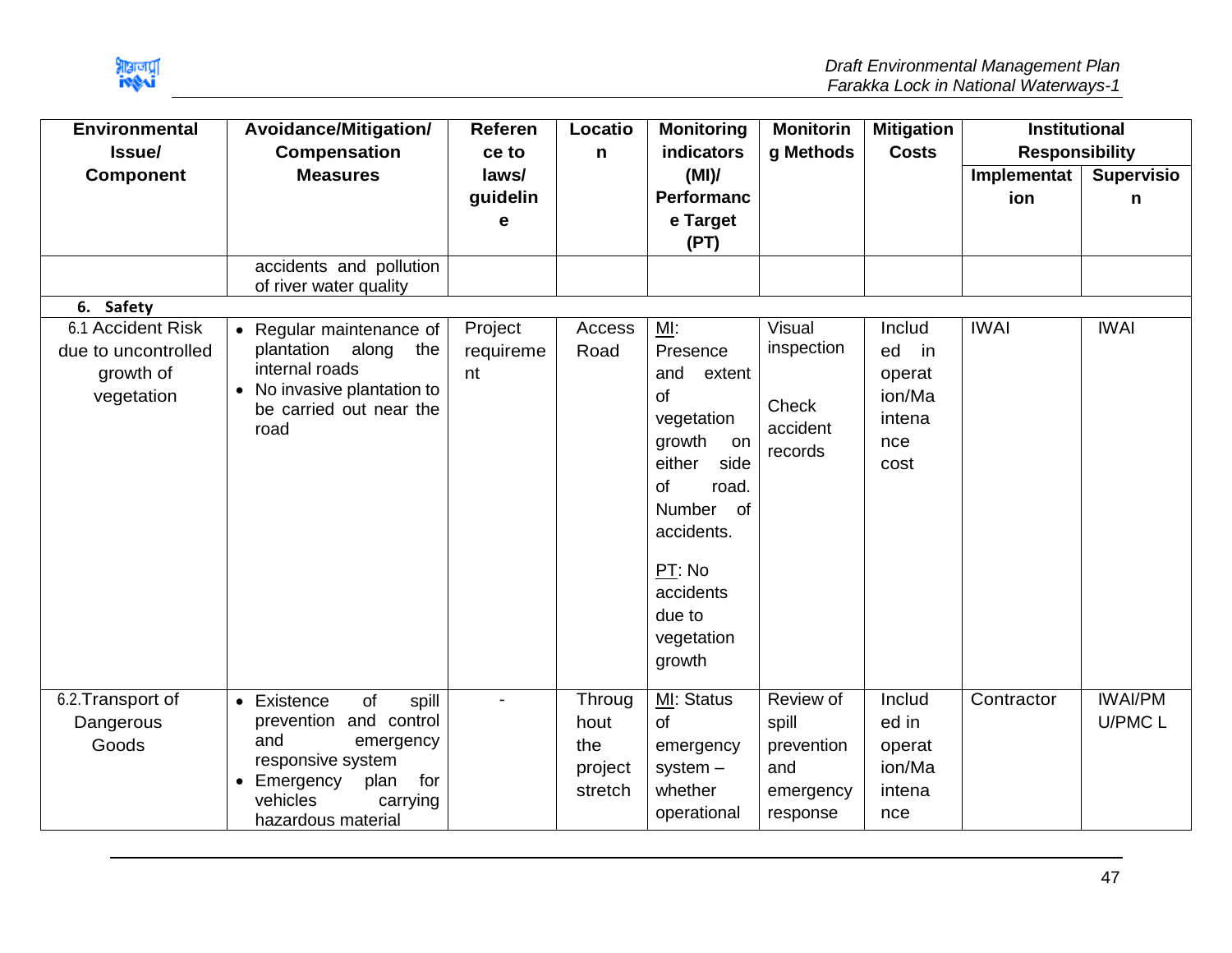| Environmental Issue/ Component | Avoidance/Mitigation/ Compensation Measures | Reference to laws/ guideline | Location | Monitoring indicators (MI)/ Performance Target (PT) | Monitoring Methods | Mitigation Costs | Institutional Responsibility | |
|---|---|---|---|---|---|---|---|---|
| | | | | | | | Implementation | Supervision |
| | accidents and pollution of river water quality | | | | | | | |
| **6. Safety** | | | | | | | | |
| 6.1 Accident Risk due to uncontrolled growth of vegetation | • Regular maintenance of plantation along the internal roads<br>• No invasive plantation to be carried out near the road | Project requirement | Access Road | MI: Presence and extent of vegetation growth on either side of road. Number of accidents.<br><br>PT: No accidents due to vegetation growth | Visual inspection<br><br>Check accident records | Included in operation/Maintenance cost | IWAI | IWAI |
| 6.2.Transport of Dangerous Goods | • Existence of spill prevention and control and emergency responsive system<br>• Emergency plan for vehicles carrying hazardous material | - | Throughout the project stretch | MI: Status of emergency system – whether operational | Review of spill prevention and emergency response | Included in operation/Maintenance | Contractor | IWAI/PMU/PMC L |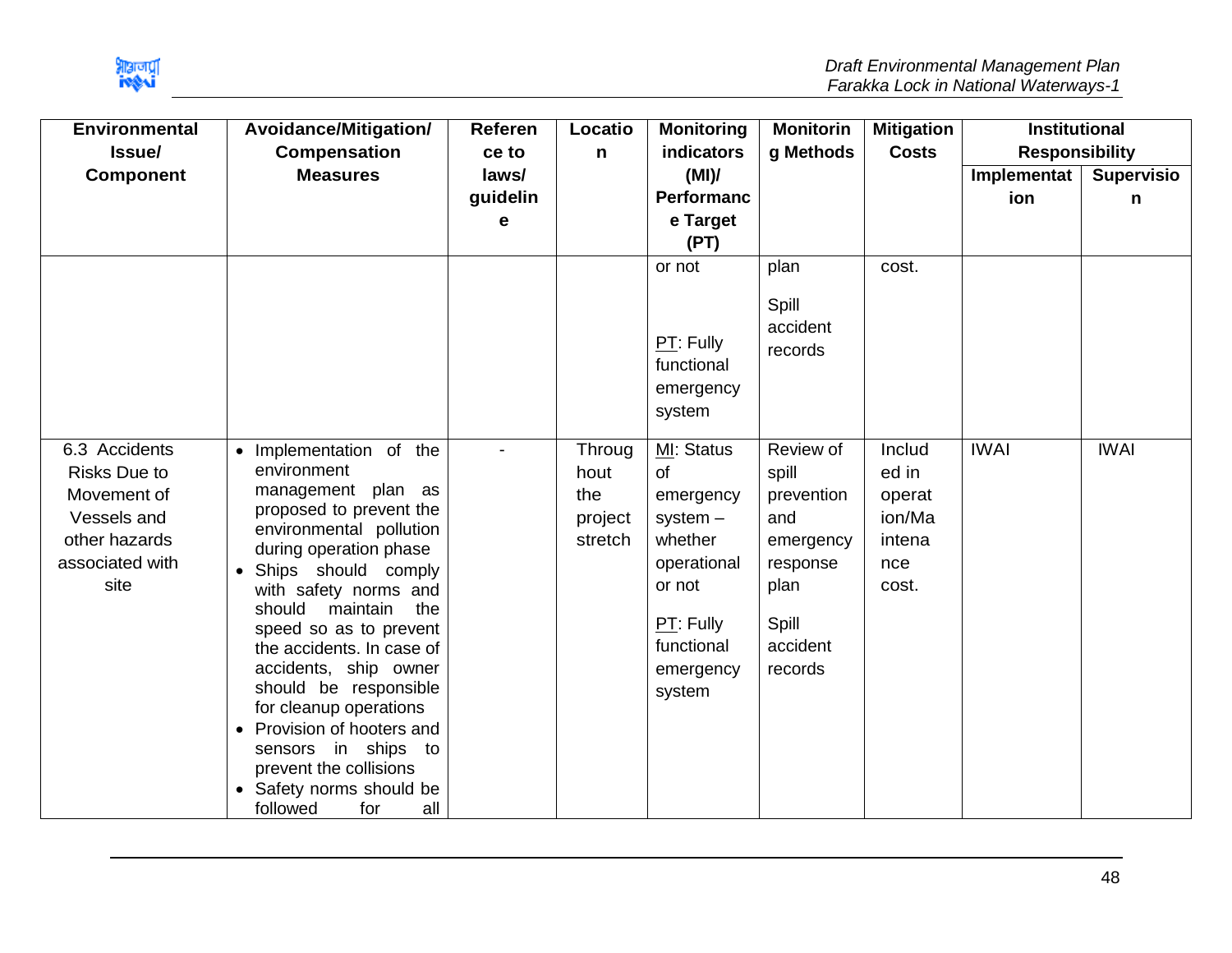| Environmental Issue/ Component | Avoidance/Mitigation/ Compensation Measures | Reference to laws/ guideline | Location | Monitoring indicators (MI)/ Performance Target (PT) | Monitoring Methods | Mitigation Costs | Institutional Responsibility | |
|---|---|---|---|---|---|---|---|---|
| | | | | | | | Implementation | Supervision |
| | | | | or not<br><br>PT: Fully functional emergency system | plan<br><br>Spill accident records | cost. | | |
| 6.3 Accidents Risks Due to Movement of Vessels and other hazards associated with site | • Implementation of the environment management plan as proposed to prevent the environmental pollution during operation phase<br>• Ships should comply with safety norms and should maintain the speed so as to prevent the accidents. In case of accidents, ship owner should be responsible for cleanup operations<br>• Provision of hooters and sensors in ships to prevent the collisions<br>• Safety norms should be followed for all | - | Throughout the project stretch | MI: Status of emergency system – whether operational or not<br><br>PT: Fully functional emergency system | Review of spill prevention and emergency response plan<br><br>Spill accident records | Included in operation/Maintenance cost. | IWAI | IWAI |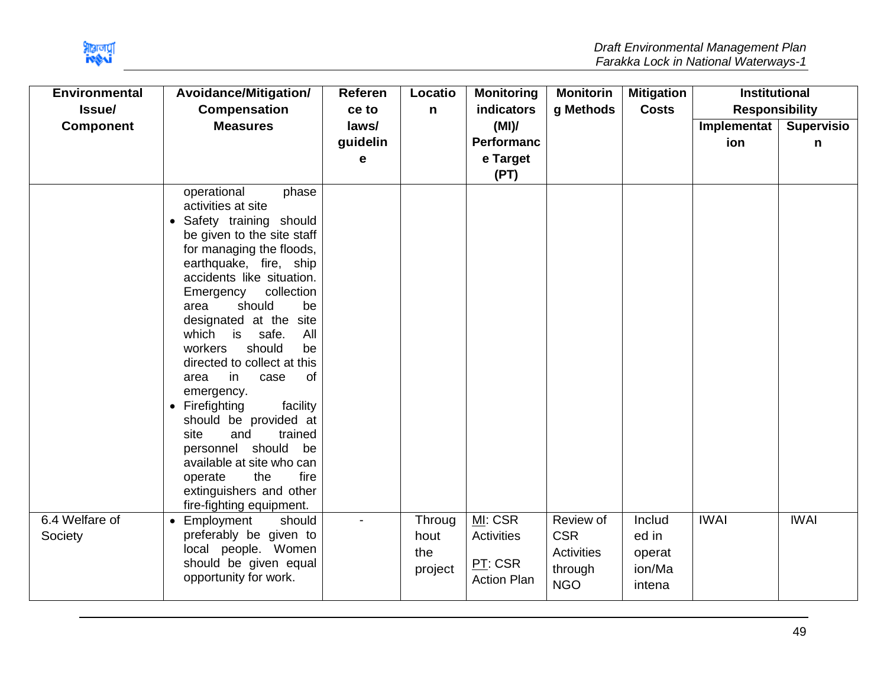| Environmental Issue/ Component | Avoidance/Mitigation/ Compensation Measures | Reference to laws/ guideline | Location | Monitoring indicators (MI)/ Performance Target (PT) | Monitoring Methods | Mitigation Costs | Institutional Responsibility | |
|---|---|---|---|---|---|---|---|---|
| | | | | | | | Implementation | Supervision |
| | operational phase activities at site<br>• Safety training should be given to the site staff for managing the floods, earthquake, fire, ship accidents like situation. Emergency collection area should be designated at the site which is safe. All workers should be directed to collect at this area in case of emergency.<br>• Firefighting facility should be provided at site and trained personnel should be available at site who can operate the fire extinguishers and other fire-fighting equipment. | | | | | | | |
| 6.4 Welfare of Society | • Employment should preferably be given to local people. Women should be given equal opportunity for work. | - | Throughout the project | MI: CSR Activities<br>PT: CSR Action Plan | Review of CSR Activities through NGO | Included in operation/Maintena | IWAI | IWAI |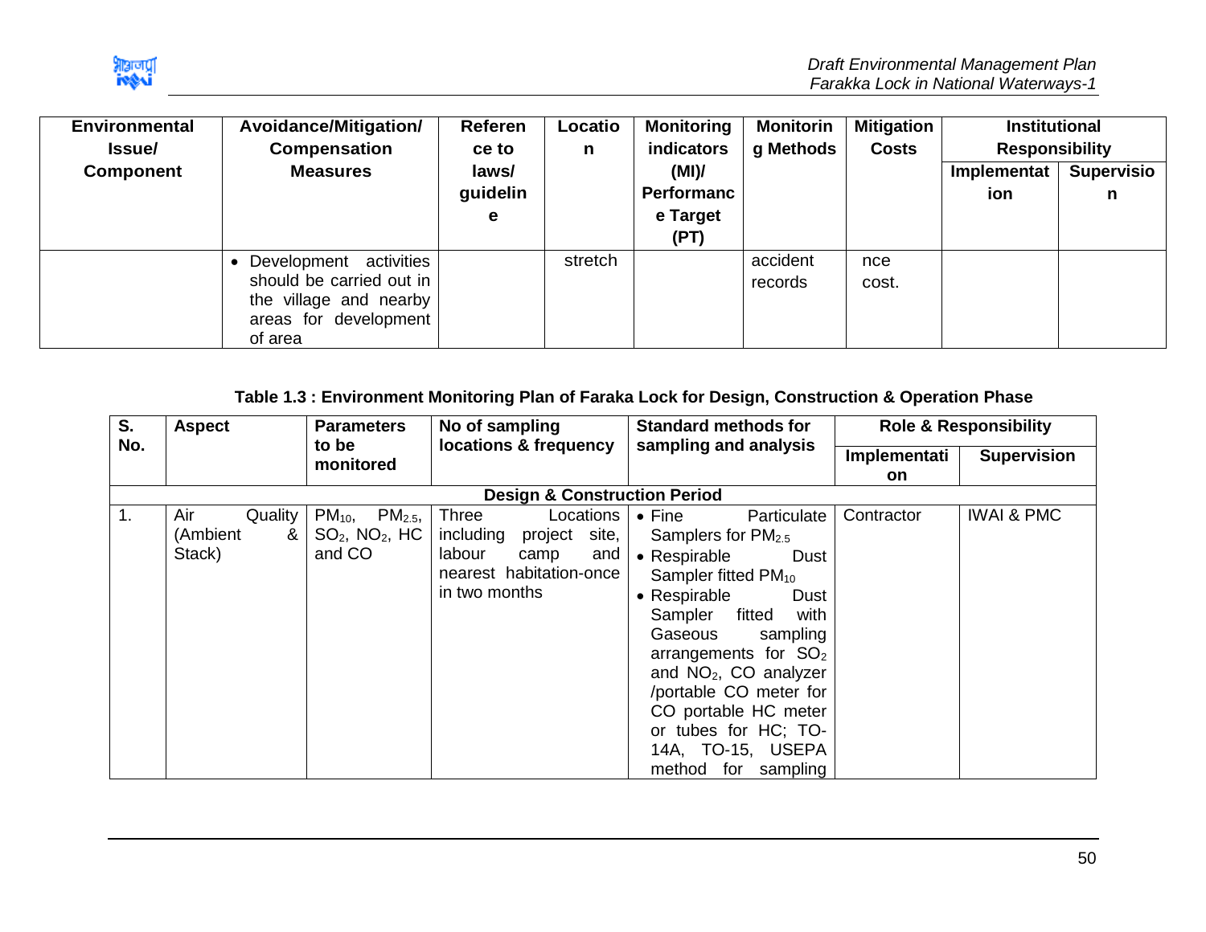| Environmental Issue/ Component | Avoidance/Mitigation/ Compensation Measures | Reference to laws/ guideline | Location | Monitoring indicators (MI)/ Performance Target (PT) | Monitoring Methods | Mitigation Costs | Institutional Responsibility | |
|---|---|---|---|---|---|---|---|---|
| | | | | | | | Implementation | Supervision |
| | • Development activities should be carried out in the village and nearby areas for development of area | | stretch | | accident records | nce cost. | | |

**Table 1.3 : Environment Monitoring Plan of Faraka Lock for Design, Construction & Operation Phase**

| S. No. | Aspect | Parameters to be monitored | No of sampling locations & frequency | Standard methods for sampling and analysis | Role & Responsibility | |
|---|---|---|---|---|---|---|
| | | | | | Implementation | Supervision |
| **Design & Construction Period** | | | | | | |
| 1. | Air Quality (Ambient & Stack) | $PM_{10}$, $PM_{2.5}$, $SO_2$, $NO_2$, HC and CO | Three Locations including project site, labour camp and nearest habitation-once in two months | • Fine Particulate Samplers for $PM_{2.5}$<br>• Respirable Dust Sampler fitted $PM_{10}$<br>• Respirable Dust Sampler fitted with Gaseous sampling arrangements for $SO_2$ and $NO_2$, CO analyzer /portable CO meter for CO portable HC meter or tubes for HC; TO-14A, TO-15, USEPA method for sampling | Contractor | IWAI & PMC |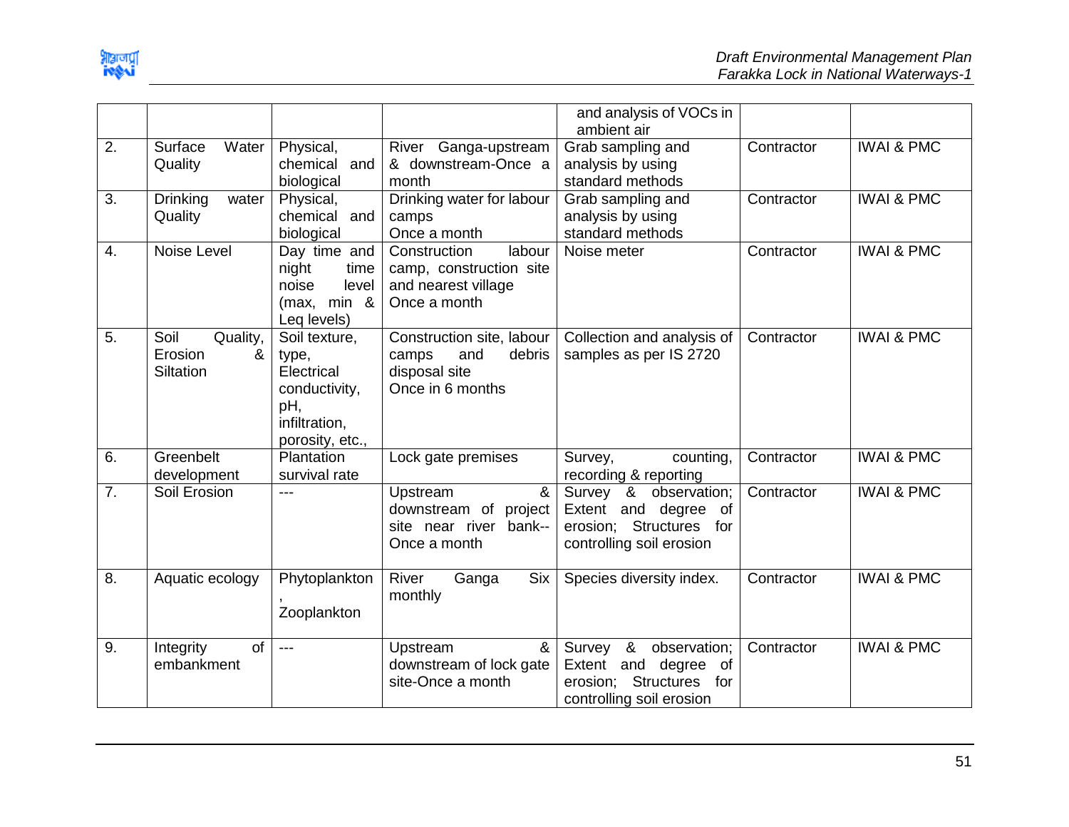| | | | | and analysis of VOCs in ambient air | | |
|---|---|---|---|---|---|---|
| 2. | Surface Water Quality | Physical, chemical and biological | River Ganga-upstream & downstream-Once a month | Grab sampling and analysis by using standard methods | Contractor | IWAI & PMC |
| 3. | Drinking water Quality | Physical, chemical and biological | Drinking water for labour camps Once a month | Grab sampling and analysis by using standard methods | Contractor | IWAI & PMC |
| 4. | Noise Level | Day time and night time noise level (max, min & Leq levels) | Construction labour camp, construction site and nearest village Once a month | Noise meter | Contractor | IWAI & PMC |
| 5. | Soil Quality, Erosion & Siltation | Soil texture, type, Electrical conductivity, pH, infiltration, porosity, etc., | Construction site, labour camps and debris disposal site Once in 6 months | Collection and analysis of samples as per IS 2720 | Contractor | IWAI & PMC |
| 6. | Greenbelt development | Plantation survival rate | Lock gate premises | Survey, counting, recording & reporting | Contractor | IWAI & PMC |
| 7. | Soil Erosion | --- | Upstream & downstream of project site near river bank-- Once a month | Survey & observation; Extent and degree of erosion; Structures for controlling soil erosion | Contractor | IWAI & PMC |
| 8. | Aquatic ecology | Phytoplankton, Zooplankton | River Ganga Six monthly | Species diversity index. | Contractor | IWAI & PMC |
| 9. | Integrity of embankment | --- | Upstream & downstream of lock gate site-Once a month | Survey & observation; Extent and degree of erosion; Structures for controlling soil erosion | Contractor | IWAI & PMC |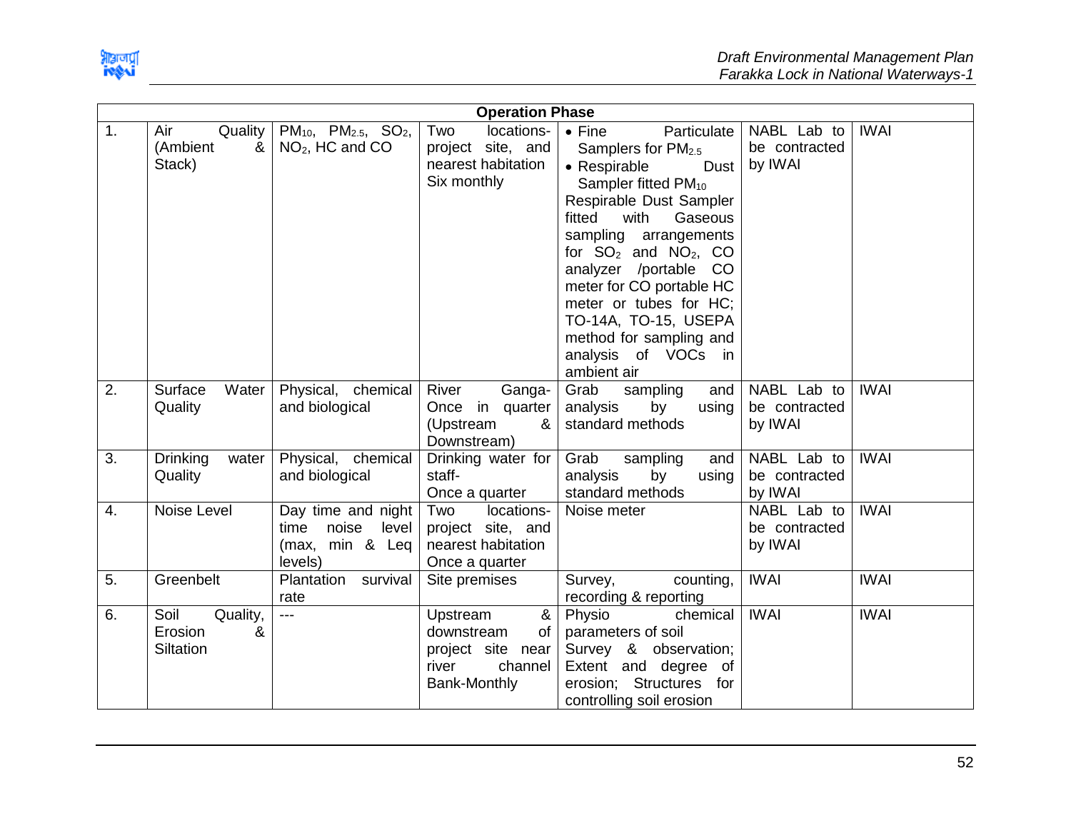| Operation Phase | | | | | | |
|---|---|---|---|---|---|---|
| 1. | Air Quality (Ambient & Stack) | $PM_{10}$, $PM_{2.5}$, $SO_2$, $NO_2$, HC and CO | Two locations- project site, and nearest habitation Six monthly | • Fine Particulate Samplers for $PM_{2.5}$ • Respirable Dust Sampler fitted $PM_{10}$ Respirable Dust Sampler fitted with Gaseous sampling arrangements for $SO_2$ and $NO_2$, CO analyzer /portable CO meter for CO portable HC meter or tubes for HC; TO-14A, TO-15, USEPA method for sampling and analysis of VOCs in ambient air | NABL Lab to be contracted by IWAI | IWAI |
| 2. | Surface Water Quality | Physical, chemical and biological | River Ganga- Once in quarter (Upstream & Downstream) | Grab sampling and analysis by using standard methods | NABL Lab to be contracted by IWAI | IWAI |
| 3. | Drinking water Quality | Physical, chemical and biological | Drinking water for staff- Once a quarter | Grab sampling and analysis by using standard methods | NABL Lab to be contracted by IWAI | IWAI |
| 4. | Noise Level | Day time and night time noise level (max, min & Leq levels) | Two locations- project site, and nearest habitation Once a quarter | Noise meter | NABL Lab to be contracted by IWAI | IWAI |
| 5. | Greenbelt | Plantation survival rate | Site premises | Survey, counting, recording & reporting | IWAI | IWAI |
| 6. | Soil Quality, Erosion & Siltation | --- | Upstream & downstream of project site near river channel Bank-Monthly | Physio chemical parameters of soil Survey & observation; Extent and degree of erosion; Structures for controlling soil erosion | IWAI | IWAI |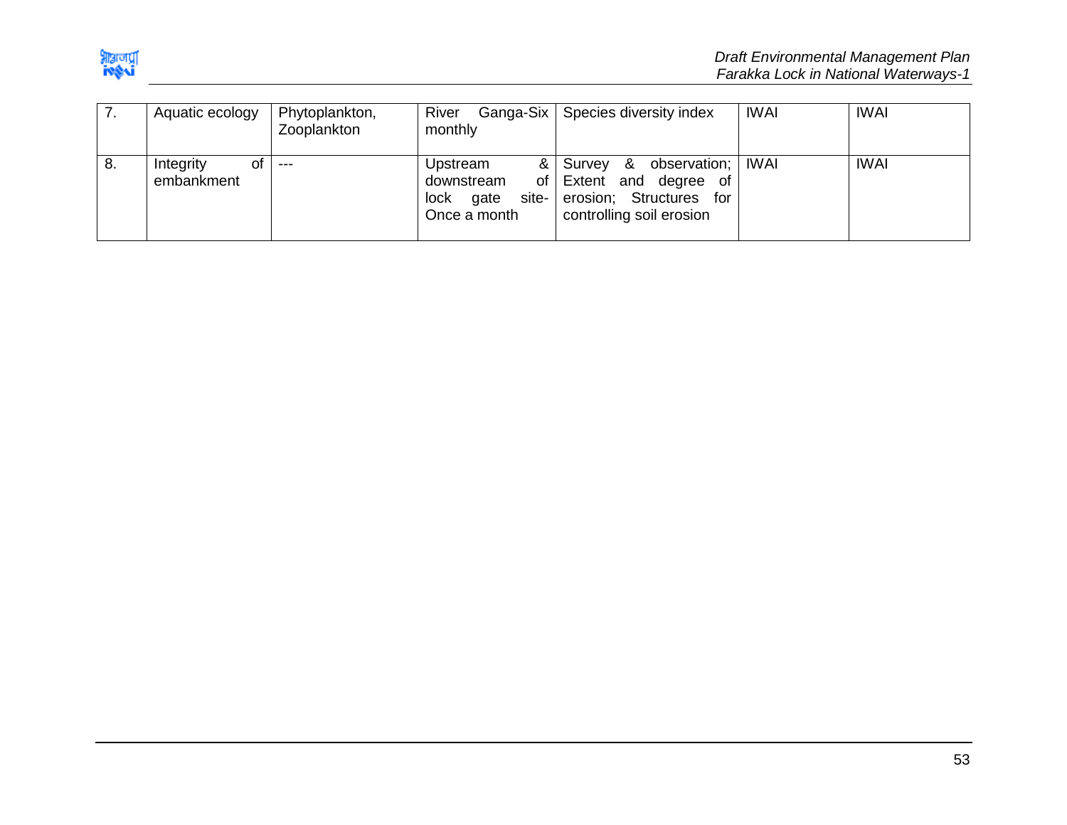| 7. | Aquatic ecology | Phytoplankton, Zooplankton | River Ganga-Six monthly | Species diversity index | IWAI | IWAI |
|---|---|---|---|---|---|---|
| 8. | Integrity of embankment | --- | Upstream & downstream of lock gate site-Once a month | Survey & observation; Extent and degree of erosion; Structures for controlling soil erosion | IWAI | IWAI |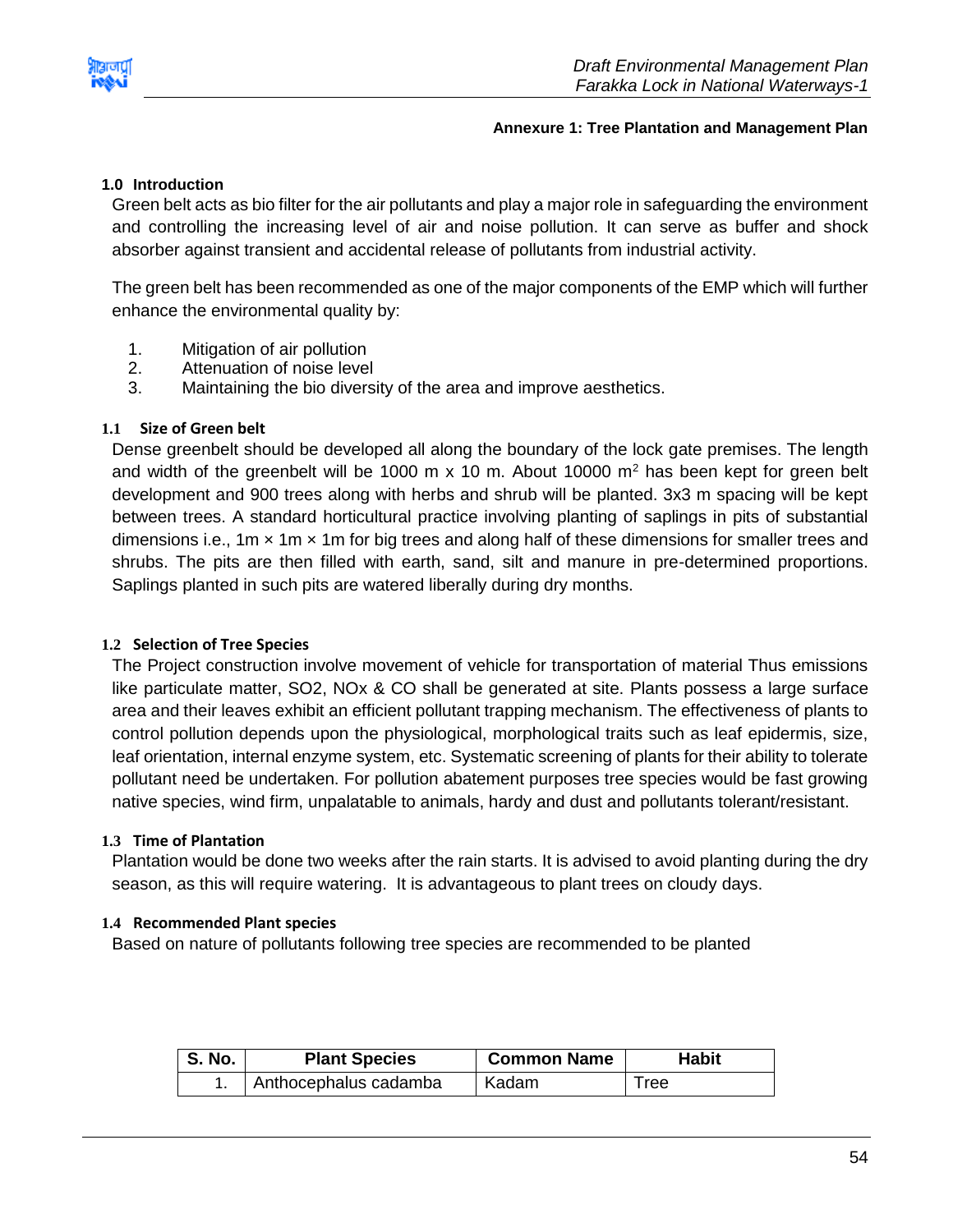**Annexure 1: Tree Plantation and Management Plan**

## 1.0 Introduction

Green belt acts as bio filter for the air pollutants and play a major role in safeguarding the environment and controlling the increasing level of air and noise pollution. It can serve as buffer and shock absorber against transient and accidental release of pollutants from industrial activity.

The green belt has been recommended as one of the major components of the EMP which will further enhance the environmental quality by:

1. Mitigation of air pollution
2. Attenuation of noise level
3. Maintaining the bio diversity of the area and improve aesthetics.

### 1.1 Size of Green belt

Dense greenbelt should be developed all along the boundary of the lock gate premises. The length and width of the greenbelt will be 1000 m x 10 m. About 10000 $m^2$ has been kept for green belt development and 900 trees along with herbs and shrub will be planted. 3x3 m spacing will be kept between trees. A standard horticultural practice involving planting of saplings in pits of substantial dimensions i.e., 1m × 1m × 1m for big trees and along half of these dimensions for smaller trees and shrubs. The pits are then filled with earth, sand, silt and manure in pre-determined proportions. Saplings planted in such pits are watered liberally during dry months.

### 1.2 Selection of Tree Species

The Project construction involve movement of vehicle for transportation of material Thus emissions like particulate matter, SO2, NOx & CO shall be generated at site. Plants possess a large surface area and their leaves exhibit an efficient pollutant trapping mechanism. The effectiveness of plants to control pollution depends upon the physiological, morphological traits such as leaf epidermis, size, leaf orientation, internal enzyme system, etc. Systematic screening of plants for their ability to tolerate pollutant need be undertaken. For pollution abatement purposes tree species would be fast growing native species, wind firm, unpalatable to animals, hardy and dust and pollutants tolerant/resistant.

### 1.3 Time of Plantation

Plantation would be done two weeks after the rain starts. It is advised to avoid planting during the dry season, as this will require watering. It is advantageous to plant trees on cloudy days.

### 1.4 Recommended Plant species

Based on nature of pollutants following tree species are recommended to be planted

| S. No. | Plant Species | Common Name | Habit |
|---|---|---|---|
| 1. | Anthocephalus cadamba | Kadam | Tree |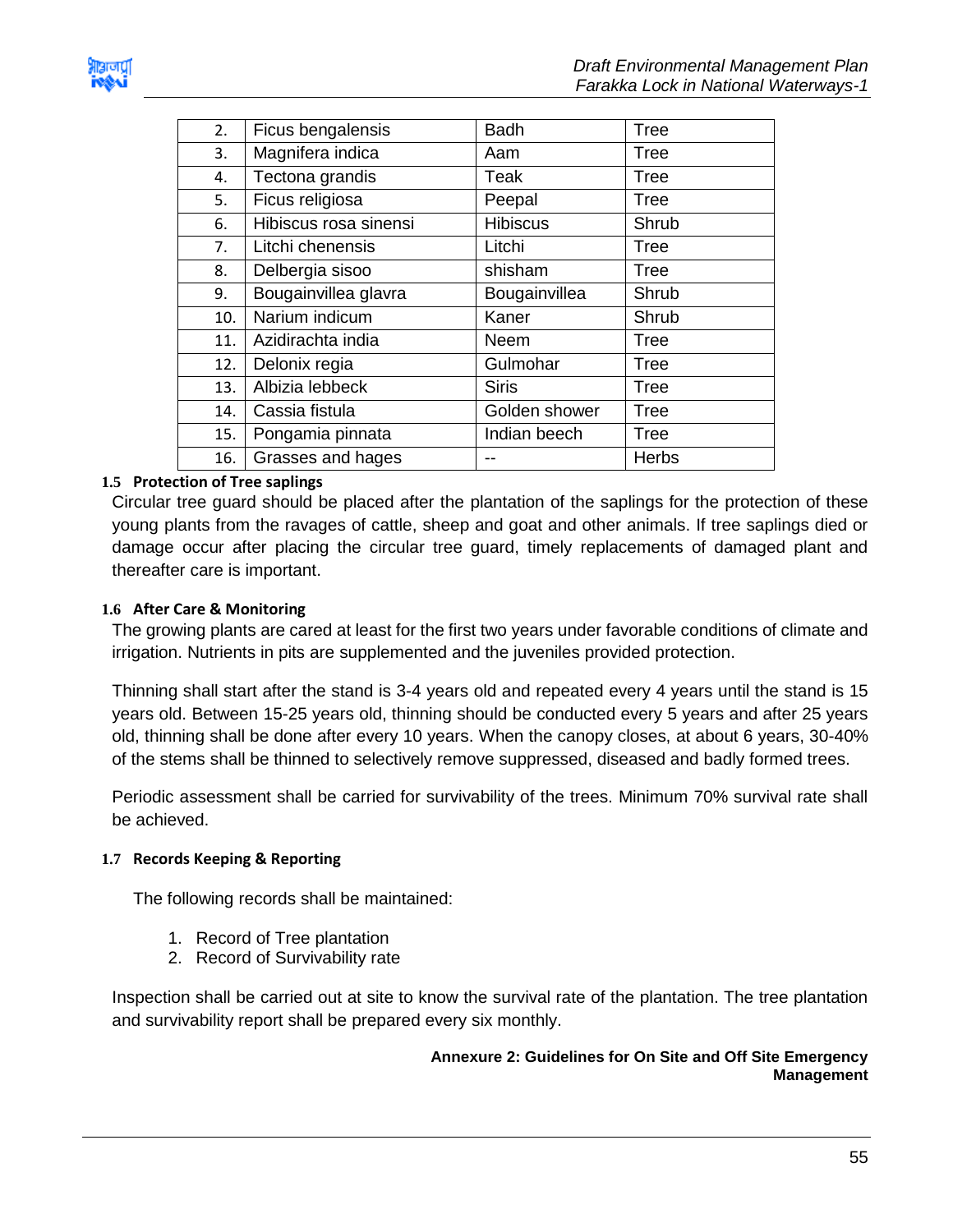| 2. | Ficus bengalensis | Badh | Tree |
|---|---|---|---|
| 3. | Magnifera indica | Aam | Tree |
| 4. | Tectona grandis | Teak | Tree |
| 5. | Ficus religiosa | Peepal | Tree |
| 6. | Hibiscus rosa sinensi | Hibiscus | Shrub |
| 7. | Litchi chenensis | Litchi | Tree |
| 8. | Delbergia sisoo | shisham | Tree |
| 9. | Bougainvillea glavra | Bougainvillea | Shrub |
| 10. | Narium indicum | Kaner | Shrub |
| 11. | Azidirachta india | Neem | Tree |
| 12. | Delonix regia | Gulmohar | Tree |
| 13. | Albizia lebbeck | Siris | Tree |
| 14. | Cassia fistula | Golden shower | Tree |
| 15. | Pongamia pinnata | Indian beech | Tree |
| 16. | Grasses and hages | -- | Herbs |

### 1.5 Protection of Tree saplings

Circular tree guard should be placed after the plantation of the saplings for the protection of these young plants from the ravages of cattle, sheep and goat and other animals. If tree saplings died or damage occur after placing the circular tree guard, timely replacements of damaged plant and thereafter care is important.

### 1.6 After Care & Monitoring

The growing plants are cared at least for the first two years under favorable conditions of climate and irrigation. Nutrients in pits are supplemented and the juveniles provided protection.

Thinning shall start after the stand is 3-4 years old and repeated every 4 years until the stand is 15 years old. Between 15-25 years old, thinning should be conducted every 5 years and after 25 years old, thinning shall be done after every 10 years. When the canopy closes, at about 6 years, 30-40% of the stems shall be thinned to selectively remove suppressed, diseased and badly formed trees.

Periodic assessment shall be carried for survivability of the trees. Minimum 70% survival rate shall be achieved.

### 1.7 Records Keeping & Reporting

The following records shall be maintained:

1. Record of Tree plantation
2. Record of Survivability rate

Inspection shall be carried out at site to know the survival rate of the plantation. The tree plantation and survivability report shall be prepared every six monthly.

**Annexure 2: Guidelines for On Site and Off Site Emergency Management**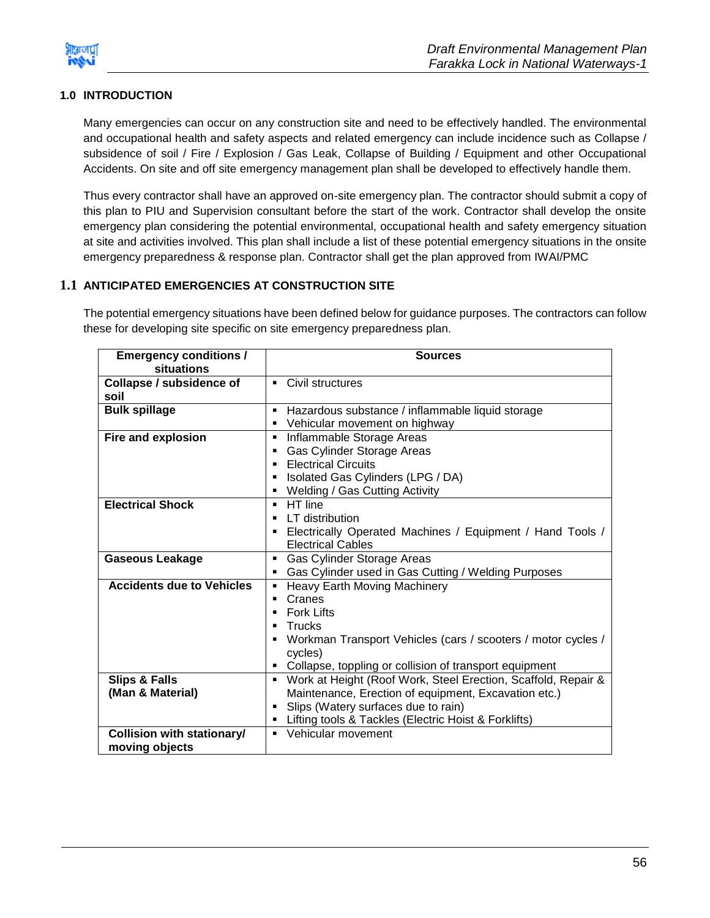## 1.0 INTRODUCTION

Many emergencies can occur on any construction site and need to be effectively handled. The environmental and occupational health and safety aspects and related emergency can include incidence such as Collapse / subsidence of soil / Fire / Explosion / Gas Leak, Collapse of Building / Equipment and other Occupational Accidents. On site and off site emergency management plan shall be developed to effectively handle them.

Thus every contractor shall have an approved on-site emergency plan. The contractor should submit a copy of this plan to PIU and Supervision consultant before the start of the work. Contractor shall develop the onsite emergency plan considering the potential environmental, occupational health and safety emergency situation at site and activities involved. This plan shall include a list of these potential emergency situations in the onsite emergency preparedness & response plan. Contractor shall get the plan approved from IWAI/PMC

### 1.1 ANTICIPATED EMERGENCIES AT CONSTRUCTION SITE

The potential emergency situations have been defined below for guidance purposes. The contractors can follow these for developing site specific on site emergency preparedness plan.

| Emergency conditions / situations | Sources |
|---|---|
| **Collapse / subsidence of soil** | ▪ Civil structures |
| **Bulk spillage** | ▪ Hazardous substance / inflammable liquid storage<br>▪ Vehicular movement on highway |
| **Fire and explosion** | ▪ Inflammable Storage Areas<br>▪ Gas Cylinder Storage Areas<br>▪ Electrical Circuits<br>▪ Isolated Gas Cylinders (LPG / DA)<br>▪ Welding / Gas Cutting Activity |
| **Electrical Shock** | ▪ HT line<br>▪ LT distribution<br>▪ Electrically Operated Machines / Equipment / Hand Tools / Electrical Cables |
| **Gaseous Leakage** | ▪ Gas Cylinder Storage Areas<br>▪ Gas Cylinder used in Gas Cutting / Welding Purposes |
| **Accidents due to Vehicles** | ▪ Heavy Earth Moving Machinery<br>▪ Cranes<br>▪ Fork Lifts<br>▪ Trucks<br>▪ Workman Transport Vehicles (cars / scooters / motor cycles / cycles)<br>▪ Collapse, toppling or collision of transport equipment |
| **Slips & Falls (Man & Material)** | ▪ Work at Height (Roof Work, Steel Erection, Scaffold, Repair & Maintenance, Erection of equipment, Excavation etc.)<br>▪ Slips (Watery surfaces due to rain)<br>▪ Lifting tools & Tackles (Electric Hoist & Forklifts) |
| **Collision with stationary/ moving objects** | ▪ Vehicular movement |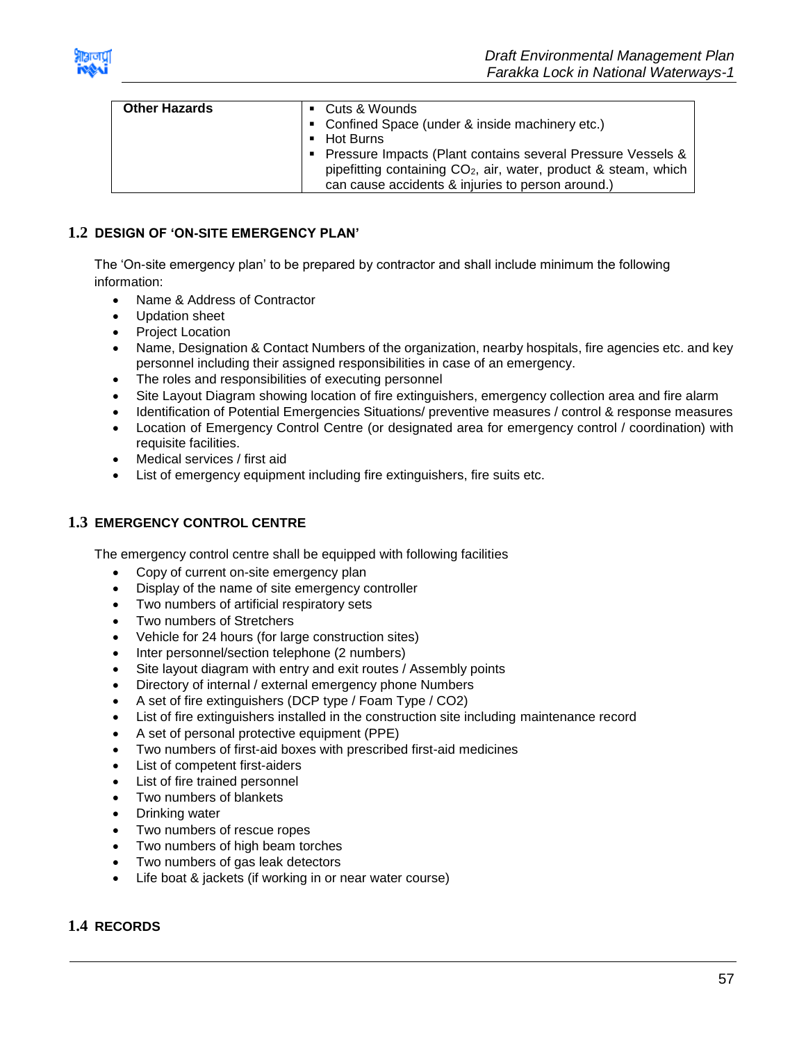| Other Hazards | ▪ Cuts & Wounds<br>▪ Confined Space (under & inside machinery etc.)<br>▪ Hot Burns<br>▪ Pressure Impacts (Plant contains several Pressure Vessels & pipefitting containing $CO_2$, air, water, product & steam, which can cause accidents & injuries to person around.) |
|---|---|

## 1.2 DESIGN OF 'ON-SITE EMERGENCY PLAN'

The 'On-site emergency plan' to be prepared by contractor and shall include minimum the following information:

- Name & Address of Contractor
- Updation sheet
- Project Location
- Name, Designation & Contact Numbers of the organization, nearby hospitals, fire agencies etc. and key personnel including their assigned responsibilities in case of an emergency.
- The roles and responsibilities of executing personnel
- Site Layout Diagram showing location of fire extinguishers, emergency collection area and fire alarm
- Identification of Potential Emergencies Situations/ preventive measures / control & response measures
- Location of Emergency Control Centre (or designated area for emergency control / coordination) with requisite facilities.
- Medical services / first aid
- List of emergency equipment including fire extinguishers, fire suits etc.

## 1.3 EMERGENCY CONTROL CENTRE

The emergency control centre shall be equipped with following facilities

- Copy of current on-site emergency plan
- Display of the name of site emergency controller
- Two numbers of artificial respiratory sets
- Two numbers of Stretchers
- Vehicle for 24 hours (for large construction sites)
- Inter personnel/section telephone (2 numbers)
- Site layout diagram with entry and exit routes / Assembly points
- Directory of internal / external emergency phone Numbers
- A set of fire extinguishers (DCP type / Foam Type / CO2)
- List of fire extinguishers installed in the construction site including maintenance record
- A set of personal protective equipment (PPE)
- Two numbers of first-aid boxes with prescribed first-aid medicines
- List of competent first-aiders
- List of fire trained personnel
- Two numbers of blankets
- Drinking water
- Two numbers of rescue ropes
- Two numbers of high beam torches
- Two numbers of gas leak detectors
- Life boat & jackets (if working in or near water course)

## 1.4 RECORDS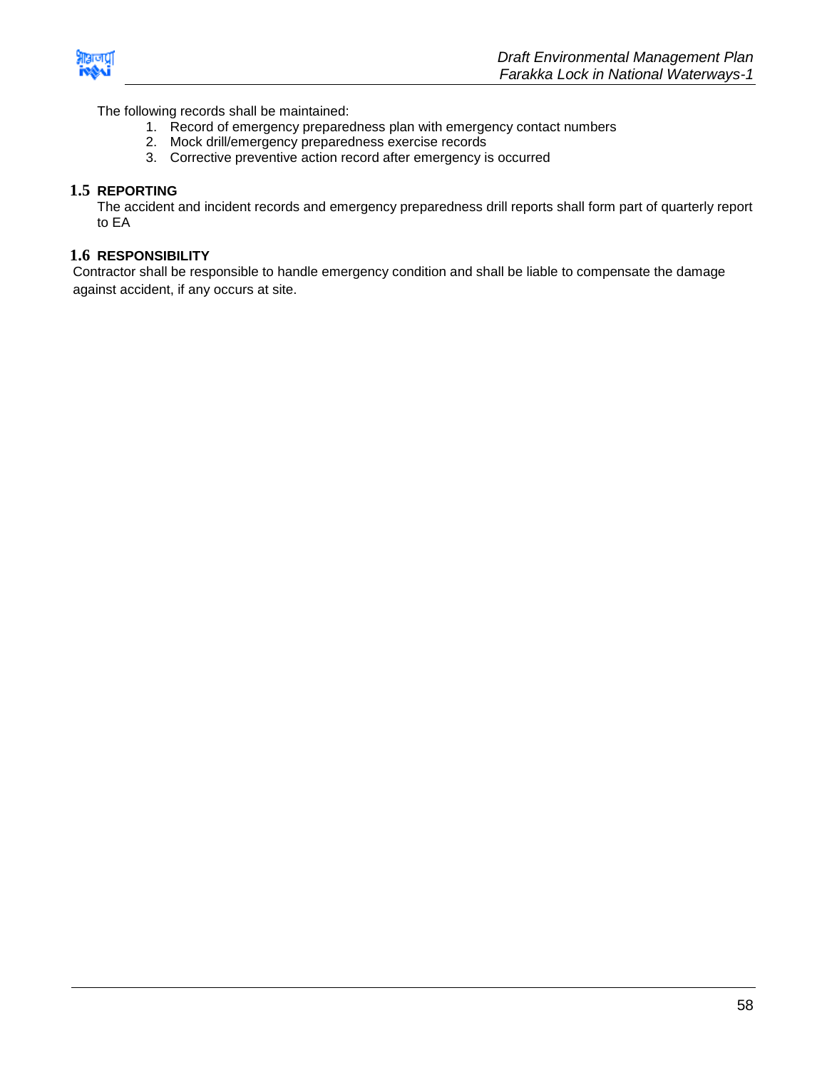The following records shall be maintained:

1. Record of emergency preparedness plan with emergency contact numbers
2. Mock drill/emergency preparedness exercise records
3. Corrective preventive action record after emergency is occurred

## 1.5 REPORTING

The accident and incident records and emergency preparedness drill reports shall form part of quarterly report to EA

## 1.6 RESPONSIBILITY

Contractor shall be responsible to handle emergency condition and shall be liable to compensate the damage against accident, if any occurs at site.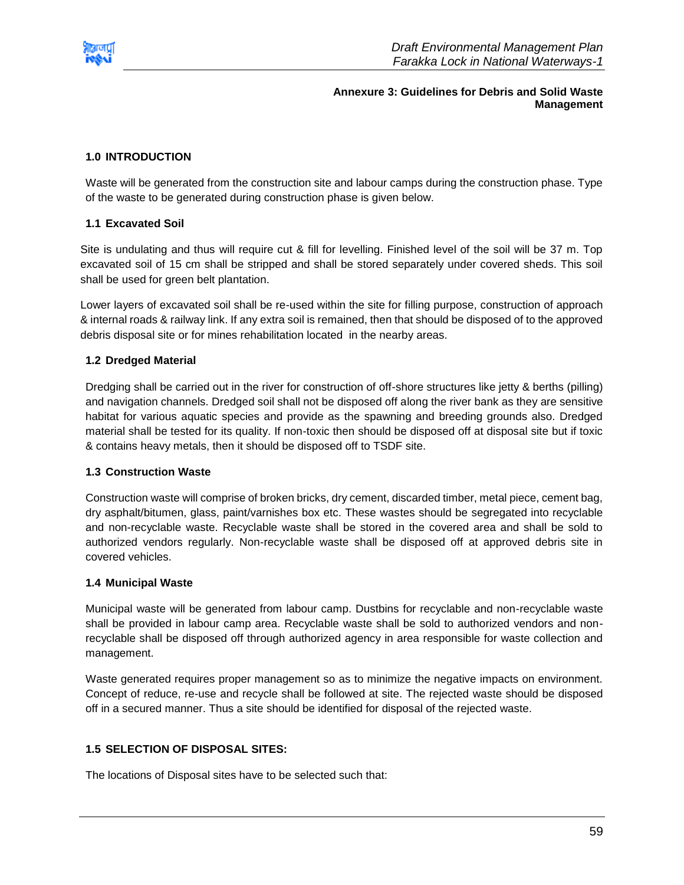**Annexure 3: Guidelines for Debris and Solid Waste Management**

## 1.0 INTRODUCTION

Waste will be generated from the construction site and labour camps during the construction phase. Type of the waste to be generated during construction phase is given below.

### 1.1 Excavated Soil

Site is undulating and thus will require cut & fill for levelling. Finished level of the soil will be 37 m. Top excavated soil of 15 cm shall be stripped and shall be stored separately under covered sheds. This soil shall be used for green belt plantation.

Lower layers of excavated soil shall be re-used within the site for filling purpose, construction of approach & internal roads & railway link. If any extra soil is remained, then that should be disposed of to the approved debris disposal site or for mines rehabilitation located in the nearby areas.

### 1.2 Dredged Material

Dredging shall be carried out in the river for construction of off-shore structures like jetty & berths (pilling) and navigation channels. Dredged soil shall not be disposed off along the river bank as they are sensitive habitat for various aquatic species and provide as the spawning and breeding grounds also. Dredged material shall be tested for its quality. If non-toxic then should be disposed off at disposal site but if toxic & contains heavy metals, then it should be disposed off to TSDF site.

### 1.3 Construction Waste

Construction waste will comprise of broken bricks, dry cement, discarded timber, metal piece, cement bag, dry asphalt/bitumen, glass, paint/varnishes box etc. These wastes should be segregated into recyclable and non-recyclable waste. Recyclable waste shall be stored in the covered area and shall be sold to authorized vendors regularly. Non-recyclable waste shall be disposed off at approved debris site in covered vehicles.

### 1.4 Municipal Waste

Municipal waste will be generated from labour camp. Dustbins for recyclable and non-recyclable waste shall be provided in labour camp area. Recyclable waste shall be sold to authorized vendors and non-recyclable shall be disposed off through authorized agency in area responsible for waste collection and management.

Waste generated requires proper management so as to minimize the negative impacts on environment. Concept of reduce, re-use and recycle shall be followed at site. The rejected waste should be disposed off in a secured manner. Thus a site should be identified for disposal of the rejected waste.

### 1.5 SELECTION OF DISPOSAL SITES:

The locations of Disposal sites have to be selected such that: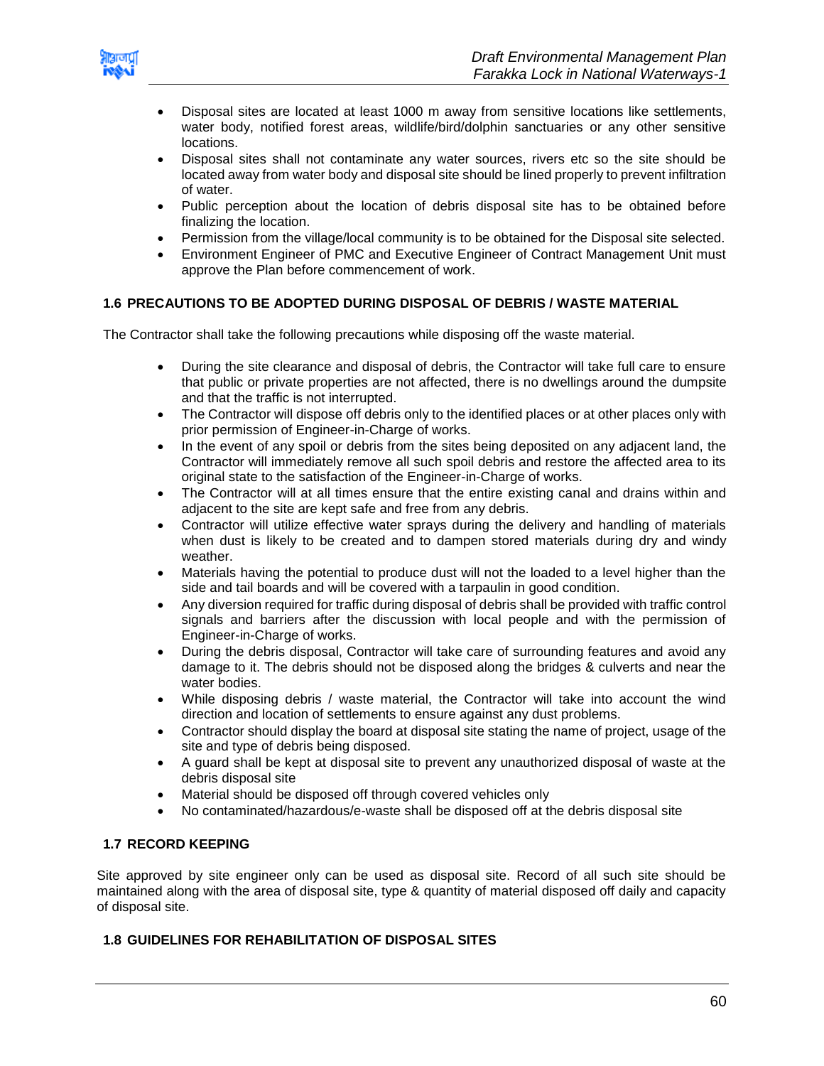- Disposal sites are located at least 1000 m away from sensitive locations like settlements, water body, notified forest areas, wildlife/bird/dolphin sanctuaries or any other sensitive locations.
- Disposal sites shall not contaminate any water sources, rivers etc so the site should be located away from water body and disposal site should be lined properly to prevent infiltration of water.
- Public perception about the location of debris disposal site has to be obtained before finalizing the location.
- Permission from the village/local community is to be obtained for the Disposal site selected.
- Environment Engineer of PMC and Executive Engineer of Contract Management Unit must approve the Plan before commencement of work.

## 1.6 PRECAUTIONS TO BE ADOPTED DURING DISPOSAL OF DEBRIS / WASTE MATERIAL

The Contractor shall take the following precautions while disposing off the waste material.

- During the site clearance and disposal of debris, the Contractor will take full care to ensure that public or private properties are not affected, there is no dwellings around the dumpsite and that the traffic is not interrupted.
- The Contractor will dispose off debris only to the identified places or at other places only with prior permission of Engineer-in-Charge of works.
- In the event of any spoil or debris from the sites being deposited on any adjacent land, the Contractor will immediately remove all such spoil debris and restore the affected area to its original state to the satisfaction of the Engineer-in-Charge of works.
- The Contractor will at all times ensure that the entire existing canal and drains within and adjacent to the site are kept safe and free from any debris.
- Contractor will utilize effective water sprays during the delivery and handling of materials when dust is likely to be created and to dampen stored materials during dry and windy weather.
- Materials having the potential to produce dust will not the loaded to a level higher than the side and tail boards and will be covered with a tarpaulin in good condition.
- Any diversion required for traffic during disposal of debris shall be provided with traffic control signals and barriers after the discussion with local people and with the permission of Engineer-in-Charge of works.
- During the debris disposal, Contractor will take care of surrounding features and avoid any damage to it. The debris should not be disposed along the bridges & culverts and near the water bodies.
- While disposing debris / waste material, the Contractor will take into account the wind direction and location of settlements to ensure against any dust problems.
- Contractor should display the board at disposal site stating the name of project, usage of the site and type of debris being disposed.
- A guard shall be kept at disposal site to prevent any unauthorized disposal of waste at the debris disposal site
- Material should be disposed off through covered vehicles only
- No contaminated/hazardous/e-waste shall be disposed off at the debris disposal site

## 1.7 RECORD KEEPING

Site approved by site engineer only can be used as disposal site. Record of all such site should be maintained along with the area of disposal site, type & quantity of material disposed off daily and capacity of disposal site.

## 1.8 GUIDELINES FOR REHABILITATION OF DISPOSAL SITES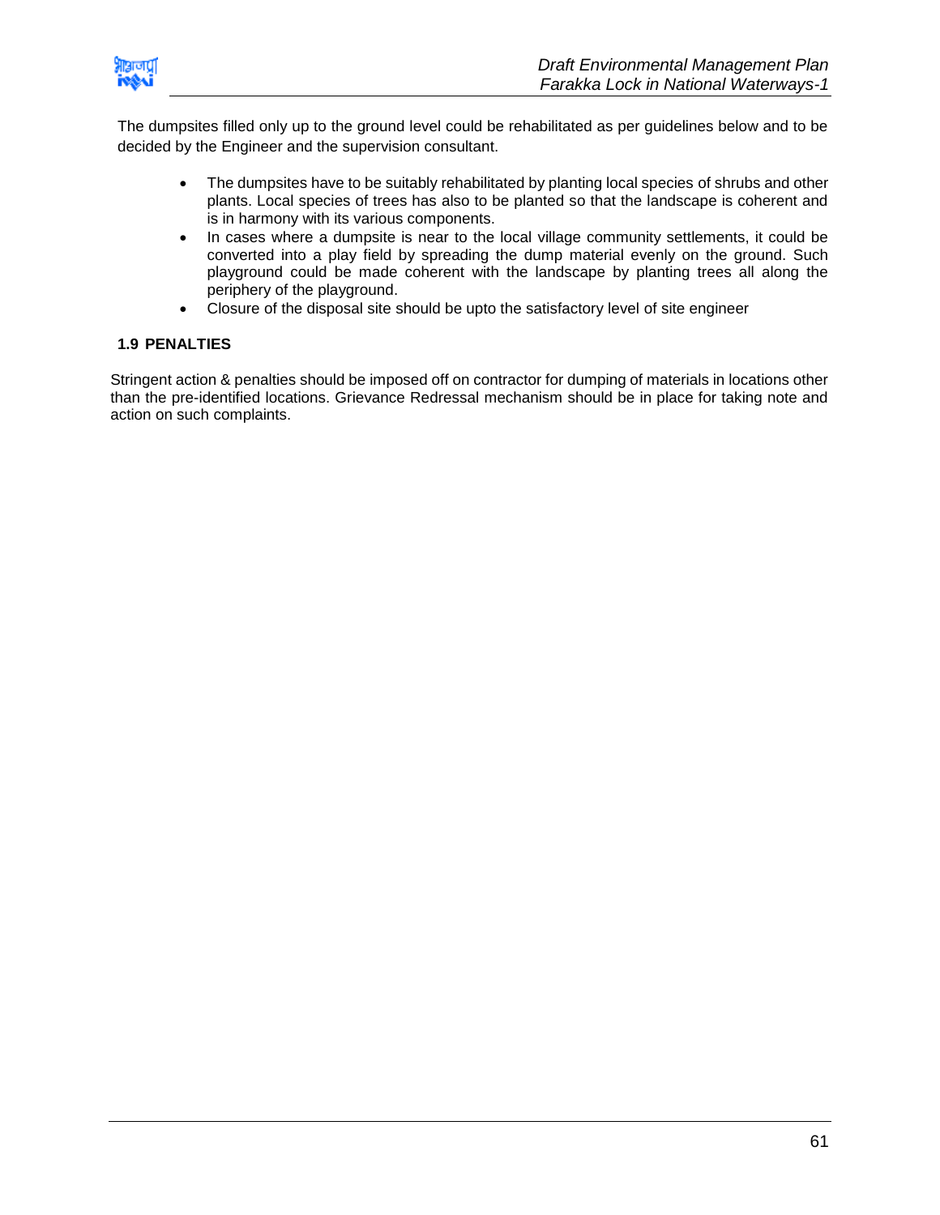The dumpsites filled only up to the ground level could be rehabilitated as per guidelines below and to be decided by the Engineer and the supervision consultant.

- The dumpsites have to be suitably rehabilitated by planting local species of shrubs and other plants. Local species of trees has also to be planted so that the landscape is coherent and is in harmony with its various components.
- In cases where a dumpsite is near to the local village community settlements, it could be converted into a play field by spreading the dump material evenly on the ground. Such playground could be made coherent with the landscape by planting trees all along the periphery of the playground.
- Closure of the disposal site should be upto the satisfactory level of site engineer

### 1.9 PENALTIES

Stringent action & penalties should be imposed off on contractor for dumping of materials in locations other than the pre-identified locations. Grievance Redressal mechanism should be in place for taking note and action on such complaints.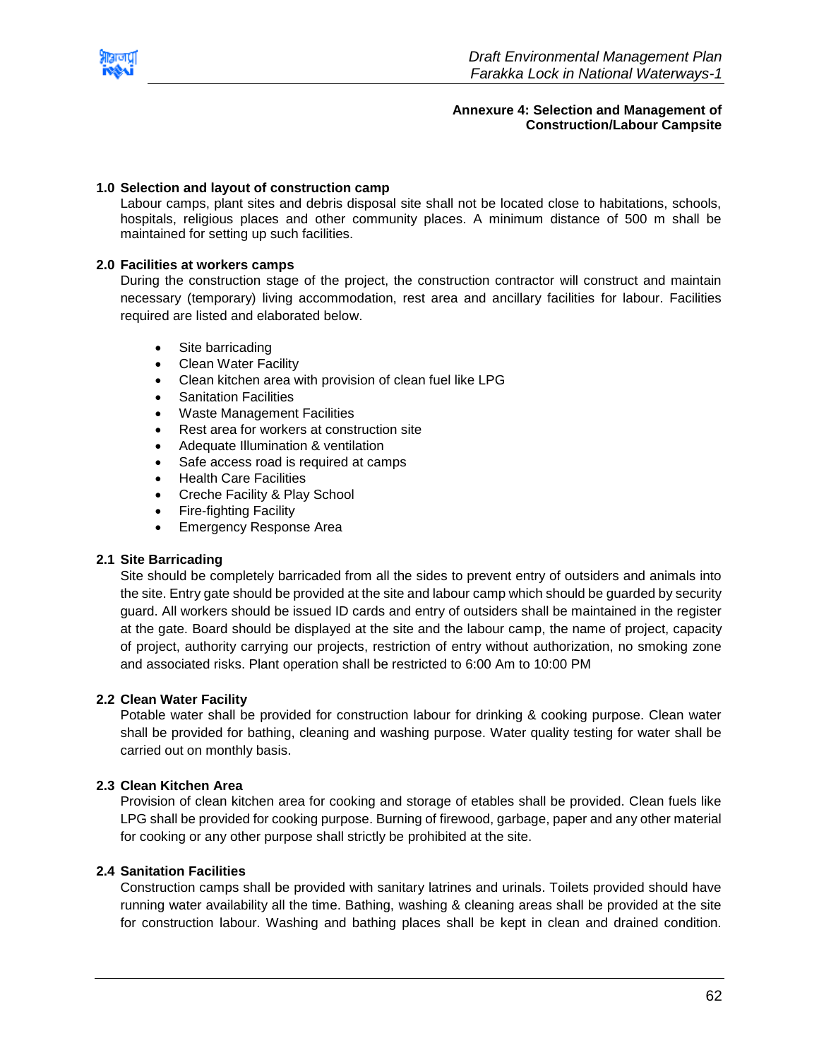**Annexure 4: Selection and Management of Construction/Labour Campsite**

**1.0 Selection and layout of construction camp**

Labour camps, plant sites and debris disposal site shall not be located close to habitations, schools, hospitals, religious places and other community places. A minimum distance of 500 m shall be maintained for setting up such facilities.

**2.0 Facilities at workers camps**

During the construction stage of the project, the construction contractor will construct and maintain necessary (temporary) living accommodation, rest area and ancillary facilities for labour. Facilities required are listed and elaborated below.

- Site barricading
- Clean Water Facility
- Clean kitchen area with provision of clean fuel like LPG
- Sanitation Facilities
- Waste Management Facilities
- Rest area for workers at construction site
- Adequate Illumination & ventilation
- Safe access road is required at camps
- Health Care Facilities
- Creche Facility & Play School
- Fire-fighting Facility
- Emergency Response Area

**2.1 Site Barricading**

Site should be completely barricaded from all the sides to prevent entry of outsiders and animals into the site. Entry gate should be provided at the site and labour camp which should be guarded by security guard. All workers should be issued ID cards and entry of outsiders shall be maintained in the register at the gate. Board should be displayed at the site and the labour camp, the name of project, capacity of project, authority carrying our projects, restriction of entry without authorization, no smoking zone and associated risks. Plant operation shall be restricted to 6:00 Am to 10:00 PM

**2.2 Clean Water Facility**

Potable water shall be provided for construction labour for drinking & cooking purpose. Clean water shall be provided for bathing, cleaning and washing purpose. Water quality testing for water shall be carried out on monthly basis.

**2.3 Clean Kitchen Area**

Provision of clean kitchen area for cooking and storage of etables shall be provided. Clean fuels like LPG shall be provided for cooking purpose. Burning of firewood, garbage, paper and any other material for cooking or any other purpose shall strictly be prohibited at the site.

**2.4 Sanitation Facilities**

Construction camps shall be provided with sanitary latrines and urinals. Toilets provided should have running water availability all the time. Bathing, washing & cleaning areas shall be provided at the site for construction labour. Washing and bathing places shall be kept in clean and drained condition.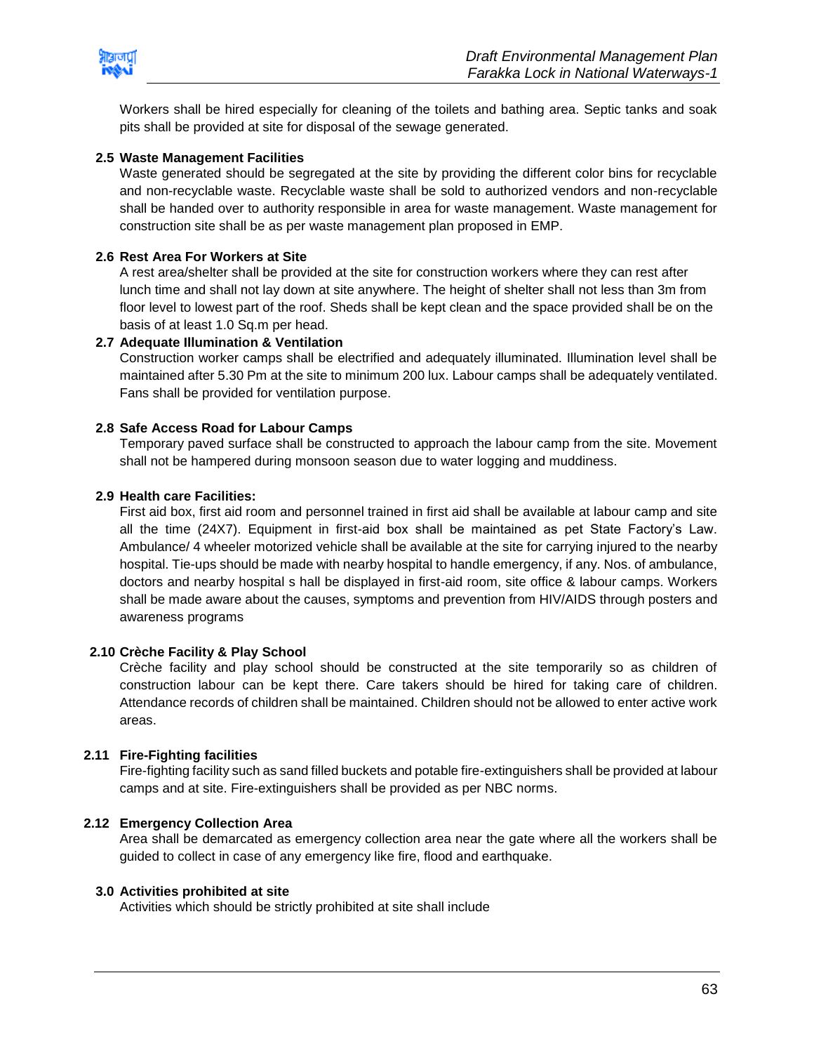Workers shall be hired especially for cleaning of the toilets and bathing area. Septic tanks and soak pits shall be provided at site for disposal of the sewage generated.

### 2.5 Waste Management Facilities

Waste generated should be segregated at the site by providing the different color bins for recyclable and non-recyclable waste. Recyclable waste shall be sold to authorized vendors and non-recyclable shall be handed over to authority responsible in area for waste management. Waste management for construction site shall be as per waste management plan proposed in EMP.

### 2.6 Rest Area For Workers at Site

A rest area/shelter shall be provided at the site for construction workers where they can rest after lunch time and shall not lay down at site anywhere. The height of shelter shall not less than 3m from floor level to lowest part of the roof. Sheds shall be kept clean and the space provided shall be on the basis of at least 1.0 Sq.m per head.

### 2.7 Adequate Illumination & Ventilation

Construction worker camps shall be electrified and adequately illuminated. Illumination level shall be maintained after 5.30 Pm at the site to minimum 200 lux. Labour camps shall be adequately ventilated. Fans shall be provided for ventilation purpose.

### 2.8 Safe Access Road for Labour Camps

Temporary paved surface shall be constructed to approach the labour camp from the site. Movement shall not be hampered during monsoon season due to water logging and muddiness.

### 2.9 Health care Facilities:

First aid box, first aid room and personnel trained in first aid shall be available at labour camp and site all the time (24X7). Equipment in first-aid box shall be maintained as pet State Factory's Law. Ambulance/ 4 wheeler motorized vehicle shall be available at the site for carrying injured to the nearby hospital. Tie-ups should be made with nearby hospital to handle emergency, if any. Nos. of ambulance, doctors and nearby hospital s hall be displayed in first-aid room, site office & labour camps. Workers shall be made aware about the causes, symptoms and prevention from HIV/AIDS through posters and awareness programs

### 2.10 Crèche Facility & Play School

Crèche facility and play school should be constructed at the site temporarily so as children of construction labour can be kept there. Care takers should be hired for taking care of children. Attendance records of children shall be maintained. Children should not be allowed to enter active work areas.

### 2.11 Fire-Fighting facilities

Fire-fighting facility such as sand filled buckets and potable fire-extinguishers shall be provided at labour camps and at site. Fire-extinguishers shall be provided as per NBC norms.

### 2.12 Emergency Collection Area

Area shall be demarcated as emergency collection area near the gate where all the workers shall be guided to collect in case of any emergency like fire, flood and earthquake.

## 3.0 Activities prohibited at site

Activities which should be strictly prohibited at site shall include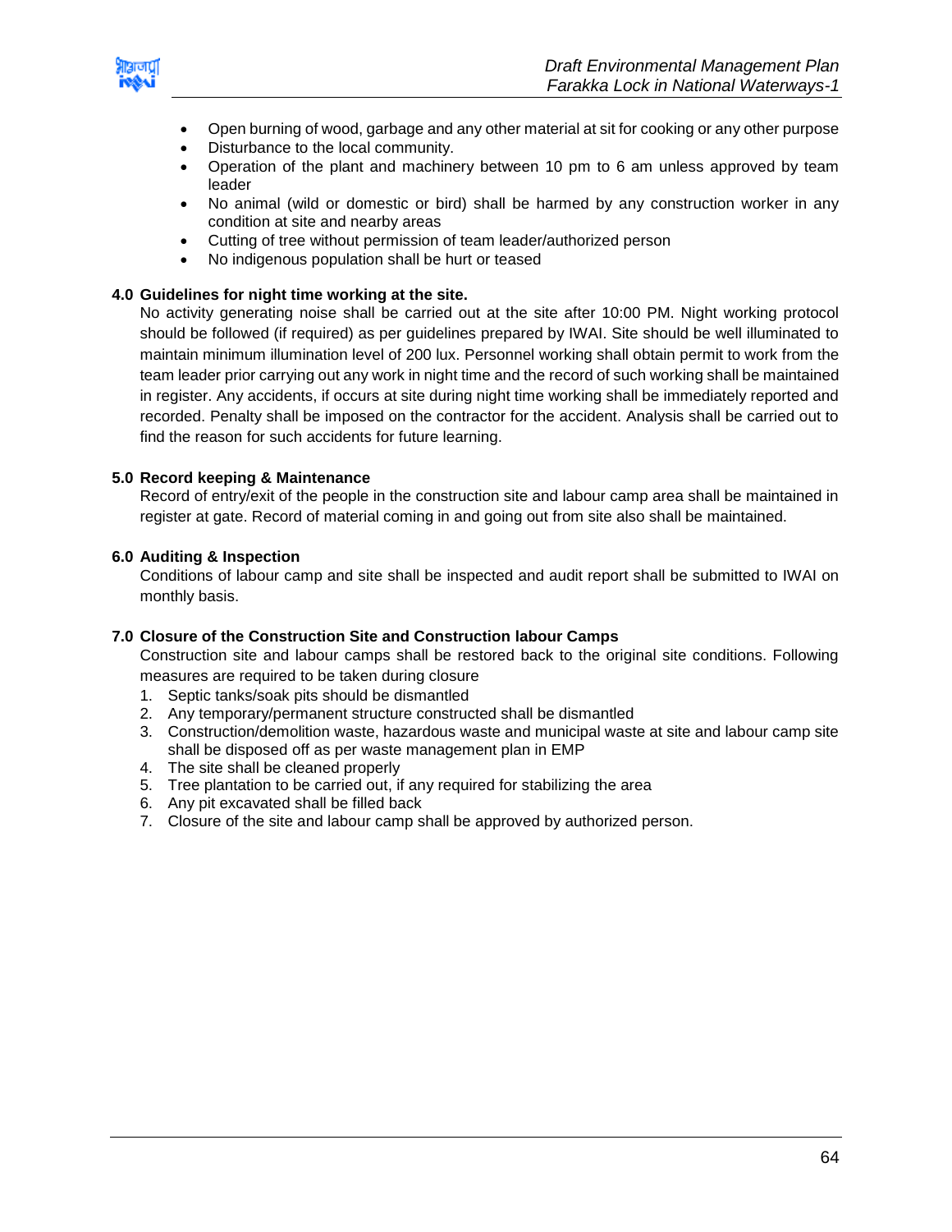- Open burning of wood, garbage and any other material at sit for cooking or any other purpose
- Disturbance to the local community.
- Operation of the plant and machinery between 10 pm to 6 am unless approved by team leader
- No animal (wild or domestic or bird) shall be harmed by any construction worker in any condition at site and nearby areas
- Cutting of tree without permission of team leader/authorized person
- No indigenous population shall be hurt or teased

**4.0 Guidelines for night time working at the site.**

No activity generating noise shall be carried out at the site after 10:00 PM. Night working protocol should be followed (if required) as per guidelines prepared by IWAI. Site should be well illuminated to maintain minimum illumination level of 200 lux. Personnel working shall obtain permit to work from the team leader prior carrying out any work in night time and the record of such working shall be maintained in register. Any accidents, if occurs at site during night time working shall be immediately reported and recorded. Penalty shall be imposed on the contractor for the accident. Analysis shall be carried out to find the reason for such accidents for future learning.

**5.0 Record keeping & Maintenance**

Record of entry/exit of the people in the construction site and labour camp area shall be maintained in register at gate. Record of material coming in and going out from site also shall be maintained.

**6.0 Auditing & Inspection**

Conditions of labour camp and site shall be inspected and audit report shall be submitted to IWAI on monthly basis.

**7.0 Closure of the Construction Site and Construction labour Camps**

Construction site and labour camps shall be restored back to the original site conditions. Following measures are required to be taken during closure

1. Septic tanks/soak pits should be dismantled
2. Any temporary/permanent structure constructed shall be dismantled
3. Construction/demolition waste, hazardous waste and municipal waste at site and labour camp site shall be disposed off as per waste management plan in EMP
4. The site shall be cleaned properly
5. Tree plantation to be carried out, if any required for stabilizing the area
6. Any pit excavated shall be filled back
7. Closure of the site and labour camp shall be approved by authorized person.